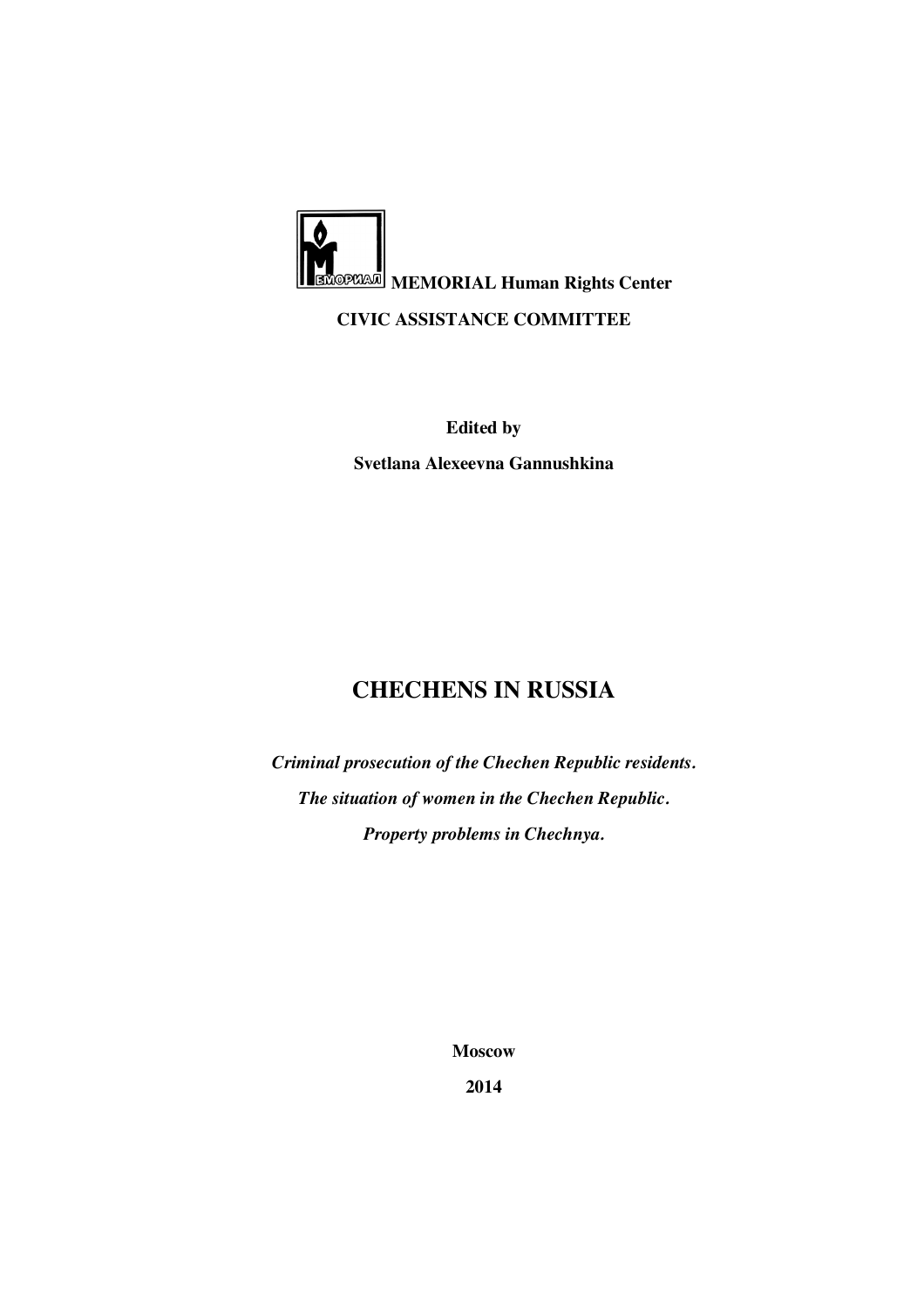**MEMORIAL Human Rights Center**

**CIVIC ASSISTANCE COMMITTEE**

**Edited by**

**Svetlana Alexeevna Gannushkina**

# CHECHENS IN RUSSIA

***Criminal prosecution of the Chechen Republic residents.***

***The situation of women in the Chechen Republic.***

***Property problems in Chechnya.***

**Moscow**

**2014**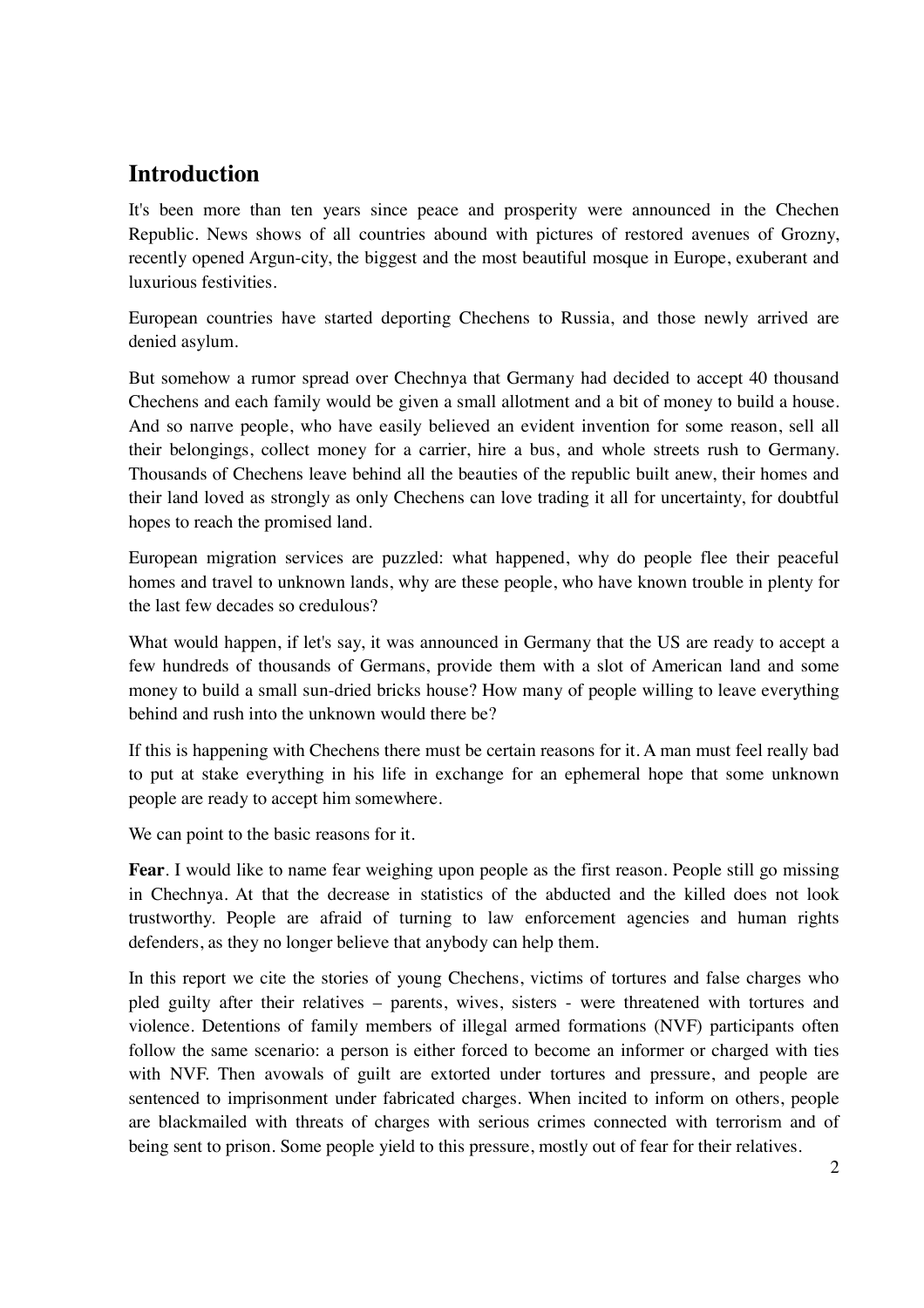## Introduction

It's been more than ten years since peace and prosperity were announced in the Chechen Republic. News shows of all countries abound with pictures of restored avenues of Grozny, recently opened Argun-city, the biggest and the most beautiful mosque in Europe, exuberant and luxurious festivities.

European countries have started deporting Chechens to Russia, and those newly arrived are denied asylum.

But somehow a rumor spread over Chechnya that Germany had decided to accept 40 thousand Chechens and each family would be given a small allotment and a bit of money to build a house. And so naпve people, who have easily believed an evident invention for some reason, sell all their belongings, collect money for a carrier, hire a bus, and whole streets rush to Germany. Thousands of Chechens leave behind all the beauties of the republic built anew, their homes and their land loved as strongly as only Chechens can love trading it all for uncertainty, for doubtful hopes to reach the promised land.

European migration services are puzzled: what happened, why do people flee their peaceful homes and travel to unknown lands, why are these people, who have known trouble in plenty for the last few decades so credulous?

What would happen, if let's say, it was announced in Germany that the US are ready to accept a few hundreds of thousands of Germans, provide them with a slot of American land and some money to build a small sun-dried bricks house? How many of people willing to leave everything behind and rush into the unknown would there be?

If this is happening with Chechens there must be certain reasons for it. A man must feel really bad to put at stake everything in his life in exchange for an ephemeral hope that some unknown people are ready to accept him somewhere.

We can point to the basic reasons for it.

**Fear**. I would like to name fear weighing upon people as the first reason. People still go missing in Chechnya. At that the decrease in statistics of the abducted and the killed does not look trustworthy. People are afraid of turning to law enforcement agencies and human rights defenders, as they no longer believe that anybody can help them.

In this report we cite the stories of young Chechens, victims of tortures and false charges who pled guilty after their relatives – parents, wives, sisters - were threatened with tortures and violence. Detentions of family members of illegal armed formations (NVF) participants often follow the same scenario: a person is either forced to become an informer or charged with ties with NVF. Then avowals of guilt are extorted under tortures and pressure, and people are sentenced to imprisonment under fabricated charges. When incited to inform on others, people are blackmailed with threats of charges with serious crimes connected with terrorism and of being sent to prison. Some people yield to this pressure, mostly out of fear for their relatives.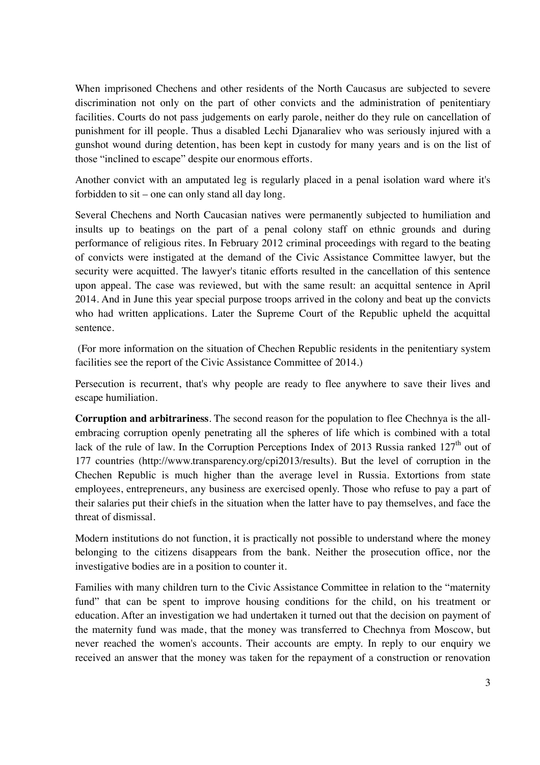When imprisoned Chechens and other residents of the North Caucasus are subjected to severe discrimination not only on the part of other convicts and the administration of penitentiary facilities. Courts do not pass judgements on early parole, neither do they rule on cancellation of punishment for ill people. Thus a disabled Lechi Djanaraliev who was seriously injured with a gunshot wound during detention, has been kept in custody for many years and is on the list of those "inclined to escape" despite our enormous efforts.

Another convict with an amputated leg is regularly placed in a penal isolation ward where it's forbidden to sit – one can only stand all day long.

Several Chechens and North Caucasian natives were permanently subjected to humiliation and insults up to beatings on the part of a penal colony staff on ethnic grounds and during performance of religious rites. In February 2012 criminal proceedings with regard to the beating of convicts were instigated at the demand of the Civic Assistance Committee lawyer, but the security were acquitted. The lawyer's titanic efforts resulted in the cancellation of this sentence upon appeal. The case was reviewed, but with the same result: an acquittal sentence in April 2014. And in June this year special purpose troops arrived in the colony and beat up the convicts who had written applications. Later the Supreme Court of the Republic upheld the acquittal sentence.

(For more information on the situation of Chechen Republic residents in the penitentiary system facilities see the report of the Civic Assistance Committee of 2014.)

Persecution is recurrent, that's why people are ready to flee anywhere to save their lives and escape humiliation.

**Corruption and arbitrariness**. The second reason for the population to flee Chechnya is the all-embracing corruption openly penetrating all the spheres of life which is combined with a total lack of the rule of law. In the Corruption Perceptions Index of 2013 Russia ranked 127th out of 177 countries (http://www.transparency.org/cpi2013/results). But the level of corruption in the Chechen Republic is much higher than the average level in Russia. Extortions from state employees, entrepreneurs, any business are exercised openly. Those who refuse to pay a part of their salaries put their chiefs in the situation when the latter have to pay themselves, and face the threat of dismissal.

Modern institutions do not function, it is practically not possible to understand where the money belonging to the citizens disappears from the bank. Neither the prosecution office, nor the investigative bodies are in a position to counter it.

Families with many children turn to the Civic Assistance Committee in relation to the "maternity fund" that can be spent to improve housing conditions for the child, on his treatment or education. After an investigation we had undertaken it turned out that the decision on payment of the maternity fund was made, that the money was transferred to Chechnya from Moscow, but never reached the women's accounts. Their accounts are empty. In reply to our enquiry we received an answer that the money was taken for the repayment of a construction or renovation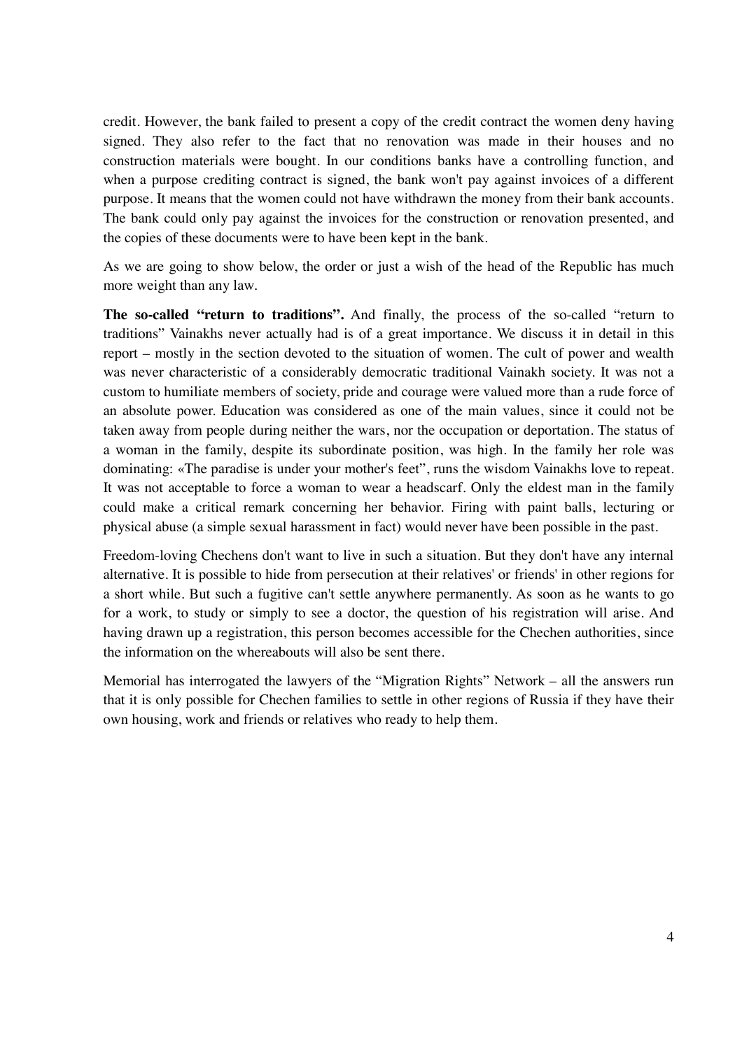credit. However, the bank failed to present a copy of the credit contract the women deny having signed. They also refer to the fact that no renovation was made in their houses and no construction materials were bought. In our conditions banks have a controlling function, and when a purpose crediting contract is signed, the bank won't pay against invoices of a different purpose. It means that the women could not have withdrawn the money from their bank accounts. The bank could only pay against the invoices for the construction or renovation presented, and the copies of these documents were to have been kept in the bank.

As we are going to show below, the order or just a wish of the head of the Republic has much more weight than any law.

**The so-called "return to traditions".** And finally, the process of the so-called "return to traditions" Vainakhs never actually had is of a great importance. We discuss it in detail in this report – mostly in the section devoted to the situation of women. The cult of power and wealth was never characteristic of a considerably democratic traditional Vainakh society. It was not a custom to humiliate members of society, pride and courage were valued more than a rude force of an absolute power. Education was considered as one of the main values, since it could not be taken away from people during neither the wars, nor the occupation or deportation. The status of a woman in the family, despite its subordinate position, was high. In the family her role was dominating: «The paradise is under your mother's feet", runs the wisdom Vainakhs love to repeat. It was not acceptable to force a woman to wear a headscarf. Only the eldest man in the family could make a critical remark concerning her behavior. Firing with paint balls, lecturing or physical abuse (a simple sexual harassment in fact) would never have been possible in the past.

Freedom-loving Chechens don't want to live in such a situation. But they don't have any internal alternative. It is possible to hide from persecution at their relatives' or friends' in other regions for a short while. But such a fugitive can't settle anywhere permanently. As soon as he wants to go for a work, to study or simply to see a doctor, the question of his registration will arise. And having drawn up a registration, this person becomes accessible for the Chechen authorities, since the information on the whereabouts will also be sent there.

Memorial has interrogated the lawyers of the "Migration Rights" Network – all the answers run that it is only possible for Chechen families to settle in other regions of Russia if they have their own housing, work and friends or relatives who ready to help them.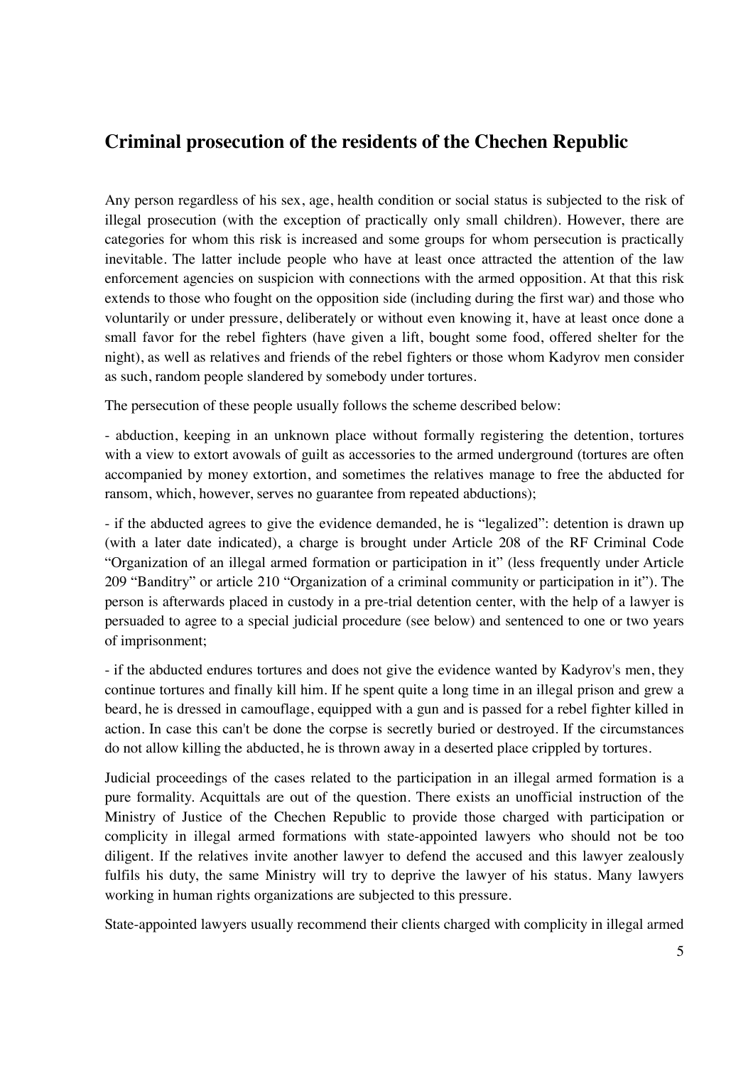## Criminal prosecution of the residents of the Chechen Republic

Any person regardless of his sex, age, health condition or social status is subjected to the risk of illegal prosecution (with the exception of practically only small children). However, there are categories for whom this risk is increased and some groups for whom persecution is practically inevitable. The latter include people who have at least once attracted the attention of the law enforcement agencies on suspicion with connections with the armed opposition. At that this risk extends to those who fought on the opposition side (including during the first war) and those who voluntarily or under pressure, deliberately or without even knowing it, have at least once done a small favor for the rebel fighters (have given a lift, bought some food, offered shelter for the night), as well as relatives and friends of the rebel fighters or those whom Kadyrov men consider as such, random people slandered by somebody under tortures.

The persecution of these people usually follows the scheme described below:

- abduction, keeping in an unknown place without formally registering the detention, tortures with a view to extort avowals of guilt as accessories to the armed underground (tortures are often accompanied by money extortion, and sometimes the relatives manage to free the abducted for ransom, which, however, serves no guarantee from repeated abductions);

- if the abducted agrees to give the evidence demanded, he is "legalized": detention is drawn up (with a later date indicated), a charge is brought under Article 208 of the RF Criminal Code "Organization of an illegal armed formation or participation in it" (less frequently under Article 209 "Banditry" or article 210 "Organization of a criminal community or participation in it"). The person is afterwards placed in custody in a pre-trial detention center, with the help of a lawyer is persuaded to agree to a special judicial procedure (see below) and sentenced to one or two years of imprisonment;

- if the abducted endures tortures and does not give the evidence wanted by Kadyrov's men, they continue tortures and finally kill him. If he spent quite a long time in an illegal prison and grew a beard, he is dressed in camouflage, equipped with a gun and is passed for a rebel fighter killed in action. In case this can't be done the corpse is secretly buried or destroyed. If the circumstances do not allow killing the abducted, he is thrown away in a deserted place crippled by tortures.

Judicial proceedings of the cases related to the participation in an illegal armed formation is a pure formality. Acquittals are out of the question. There exists an unofficial instruction of the Ministry of Justice of the Chechen Republic to provide those charged with participation or complicity in illegal armed formations with state-appointed lawyers who should not be too diligent. If the relatives invite another lawyer to defend the accused and this lawyer zealously fulfils his duty, the same Ministry will try to deprive the lawyer of his status. Many lawyers working in human rights organizations are subjected to this pressure.

State-appointed lawyers usually recommend their clients charged with complicity in illegal armed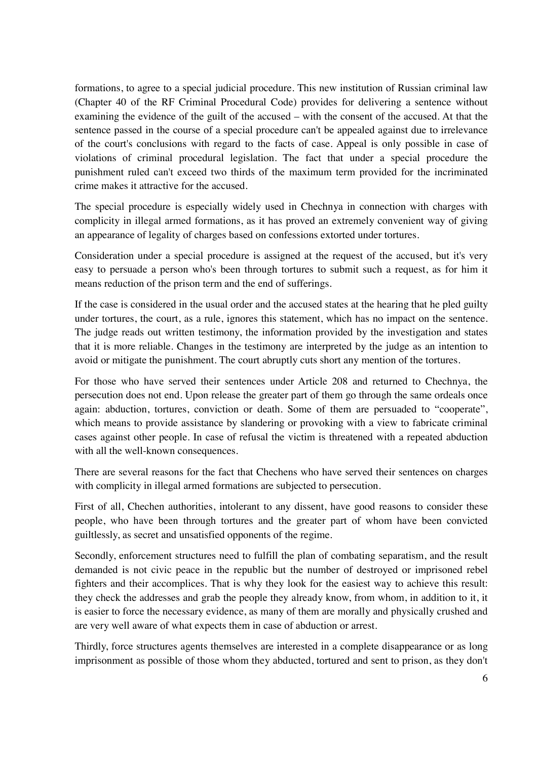formations, to agree to a special judicial procedure. This new institution of Russian criminal law (Chapter 40 of the RF Criminal Procedural Code) provides for delivering a sentence without examining the evidence of the guilt of the accused – with the consent of the accused. At that the sentence passed in the course of a special procedure can't be appealed against due to irrelevance of the court's conclusions with regard to the facts of case. Appeal is only possible in case of violations of criminal procedural legislation. The fact that under a special procedure the punishment ruled can't exceed two thirds of the maximum term provided for the incriminated crime makes it attractive for the accused.

The special procedure is especially widely used in Chechnya in connection with charges with complicity in illegal armed formations, as it has proved an extremely convenient way of giving an appearance of legality of charges based on confessions extorted under tortures.

Consideration under a special procedure is assigned at the request of the accused, but it's very easy to persuade a person who's been through tortures to submit such a request, as for him it means reduction of the prison term and the end of sufferings.

If the case is considered in the usual order and the accused states at the hearing that he pled guilty under tortures, the court, as a rule, ignores this statement, which has no impact on the sentence. The judge reads out written testimony, the information provided by the investigation and states that it is more reliable. Changes in the testimony are interpreted by the judge as an intention to avoid or mitigate the punishment. The court abruptly cuts short any mention of the tortures.

For those who have served their sentences under Article 208 and returned to Chechnya, the persecution does not end. Upon release the greater part of them go through the same ordeals once again: abduction, tortures, conviction or death. Some of them are persuaded to "cooperate", which means to provide assistance by slandering or provoking with a view to fabricate criminal cases against other people. In case of refusal the victim is threatened with a repeated abduction with all the well-known consequences.

There are several reasons for the fact that Chechens who have served their sentences on charges with complicity in illegal armed formations are subjected to persecution.

First of all, Chechen authorities, intolerant to any dissent, have good reasons to consider these people, who have been through tortures and the greater part of whom have been convicted guiltlessly, as secret and unsatisfied opponents of the regime.

Secondly, enforcement structures need to fulfill the plan of combating separatism, and the result demanded is not civic peace in the republic but the number of destroyed or imprisoned rebel fighters and their accomplices. That is why they look for the easiest way to achieve this result: they check the addresses and grab the people they already know, from whom, in addition to it, it is easier to force the necessary evidence, as many of them are morally and physically crushed and are very well aware of what expects them in case of abduction or arrest.

Thirdly, force structures agents themselves are interested in a complete disappearance or as long imprisonment as possible of those whom they abducted, tortured and sent to prison, as they don't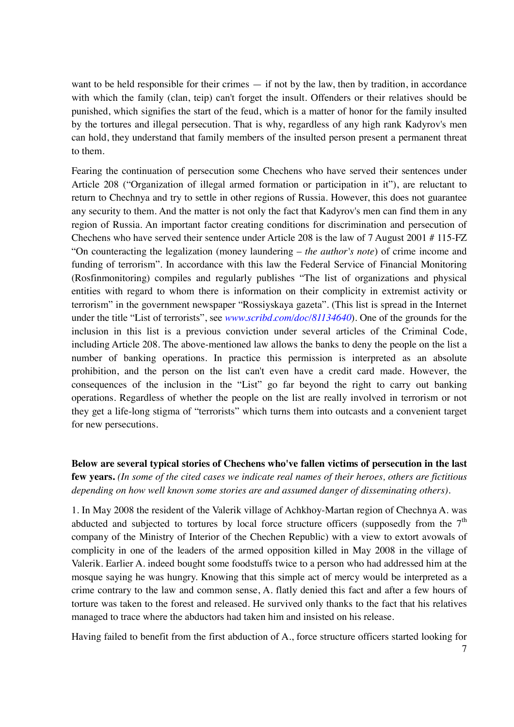want to be held responsible for their crimes — if not by the law, then by tradition, in accordance with which the family (clan, teip) can't forget the insult. Offenders or their relatives should be punished, which signifies the start of the feud, which is a matter of honor for the family insulted by the tortures and illegal persecution. That is why, regardless of any high rank Kadyrov's men can hold, they understand that family members of the insulted person present a permanent threat to them.

Fearing the continuation of persecution some Chechens who have served their sentences under Article 208 ("Organization of illegal armed formation or participation in it"), are reluctant to return to Chechnya and try to settle in other regions of Russia. However, this does not guarantee any security to them. And the matter is not only the fact that Kadyrov's men can find them in any region of Russia. An important factor creating conditions for discrimination and persecution of Chechens who have served their sentence under Article 208 is the law of 7 August 2001 # 115-FZ "On counteracting the legalization (money laundering – *the author's note*) of crime income and funding of terrorism". In accordance with this law the Federal Service of Financial Monitoring (Rosfinmonitoring) compiles and regularly publishes "The list of organizations and physical entities with regard to whom there is information on their complicity in extremist activity or terrorism" in the government newspaper "Rossiyskaya gazeta". (This list is spread in the Internet under the title "List of terrorists", see *www.scribd.com/doc/81134640*). One of the grounds for the inclusion in this list is a previous conviction under several articles of the Criminal Code, including Article 208. The above-mentioned law allows the banks to deny the people on the list a number of banking operations. In practice this permission is interpreted as an absolute prohibition, and the person on the list can't even have a credit card made. However, the consequences of the inclusion in the "List" go far beyond the right to carry out banking operations. Regardless of whether the people on the list are really involved in terrorism or not they get a life-long stigma of "terrorists" which turns them into outcasts and a convenient target for new persecutions.

**Below are several typical stories of Chechens who've fallen victims of persecution in the last few years.** *(In some of the cited cases we indicate real names of their heroes, others are fictitious depending on how well known some stories are and assumed danger of disseminating others).*

1. In May 2008 the resident of the Valerik village of Achkhoy-Martan region of Chechnya A. was abducted and subjected to tortures by local force structure officers (supposedly from the 7th company of the Ministry of Interior of the Chechen Republic) with a view to extort avowals of complicity in one of the leaders of the armed opposition killed in May 2008 in the village of Valerik. Earlier A. indeed bought some foodstuffs twice to a person who had addressed him at the mosque saying he was hungry. Knowing that this simple act of mercy would be interpreted as a crime contrary to the law and common sense, A. flatly denied this fact and after a few hours of torture was taken to the forest and released. He survived only thanks to the fact that his relatives managed to trace where the abductors had taken him and insisted on his release.

Having failed to benefit from the first abduction of A., force structure officers started looking for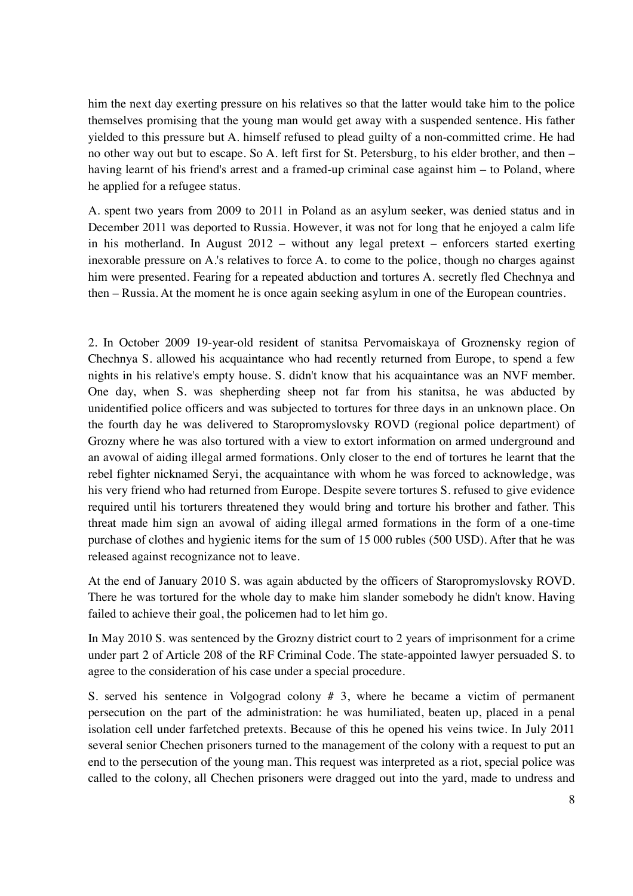him the next day exerting pressure on his relatives so that the latter would take him to the police themselves promising that the young man would get away with a suspended sentence. His father yielded to this pressure but A. himself refused to plead guilty of a non-committed crime. He had no other way out but to escape. So A. left first for St. Petersburg, to his elder brother, and then – having learnt of his friend's arrest and a framed-up criminal case against him – to Poland, where he applied for a refugee status.

A. spent two years from 2009 to 2011 in Poland as an asylum seeker, was denied status and in December 2011 was deported to Russia. However, it was not for long that he enjoyed a calm life in his motherland. In August 2012 – without any legal pretext – enforcers started exerting inexorable pressure on A.'s relatives to force A. to come to the police, though no charges against him were presented. Fearing for a repeated abduction and tortures A. secretly fled Chechnya and then – Russia. At the moment he is once again seeking asylum in one of the European countries.

2. In October 2009 19-year-old resident of stanitsa Pervomaiskaya of Groznensky region of Chechnya S. allowed his acquaintance who had recently returned from Europe, to spend a few nights in his relative's empty house. S. didn't know that his acquaintance was an NVF member. One day, when S. was shepherding sheep not far from his stanitsa, he was abducted by unidentified police officers and was subjected to tortures for three days in an unknown place. On the fourth day he was delivered to Staropromyslovsky ROVD (regional police department) of Grozny where he was also tortured with a view to extort information on armed underground and an avowal of aiding illegal armed formations. Only closer to the end of tortures he learnt that the rebel fighter nicknamed Seryi, the acquaintance with whom he was forced to acknowledge, was his very friend who had returned from Europe. Despite severe tortures S. refused to give evidence required until his torturers threatened they would bring and torture his brother and father. This threat made him sign an avowal of aiding illegal armed formations in the form of a one-time purchase of clothes and hygienic items for the sum of 15 000 rubles (500 USD). After that he was released against recognizance not to leave.

At the end of January 2010 S. was again abducted by the officers of Staropromyslovsky ROVD. There he was tortured for the whole day to make him slander somebody he didn't know. Having failed to achieve their goal, the policemen had to let him go.

In May 2010 S. was sentenced by the Grozny district court to 2 years of imprisonment for a crime under part 2 of Article 208 of the RF Criminal Code. The state-appointed lawyer persuaded S. to agree to the consideration of his case under a special procedure.

S. served his sentence in Volgograd colony # 3, where he became a victim of permanent persecution on the part of the administration: he was humiliated, beaten up, placed in a penal isolation cell under farfetched pretexts. Because of this he opened his veins twice. In July 2011 several senior Chechen prisoners turned to the management of the colony with a request to put an end to the persecution of the young man. This request was interpreted as a riot, special police was called to the colony, all Chechen prisoners were dragged out into the yard, made to undress and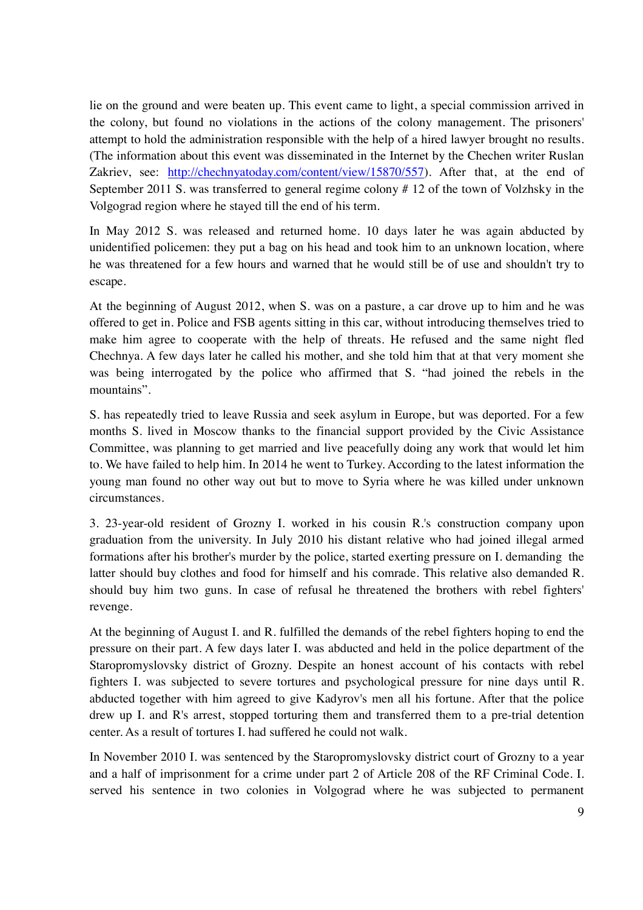lie on the ground and were beaten up. This event came to light, a special commission arrived in the colony, but found no violations in the actions of the colony management. The prisoners' attempt to hold the administration responsible with the help of a hired lawyer brought no results. (The information about this event was disseminated in the Internet by the Chechen writer Ruslan Zakriev, see: http://chechnyatoday.com/content/view/15870/557). After that, at the end of September 2011 S. was transferred to general regime colony # 12 of the town of Volzhsky in the Volgograd region where he stayed till the end of his term.

In May 2012 S. was released and returned home. 10 days later he was again abducted by unidentified policemen: they put a bag on his head and took him to an unknown location, where he was threatened for a few hours and warned that he would still be of use and shouldn't try to escape.

At the beginning of August 2012, when S. was on a pasture, a car drove up to him and he was offered to get in. Police and FSB agents sitting in this car, without introducing themselves tried to make him agree to cooperate with the help of threats. He refused and the same night fled Chechnya. A few days later he called his mother, and she told him that at that very moment she was being interrogated by the police who affirmed that S. "had joined the rebels in the mountains".

S. has repeatedly tried to leave Russia and seek asylum in Europe, but was deported. For a few months S. lived in Moscow thanks to the financial support provided by the Civic Assistance Committee, was planning to get married and live peacefully doing any work that would let him to. We have failed to help him. In 2014 he went to Turkey. According to the latest information the young man found no other way out but to move to Syria where he was killed under unknown circumstances.

3. 23-year-old resident of Grozny I. worked in his cousin R.'s construction company upon graduation from the university. In July 2010 his distant relative who had joined illegal armed formations after his brother's murder by the police, started exerting pressure on I. demanding the latter should buy clothes and food for himself and his comrade. This relative also demanded R. should buy him two guns. In case of refusal he threatened the brothers with rebel fighters' revenge.

At the beginning of August I. and R. fulfilled the demands of the rebel fighters hoping to end the pressure on their part. A few days later I. was abducted and held in the police department of the Staropromyslovsky district of Grozny. Despite an honest account of his contacts with rebel fighters I. was subjected to severe tortures and psychological pressure for nine days until R. abducted together with him agreed to give Kadyrov's men all his fortune. After that the police drew up I. and R's arrest, stopped torturing them and transferred them to a pre-trial detention center. As a result of tortures I. had suffered he could not walk.

In November 2010 I. was sentenced by the Staropromyslovsky district court of Grozny to a year and a half of imprisonment for a crime under part 2 of Article 208 of the RF Criminal Code. I. served his sentence in two colonies in Volgograd where he was subjected to permanent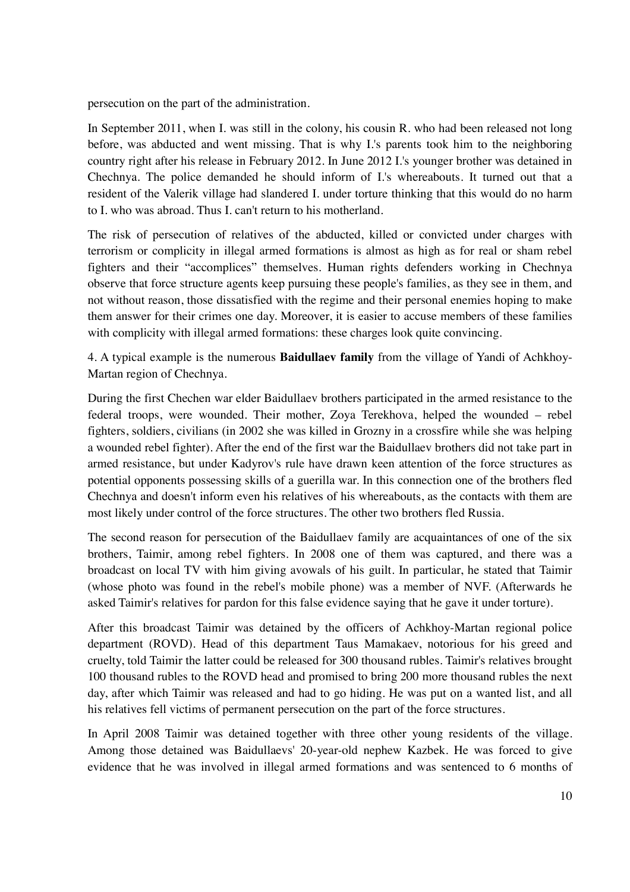persecution on the part of the administration.

In September 2011, when I. was still in the colony, his cousin R. who had been released not long before, was abducted and went missing. That is why I.'s parents took him to the neighboring country right after his release in February 2012. In June 2012 I.'s younger brother was detained in Chechnya. The police demanded he should inform of I.'s whereabouts. It turned out that a resident of the Valerik village had slandered I. under torture thinking that this would do no harm to I. who was abroad. Thus I. can't return to his motherland.

The risk of persecution of relatives of the abducted, killed or convicted under charges with terrorism or complicity in illegal armed formations is almost as high as for real or sham rebel fighters and their "accomplices" themselves. Human rights defenders working in Chechnya observe that force structure agents keep pursuing these people's families, as they see in them, and not without reason, those dissatisfied with the regime and their personal enemies hoping to make them answer for their crimes one day. Moreover, it is easier to accuse members of these families with complicity with illegal armed formations: these charges look quite convincing.

4. A typical example is the numerous **Baidullaev family** from the village of Yandi of Achkhoy-Martan region of Chechnya.

During the first Chechen war elder Baidullaev brothers participated in the armed resistance to the federal troops, were wounded. Their mother, Zoya Terekhova, helped the wounded – rebel fighters, soldiers, civilians (in 2002 she was killed in Grozny in a crossfire while she was helping a wounded rebel fighter). After the end of the first war the Baidullaev brothers did not take part in armed resistance, but under Kadyrov's rule have drawn keen attention of the force structures as potential opponents possessing skills of a guerilla war. In this connection one of the brothers fled Chechnya and doesn't inform even his relatives of his whereabouts, as the contacts with them are most likely under control of the force structures. The other two brothers fled Russia.

The second reason for persecution of the Baidullaev family are acquaintances of one of the six brothers, Taimir, among rebel fighters. In 2008 one of them was captured, and there was a broadcast on local TV with him giving avowals of his guilt. In particular, he stated that Taimir (whose photo was found in the rebel's mobile phone) was a member of NVF. (Afterwards he asked Taimir's relatives for pardon for this false evidence saying that he gave it under torture).

After this broadcast Taimir was detained by the officers of Achkhoy-Martan regional police department (ROVD). Head of this department Taus Mamakaev, notorious for his greed and cruelty, told Taimir the latter could be released for 300 thousand rubles. Taimir's relatives brought 100 thousand rubles to the ROVD head and promised to bring 200 more thousand rubles the next day, after which Taimir was released and had to go hiding. He was put on a wanted list, and all his relatives fell victims of permanent persecution on the part of the force structures.

In April 2008 Taimir was detained together with three other young residents of the village. Among those detained was Baidullaevs' 20-year-old nephew Kazbek. He was forced to give evidence that he was involved in illegal armed formations and was sentenced to 6 months of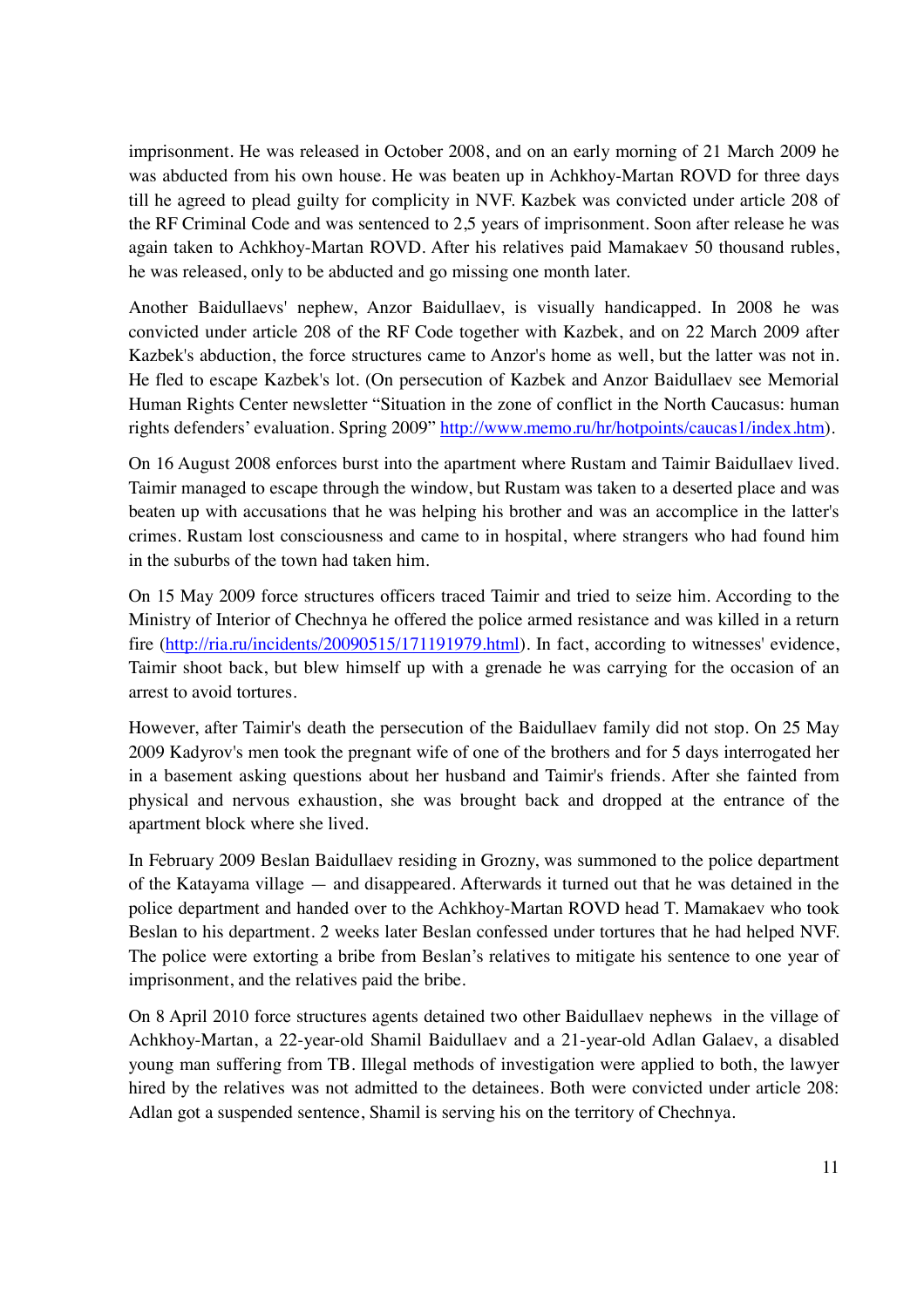imprisonment. He was released in October 2008, and on an early morning of 21 March 2009 he was abducted from his own house. He was beaten up in Achkhoy-Martan ROVD for three days till he agreed to plead guilty for complicity in NVF. Kazbek was convicted under article 208 of the RF Criminal Code and was sentenced to 2,5 years of imprisonment. Soon after release he was again taken to Achkhoy-Martan ROVD. After his relatives paid Mamakaev 50 thousand rubles, he was released, only to be abducted and go missing one month later.

Another Baidullaevs' nephew, Anzor Baidullaev, is visually handicapped. In 2008 he was convicted under article 208 of the RF Code together with Kazbek, and on 22 March 2009 after Kazbek's abduction, the force structures came to Anzor's home as well, but the latter was not in. He fled to escape Kazbek's lot. (On persecution of Kazbek and Anzor Baidullaev see Memorial Human Rights Center newsletter "Situation in the zone of conflict in the North Caucasus: human rights defenders' evaluation. Spring 2009" http://www.memo.ru/hr/hotpoints/caucas1/index.htm).

On 16 August 2008 enforces burst into the apartment where Rustam and Taimir Baidullaev lived. Taimir managed to escape through the window, but Rustam was taken to a deserted place and was beaten up with accusations that he was helping his brother and was an accomplice in the latter's crimes. Rustam lost consciousness and came to in hospital, where strangers who had found him in the suburbs of the town had taken him.

On 15 May 2009 force structures officers traced Taimir and tried to seize him. According to the Ministry of Interior of Chechnya he offered the police armed resistance and was killed in a return fire (http://ria.ru/incidents/20090515/171191979.html). In fact, according to witnesses' evidence, Taimir shoot back, but blew himself up with a grenade he was carrying for the occasion of an arrest to avoid tortures.

However, after Taimir's death the persecution of the Baidullaev family did not stop. On 25 May 2009 Kadyrov's men took the pregnant wife of one of the brothers and for 5 days interrogated her in a basement asking questions about her husband and Taimir's friends. After she fainted from physical and nervous exhaustion, she was brought back and dropped at the entrance of the apartment block where she lived.

In February 2009 Beslan Baidullaev residing in Grozny, was summoned to the police department of the Katayama village — and disappeared. Afterwards it turned out that he was detained in the police department and handed over to the Achkhoy-Martan ROVD head T. Mamakaev who took Beslan to his department. 2 weeks later Beslan confessed under tortures that he had helped NVF. The police were extorting a bribe from Beslan's relatives to mitigate his sentence to one year of imprisonment, and the relatives paid the bribe.

On 8 April 2010 force structures agents detained two other Baidullaev nephews in the village of Achkhoy-Martan, a 22-year-old Shamil Baidullaev and a 21-year-old Adlan Galaev, a disabled young man suffering from TB. Illegal methods of investigation were applied to both, the lawyer hired by the relatives was not admitted to the detainees. Both were convicted under article 208: Adlan got a suspended sentence, Shamil is serving his on the territory of Chechnya.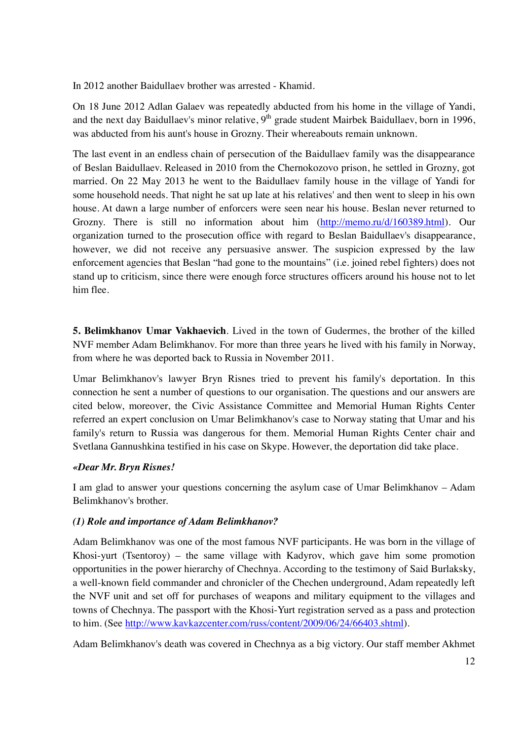In 2012 another Baidullaev brother was arrested - Khamid.

On 18 June 2012 Adlan Galaev was repeatedly abducted from his home in the village of Yandi, and the next day Baidullaev's minor relative, 9th grade student Mairbek Baidullaev, born in 1996, was abducted from his aunt's house in Grozny. Their whereabouts remain unknown.

The last event in an endless chain of persecution of the Baidullaev family was the disappearance of Beslan Baidullaev. Released in 2010 from the Chernokozovo prison, he settled in Grozny, got married. On 22 May 2013 he went to the Baidullaev family house in the village of Yandi for some household needs. That night he sat up late at his relatives' and then went to sleep in his own house. At dawn a large number of enforcers were seen near his house. Beslan never returned to Grozny. There is still no information about him (http://memo.ru/d/160389.html). Our organization turned to the prosecution office with regard to Beslan Baidullaev's disappearance, however, we did not receive any persuasive answer. The suspicion expressed by the law enforcement agencies that Beslan "had gone to the mountains" (i.e. joined rebel fighters) does not stand up to criticism, since there were enough force structures officers around his house not to let him flee.

**5. Belimkhanov Umar Vakhaevich**. Lived in the town of Gudermes, the brother of the killed NVF member Adam Belimkhanov. For more than three years he lived with his family in Norway, from where he was deported back to Russia in November 2011.

Umar Belimkhanov's lawyer Bryn Risnes tried to prevent his family's deportation. In this connection he sent a number of questions to our organisation. The questions and our answers are cited below, moreover, the Civic Assistance Committee and Memorial Human Rights Center referred an expert conclusion on Umar Belimkhanov's case to Norway stating that Umar and his family's return to Russia was dangerous for them. Memorial Human Rights Center chair and Svetlana Gannushkina testified in his case on Skype. However, the deportation did take place.

*«Dear Mr. Bryn Risnes!*

I am glad to answer your questions concerning the asylum case of Umar Belimkhanov – Adam Belimkhanov's brother.

*(1) Role and importance of Adam Belimkhanov?*

Adam Belimkhanov was one of the most famous NVF participants. He was born in the village of Khosi-yurt (Tsentoroy) – the same village with Kadyrov, which gave him some promotion opportunities in the power hierarchy of Chechnya. According to the testimony of Said Burlaksky, a well-known field commander and chronicler of the Chechen underground, Adam repeatedly left the NVF unit and set off for purchases of weapons and military equipment to the villages and towns of Chechnya. The passport with the Khosi-Yurt registration served as a pass and protection to him. (See http://www.kavkazcenter.com/russ/content/2009/06/24/66403.shtml).

Adam Belimkhanov's death was covered in Chechnya as a big victory. Our staff member Akhmet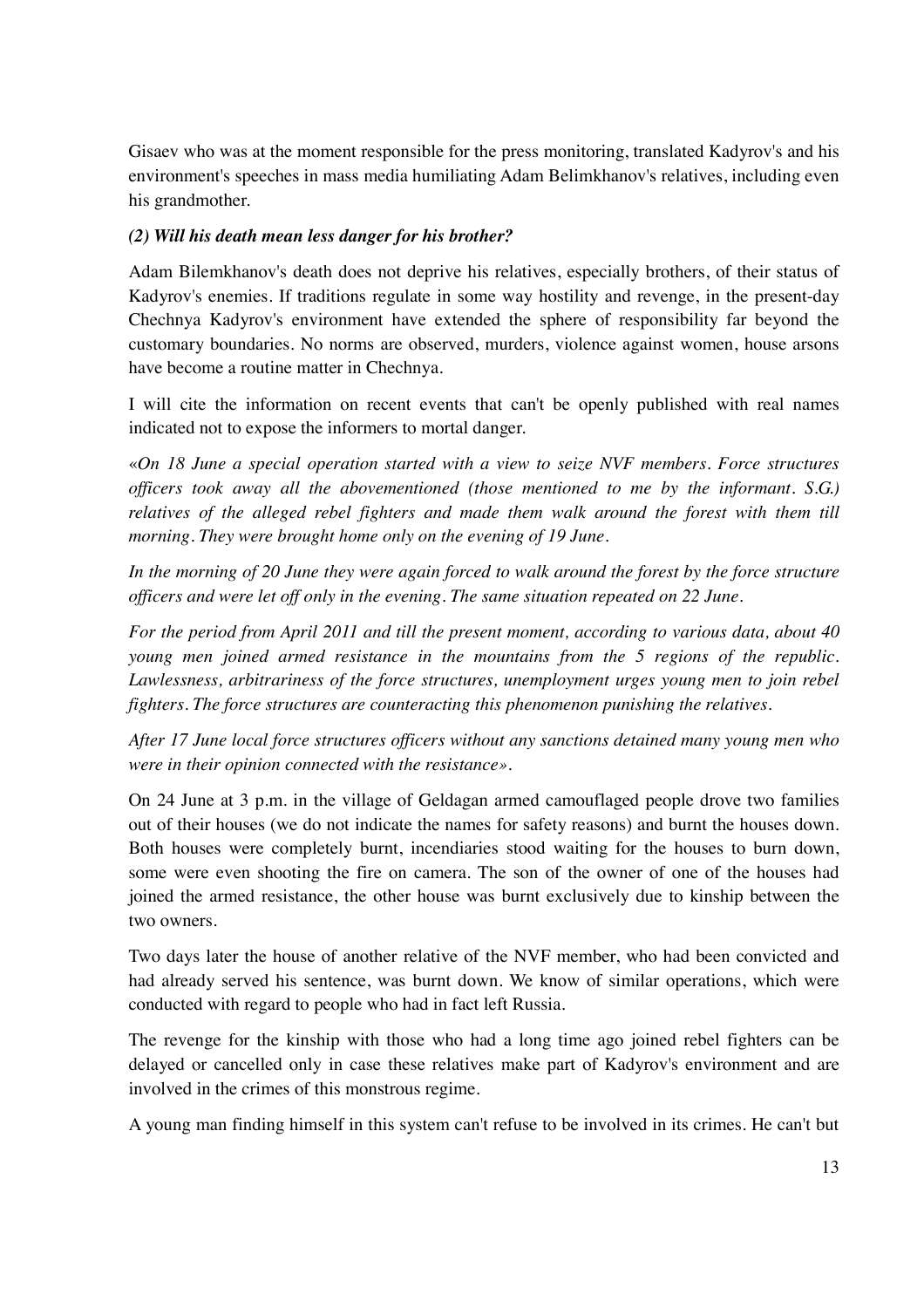Gisaev who was at the moment responsible for the press monitoring, translated Kadyrov's and his environment's speeches in mass media humiliating Adam Belimkhanov's relatives, including even his grandmother.

***(2) Will his death mean less danger for his brother?***

Adam Bilemkhanov's death does not deprive his relatives, especially brothers, of their status of Kadyrov's enemies. If traditions regulate in some way hostility and revenge, in the present-day Chechnya Kadyrov's environment have extended the sphere of responsibility far beyond the customary boundaries. No norms are observed, murders, violence against women, house arsons have become a routine matter in Chechnya.

I will cite the information on recent events that can't be openly published with real names indicated not to expose the informers to mortal danger.

*«On 18 June a special operation started with a view to seize NVF members. Force structures officers took away all the abovementioned (those mentioned to me by the informant. S.G.) relatives of the alleged rebel fighters and made them walk around the forest with them till morning. They were brought home only on the evening of 19 June.*

*In the morning of 20 June they were again forced to walk around the forest by the force structure officers and were let off only in the evening. The same situation repeated on 22 June.*

*For the period from April 2011 and till the present moment, according to various data, about 40 young men joined armed resistance in the mountains from the 5 regions of the republic. Lawlessness, arbitrariness of the force structures, unemployment urges young men to join rebel fighters. The force structures are counteracting this phenomenon punishing the relatives.*

*After 17 June local force structures officers without any sanctions detained many young men who were in their opinion connected with the resistance».*

On 24 June at 3 p.m. in the village of Geldagan armed camouflaged people drove two families out of their houses (we do not indicate the names for safety reasons) and burnt the houses down. Both houses were completely burnt, incendiaries stood waiting for the houses to burn down, some were even shooting the fire on camera. The son of the owner of one of the houses had joined the armed resistance, the other house was burnt exclusively due to kinship between the two owners.

Two days later the house of another relative of the NVF member, who had been convicted and had already served his sentence, was burnt down. We know of similar operations, which were conducted with regard to people who had in fact left Russia.

The revenge for the kinship with those who had a long time ago joined rebel fighters can be delayed or cancelled only in case these relatives make part of Kadyrov's environment and are involved in the crimes of this monstrous regime.

A young man finding himself in this system can't refuse to be involved in its crimes. He can't but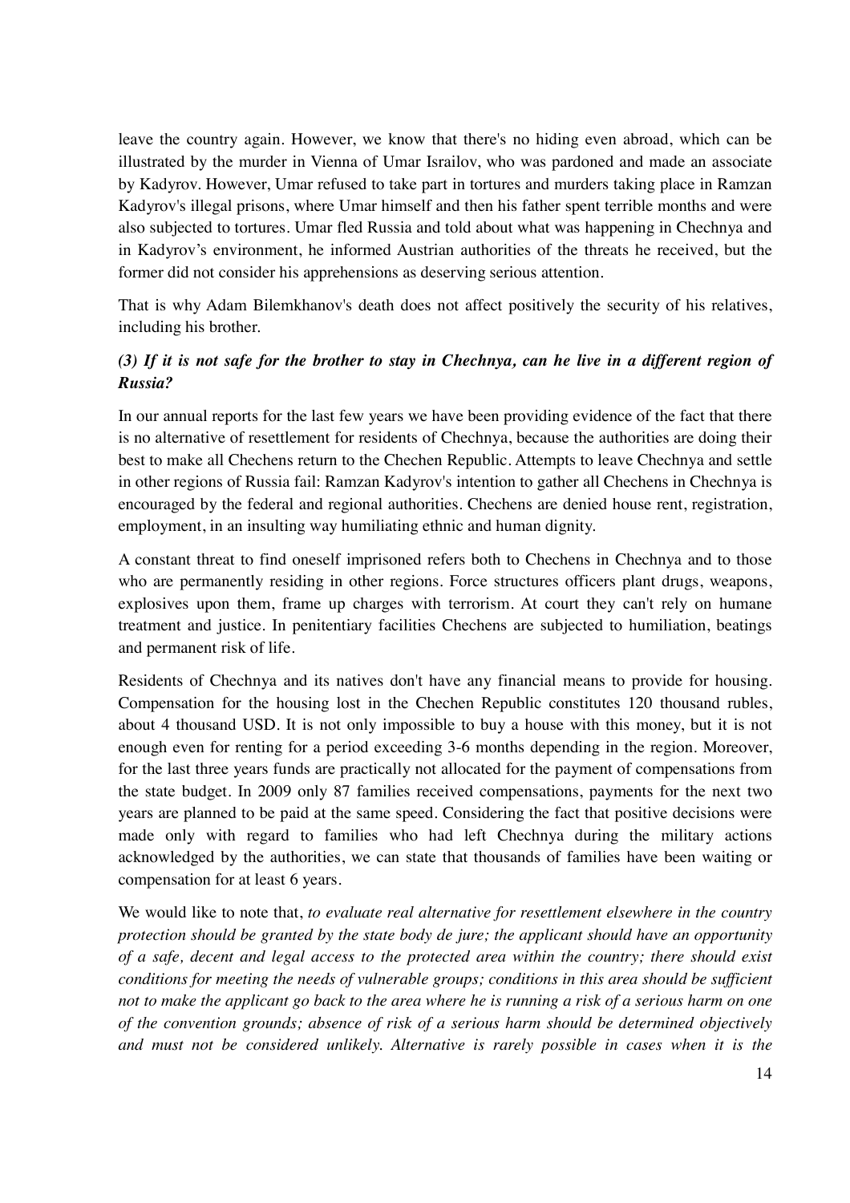leave the country again. However, we know that there's no hiding even abroad, which can be illustrated by the murder in Vienna of Umar Israilov, who was pardoned and made an associate by Kadyrov. However, Umar refused to take part in tortures and murders taking place in Ramzan Kadyrov's illegal prisons, where Umar himself and then his father spent terrible months and were also subjected to tortures. Umar fled Russia and told about what was happening in Chechnya and in Kadyrov's environment, he informed Austrian authorities of the threats he received, but the former did not consider his apprehensions as deserving serious attention.

That is why Adam Bilemkhanov's death does not affect positively the security of his relatives, including his brother.

### *(3) If it is not safe for the brother to stay in Chechnya, can he live in a different region of Russia?*

In our annual reports for the last few years we have been providing evidence of the fact that there is no alternative of resettlement for residents of Chechnya, because the authorities are doing their best to make all Chechens return to the Chechen Republic. Attempts to leave Chechnya and settle in other regions of Russia fail: Ramzan Kadyrov's intention to gather all Chechens in Chechnya is encouraged by the federal and regional authorities. Chechens are denied house rent, registration, employment, in an insulting way humiliating ethnic and human dignity.

A constant threat to find oneself imprisoned refers both to Chechens in Chechnya and to those who are permanently residing in other regions. Force structures officers plant drugs, weapons, explosives upon them, frame up charges with terrorism. At court they can't rely on humane treatment and justice. In penitentiary facilities Chechens are subjected to humiliation, beatings and permanent risk of life.

Residents of Chechnya and its natives don't have any financial means to provide for housing. Compensation for the housing lost in the Chechen Republic constitutes 120 thousand rubles, about 4 thousand USD. It is not only impossible to buy a house with this money, but it is not enough even for renting for a period exceeding 3-6 months depending in the region. Moreover, for the last three years funds are practically not allocated for the payment of compensations from the state budget. In 2009 only 87 families received compensations, payments for the next two years are planned to be paid at the same speed. Considering the fact that positive decisions were made only with regard to families who had left Chechnya during the military actions acknowledged by the authorities, we can state that thousands of families have been waiting or compensation for at least 6 years.

We would like to note that, *to evaluate real alternative for resettlement elsewhere in the country protection should be granted by the state body de jure; the applicant should have an opportunity of a safe, decent and legal access to the protected area within the country; there should exist conditions for meeting the needs of vulnerable groups; conditions in this area should be sufficient not to make the applicant go back to the area where he is running a risk of a serious harm on one of the convention grounds; absence of risk of a serious harm should be determined objectively and must not be considered unlikely. Alternative is rarely possible in cases when it is the*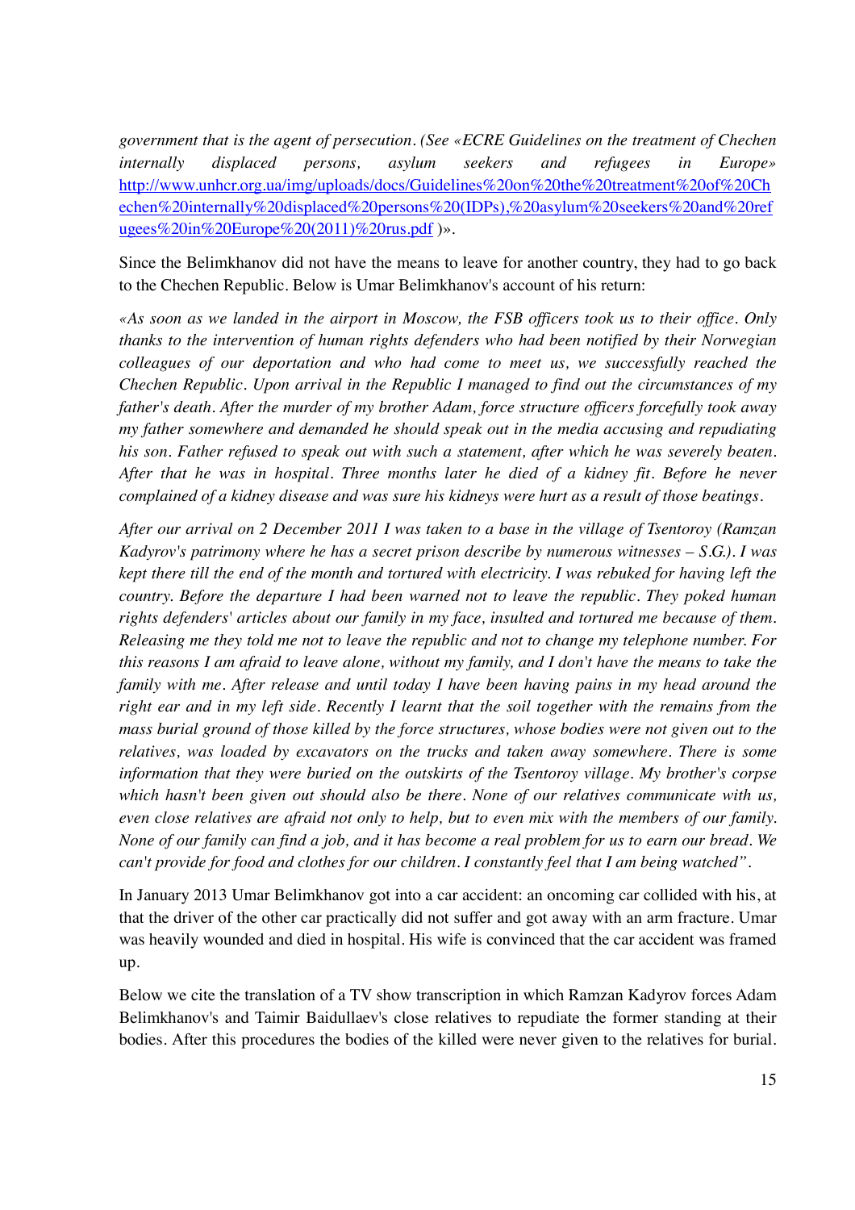*government that is the agent of persecution. (See «ECRE Guidelines on the treatment of Chechen internally displaced persons, asylum seekers and refugees in Europe»* http://www.unhcr.org.ua/img/uploads/docs/Guidelines%20on%20the%20treatment%20of%20Chechen%20internally%20displaced%20persons%20(IDPs),%20asylum%20seekers%20and%20refugees%20in%20Europe%20(2011)%20rus.pdf *)».*

Since the Belimkhanov did not have the means to leave for another country, they had to go back to the Chechen Republic. Below is Umar Belimkhanov's account of his return:

*«As soon as we landed in the airport in Moscow, the FSB officers took us to their office. Only thanks to the intervention of human rights defenders who had been notified by their Norwegian colleagues of our deportation and who had come to meet us, we successfully reached the Chechen Republic. Upon arrival in the Republic I managed to find out the circumstances of my father's death. After the murder of my brother Adam, force structure officers forcefully took away my father somewhere and demanded he should speak out in the media accusing and repudiating his son. Father refused to speak out with such a statement, after which he was severely beaten. After that he was in hospital. Three months later he died of a kidney fit. Before he never complained of a kidney disease and was sure his kidneys were hurt as a result of those beatings.*

*After our arrival on 2 December 2011 I was taken to a base in the village of Tsentoroy (Ramzan Kadyrov's patrimony where he has a secret prison describe by numerous witnesses – S.G.). I was kept there till the end of the month and tortured with electricity. I was rebuked for having left the country. Before the departure I had been warned not to leave the republic. They poked human rights defenders' articles about our family in my face, insulted and tortured me because of them. Releasing me they told me not to leave the republic and not to change my telephone number. For this reasons I am afraid to leave alone, without my family, and I don't have the means to take the family with me. After release and until today I have been having pains in my head around the right ear and in my left side. Recently I learnt that the soil together with the remains from the mass burial ground of those killed by the force structures, whose bodies were not given out to the relatives, was loaded by excavators on the trucks and taken away somewhere. There is some information that they were buried on the outskirts of the Tsentoroy village. My brother's corpse which hasn't been given out should also be there. None of our relatives communicate with us, even close relatives are afraid not only to help, but to even mix with the members of our family. None of our family can find a job, and it has become a real problem for us to earn our bread. We can't provide for food and clothes for our children. I constantly feel that I am being watched".*

In January 2013 Umar Belimkhanov got into a car accident: an oncoming car collided with his, at that the driver of the other car practically did not suffer and got away with an arm fracture. Umar was heavily wounded and died in hospital. His wife is convinced that the car accident was framed up.

Below we cite the translation of a TV show transcription in which Ramzan Kadyrov forces Adam Belimkhanov's and Taimir Baidullaev's close relatives to repudiate the former standing at their bodies. After this procedures the bodies of the killed were never given to the relatives for burial.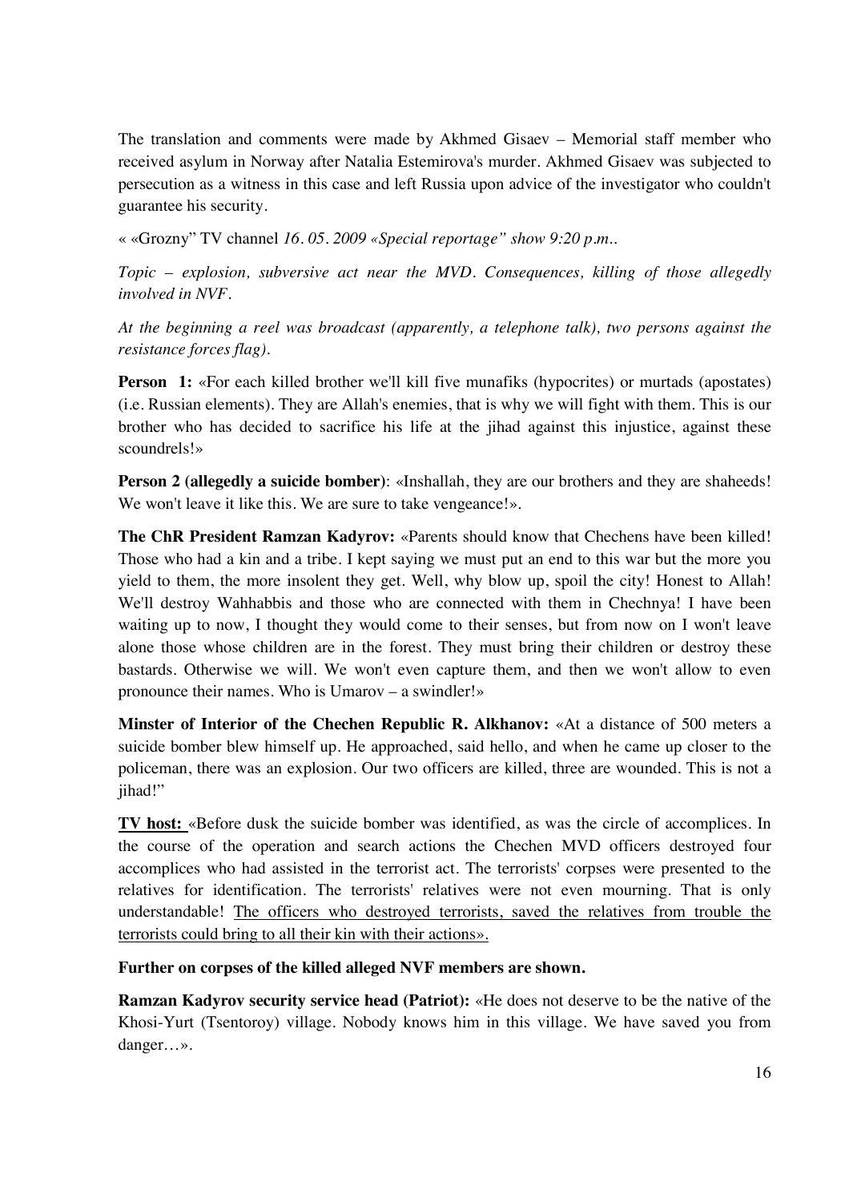The translation and comments were made by Akhmed Gisaev – Memorial staff member who received asylum in Norway after Natalia Estemirova's murder. Akhmed Gisaev was subjected to persecution as a witness in this case and left Russia upon advice of the investigator who couldn't guarantee his security.

« «Grozny" TV channel *16. 05. 2009 «Special reportage" show 9:20 p.m..*

*Topic – explosion, subversive act near the MVD. Consequences, killing of those allegedly involved in NVF.*

*At the beginning a reel was broadcast (apparently, a telephone talk), two persons against the resistance forces flag).*

**Person 1:** «For each killed brother we'll kill five munafiks (hypocrites) or murtads (apostates) (i.e. Russian elements). They are Allah's enemies, that is why we will fight with them. This is our brother who has decided to sacrifice his life at the jihad against this injustice, against these scoundrels!»

**Person 2 (allegedly a suicide bomber)**: «Inshallah, they are our brothers and they are shaheeds! We won't leave it like this. We are sure to take vengeance!».

**The ChR President Ramzan Kadyrov:** «Parents should know that Chechens have been killed! Those who had a kin and a tribe. I kept saying we must put an end to this war but the more you yield to them, the more insolent they get. Well, why blow up, spoil the city! Honest to Allah! We'll destroy Wahhabbis and those who are connected with them in Chechnya! I have been waiting up to now, I thought they would come to their senses, but from now on I won't leave alone those whose children are in the forest. They must bring their children or destroy these bastards. Otherwise we will. We won't even capture them, and then we won't allow to even pronounce their names. Who is Umarov – a swindler!»

**Minster of Interior of the Chechen Republic R. Alkhanov:** «At a distance of 500 meters a suicide bomber blew himself up. He approached, said hello, and when he came up closer to the policeman, there was an explosion. Our two officers are killed, three are wounded. This is not a jihad!"

**TV host:** «Before dusk the suicide bomber was identified, as was the circle of accomplices. In the course of the operation and search actions the Chechen MVD officers destroyed four accomplices who had assisted in the terrorist act. The terrorists' corpses were presented to the relatives for identification. The terrorists' relatives were not even mourning. That is only understandable! The officers who destroyed terrorists, saved the relatives from trouble the terrorists could bring to all their kin with their actions».

**Further on corpses of the killed alleged NVF members are shown.**

**Ramzan Kadyrov security service head (Patriot):** «He does not deserve to be the native of the Khosi-Yurt (Tsentoroy) village. Nobody knows him in this village. We have saved you from danger…».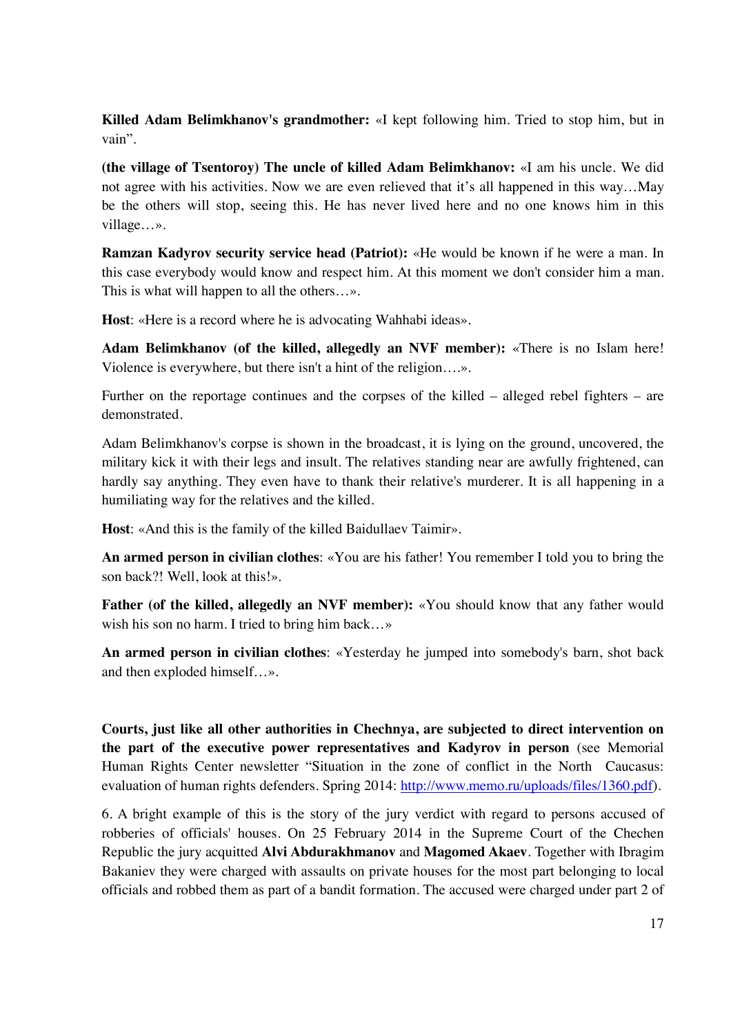**Killed Adam Belimkhanov's grandmother:** «I kept following him. Tried to stop him, but in vain".

**(the village of Tsentoroy) The uncle of killed Adam Belimkhanov:** «I am his uncle. We did not agree with his activities. Now we are even relieved that it's all happened in this way…May be the others will stop, seeing this. He has never lived here and no one knows him in this village…».

**Ramzan Kadyrov security service head (Patriot):** «He would be known if he were a man. In this case everybody would know and respect him. At this moment we don't consider him a man. This is what will happen to all the others…».

**Host**: «Here is a record where he is advocating Wahhabi ideas».

**Adam Belimkhanov (of the killed, allegedly an NVF member):** «There is no Islam here! Violence is everywhere, but there isn't a hint of the religion….».

Further on the reportage continues and the corpses of the killed – aleged rebel fighters – are demonstrated.

Adam Belimkhanov's corpse is shown in the broadcast, it is lying on the ground, uncovered, the military kick it with their legs and insult. The relatives standing near are awfully frightened, can hardly say anything. They even have to thank their relative's murderer. It is all happening in a humiliating way for the relatives and the killed.

**Host**: «And this is the family of the killed Baidullaev Taimir».

**An armed person in civilian clothes**: «You are his father! You remember I told you to bring the son back?! Well, look at this!».

**Father (of the killed, allegedly an NVF member):** «You should know that any father would wish his son no harm. I tried to bring him back…»

**An armed person in civilian clothes**: «Yesterday he jumped into somebody's barn, shot back and then exploded himself…».

**Courts, just like all other authorities in Chechnya, are subjected to direct intervention on the part of the executive power representatives and Kadyrov in person** (see Memorial Human Rights Center newsletter "Situation in the zone of conflict in the North Caucasus: evaluation of human rights defenders. Spring 2014: [http://www.memo.ru/uploads/files/1360.pdf](http://www.memo.ru/uploads/files/1360.pdf)).

6. A bright example of this is the story of the jury verdict with regard to persons accused of robberies of officials' houses. On 25 February 2014 in the Supreme Court of the Chechen Republic the jury acquitted **Alvi Abdurakhmanov** and **Magomed Akaev**. Together with Ibragim Bakaniev they were charged with assaults on private houses for the most part belonging to local officials and robbed them as part of a bandit formation. The accused were charged under part 2 of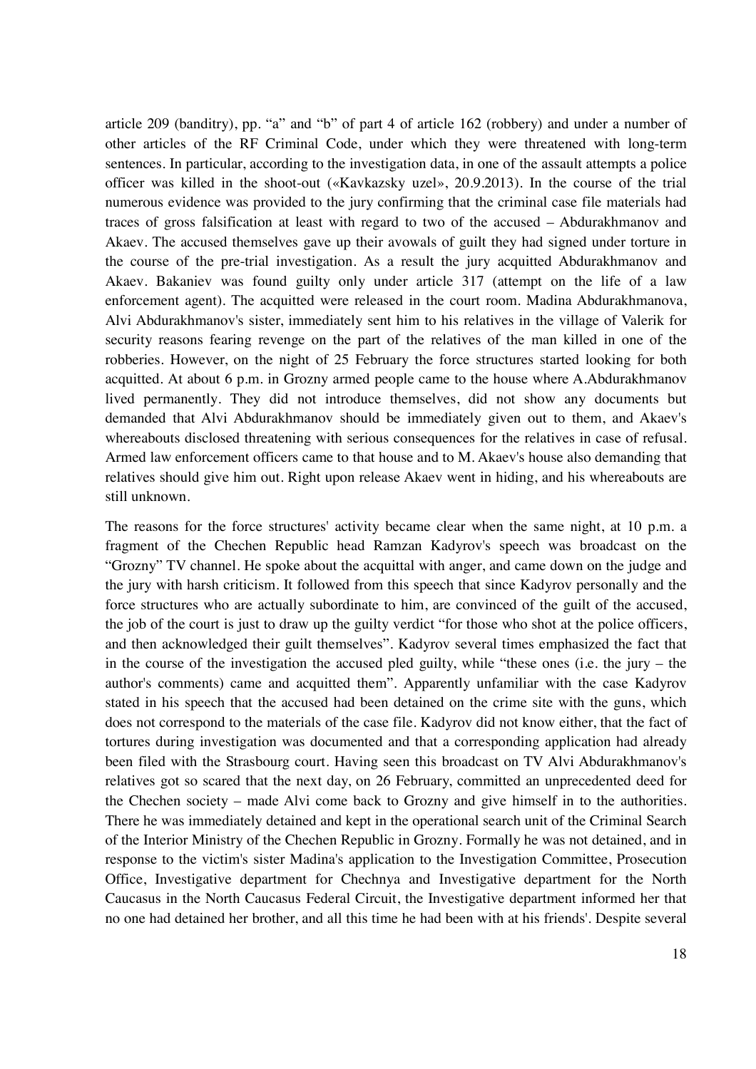article 209 (banditry), pp. "a" and "b" of part 4 of article 162 (robbery) and under a number of other articles of the RF Criminal Code, under which they were threatened with long-term sentences. In particular, according to the investigation data, in one of the assault attempts a police officer was killed in the shoot-out («Kavkazsky uzel», 20.9.2013). In the course of the trial numerous evidence was provided to the jury confirming that the criminal case file materials had traces of gross falsification at least with regard to two of the accused – Abdurakhmanov and Akaev. The accused themselves gave up their avowals of guilt they had signed under torture in the course of the pre-trial investigation. As a result the jury acquitted Abdurakhmanov and Akaev. Bakaniev was found guilty only under article 317 (attempt on the life of a law enforcement agent). The acquitted were released in the court room. Madina Abdurakhmanova, Alvi Abdurakhmanov's sister, immediately sent him to his relatives in the village of Valerik for security reasons fearing revenge on the part of the relatives of the man killed in one of the robberies. However, on the night of 25 February the force structures started looking for both acquitted. At about 6 p.m. in Grozny armed people came to the house where A.Abdurakhmanov lived permanently. They did not introduce themselves, did not show any documents but demanded that Alvi Abdurakhmanov should be immediately given out to them, and Akaev's whereabouts disclosed threatening with serious consequences for the relatives in case of refusal. Armed law enforcement officers came to that house and to M. Akaev's house also demanding that relatives should give him out. Right upon release Akaev went in hiding, and his whereabouts are still unknown.

The reasons for the force structures' activity became clear when the same night, at 10 p.m. a fragment of the Chechen Republic head Ramzan Kadyrov's speech was broadcast on the "Grozny" TV channel. He spoke about the acquittal with anger, and came down on the judge and the jury with harsh criticism. It followed from this speech that since Kadyrov personally and the force structures who are actually subordinate to him, are convinced of the guilt of the accused, the job of the court is just to draw up the guilty verdict "for those who shot at the police officers, and then acknowledged their guilt themselves". Kadyrov several times emphasized the fact that in the course of the investigation the accused pled guilty, while "these ones (i.e. the jury – the author's comments) came and acquitted them". Apparently unfamiliar with the case Kadyrov stated in his speech that the accused had been detained on the crime site with the guns, which does not correspond to the materials of the case file. Kadyrov did not know either, that the fact of tortures during investigation was documented and that a corresponding application had already been filed with the Strasbourg court. Having seen this broadcast on TV Alvi Abdurakhmanov's relatives got so scared that the next day, on 26 February, committed an unprecedented deed for the Chechen society – made Alvi come back to Grozny and give himself in to the authorities. There he was immediately detained and kept in the operational search unit of the Criminal Search of the Interior Ministry of the Chechen Republic in Grozny. Formally he was not detained, and in response to the victim's sister Madina's application to the Investigation Committee, Prosecution Office, Investigative department for Chechnya and Investigative department for the North Caucasus in the North Caucasus Federal Circuit, the Investigative department informed her that no one had detained her brother, and all this time he had been with at his friends'. Despite several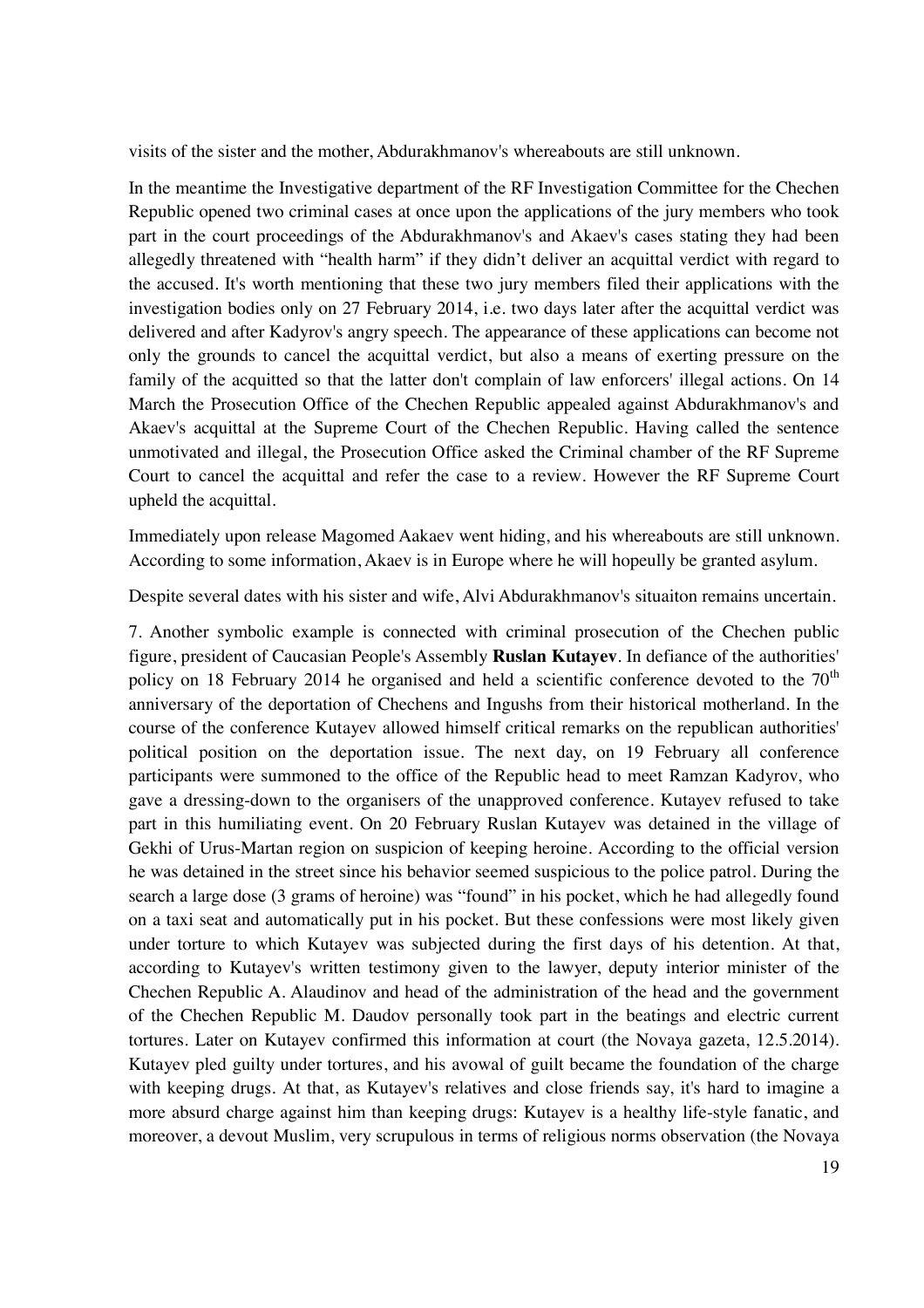visits of the sister and the mother, Abdurakhmanov's whereabouts are still unknown.

In the meantime the Investigative department of the RF Investigation Committee for the Chechen Republic opened two criminal cases at once upon the applications of the jury members who took part in the court proceedings of the Abdurakhmanov's and Akaev's cases stating they had been allegedly threatened with "health harm" if they didn't deliver an acquittal verdict with regard to the accused. It's worth mentioning that these two jury members filed their applications with the investigation bodies only on 27 February 2014, i.e. two days later after the acquittal verdict was delivered and after Kadyrov's angry speech. The appearance of these applications can become not only the grounds to cancel the acquittal verdict, but also a means of exerting pressure on the family of the acquitted so that the latter don't complain of law enforcers' illegal actions. On 14 March the Prosecution Office of the Chechen Republic appealed against Abdurakhmanov's and Akaev's acquittal at the Supreme Court of the Chechen Republic. Having called the sentence unmotivated and illegal, the Prosecution Office asked the Criminal chamber of the RF Supreme Court to cancel the acquittal and refer the case to a review. However the RF Supreme Court upheld the acquittal.

Immediately upon release Magomed Aakaev went hiding, and his whereabouts are still unknown. According to some information, Akaev is in Europe where he will hopeully be granted asylum.

Despite several dates with his sister and wife, Alvi Abdurakhmanov's situaiton remains uncertain.

7. Another symbolic example is connected with criminal prosecution of the Chechen public figure, president of Caucasian People's Assembly **Ruslan Kutayev**. In defiance of the authorities' policy on 18 February 2014 he organised and held a scientific conference devoted to the 70th anniversary of the deportation of Chechens and Ingushs from their historical motherland. In the course of the conference Kutayev allowed himself critical remarks on the republican authorities' political position on the deportation issue. The next day, on 19 February all conference participants were summoned to the office of the Republic head to meet Ramzan Kadyrov, who gave a dressing-down to the organisers of the unapproved conference. Kutayev refused to take part in this humiliating event. On 20 February Ruslan Kutayev was detained in the village of Gekhi of Urus-Martan region on suspicion of keeping heroine. According to the official version he was detained in the street since his behavior seemed suspicious to the police patrol. During the search a large dose (3 grams of heroine) was "found" in his pocket, which he had allegedly found on a taxi seat and automatically put in his pocket. But these confessions were most likely given under torture to which Kutayev was subjected during the first days of his detention. At that, according to Kutayev's written testimony given to the lawyer, deputy interior minister of the Chechen Republic A. Alaudinov and head of the administration of the head and the government of the Chechen Republic M. Daudov personally took part in the beatings and electric current tortures. Later on Kutayev confirmed this information at court (the Novaya gazeta, 12.5.2014). Kutayev pled guilty under tortures, and his avowal of guilt became the foundation of the charge with keeping drugs. At that, as Kutayev's relatives and close friends say, it's hard to imagine a more absurd charge against him than keeping drugs: Kutayev is a healthy life-style fanatic, and moreover, a devout Muslim, very scrupulous in terms of religious norms observation (the Novaya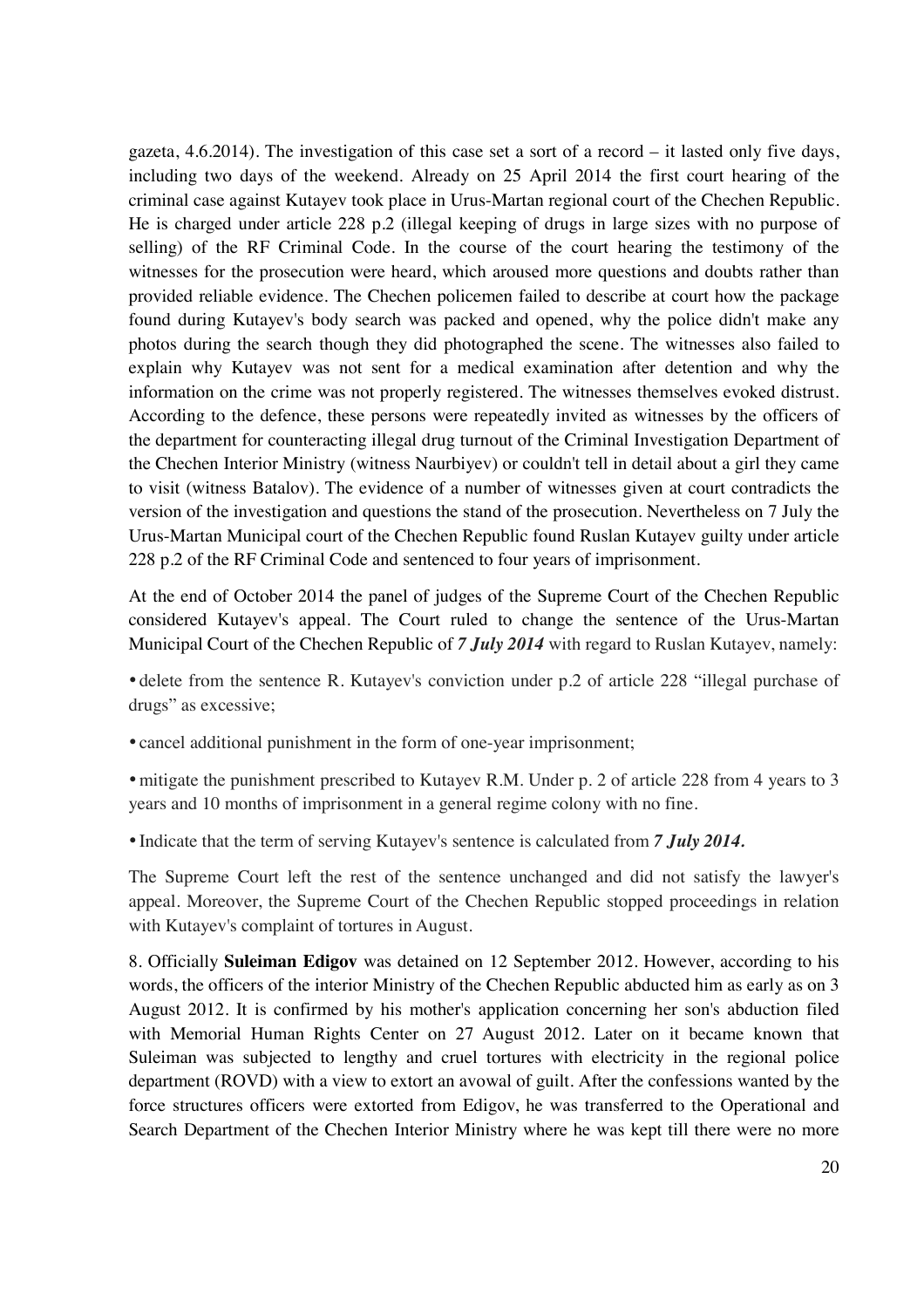gazeta, 4.6.2014). The investigation of this case set a sort of a record – it lasted only five days, including two days of the weekend. Already on 25 April 2014 the first court hearing of the criminal case against Kutayev took place in Urus-Martan regional court of the Chechen Republic. He is charged under article 228 p.2 (illegal keeping of drugs in large sizes with no purpose of selling) of the RF Criminal Code. In the course of the court hearing the testimony of the witnesses for the prosecution were heard, which aroused more questions and doubts rather than provided reliable evidence. The Chechen policemen failed to describe at court how the package found during Kutayev's body search was packed and opened, why the police didn't make any photos during the search though they did photographed the scene. The witnesses also failed to explain why Kutayev was not sent for a medical examination after detention and why the information on the crime was not properly registered. The witnesses themselves evoked distrust. According to the defence, these persons were repeatedly invited as witnesses by the officers of the department for counteracting illegal drug turnout of the Criminal Investigation Department of the Chechen Interior Ministry (witness Naurbiyev) or couldn't tell in detail about a girl they came to visit (witness Batalov). The evidence of a number of witnesses given at court contradicts the version of the investigation and questions the stand of the prosecution. Nevertheless on 7 July the Urus-Martan Municipal court of the Chechen Republic found Ruslan Kutayev guilty under article 228 p.2 of the RF Criminal Code and sentenced to four years of imprisonment.

At the end of October 2014 the panel of judges of the Supreme Court of the Chechen Republic considered Kutayev's appeal. The Court ruled to change the sentence of the Urus-Martan Municipal Court of the Chechen Republic of ***7 July 2014*** with regard to Ruslan Kutayev, namely:

- delete from the sentence R. Kutayev's conviction under p.2 of article 228 "illegal purchase of drugs" as excessive;
- cancel additional punishment in the form of one-year imprisonment;
- mitigate the punishment prescribed to Kutayev R.M. Under p. 2 of article 228 from 4 years to 3 years and 10 months of imprisonment in a general regime colony with no fine.
- Indicate that the term of serving Kutayev's sentence is calculated from ***7 July 2014.***

The Supreme Court left the rest of the sentence unchanged and did not satisfy the lawyer's appeal. Moreover, the Supreme Court of the Chechen Republic stopped proceedings in relation with Kutayev's complaint of tortures in August.

8. Officially **Suleiman Edigov** was detained on 12 September 2012. However, according to his words, the officers of the interior Ministry of the Chechen Republic abducted him as early as on 3 August 2012. It is confirmed by his mother's application concerning her son's abduction filed with Memorial Human Rights Center on 27 August 2012. Later on it became known that Suleiman was subjected to lengthy and cruel tortures with electricity in the regional police department (ROVD) with a view to extort an avowal of guilt. After the confessions wanted by the force structures officers were extorted from Edigov, he was transferred to the Operational and Search Department of the Chechen Interior Ministry where he was kept till there were no more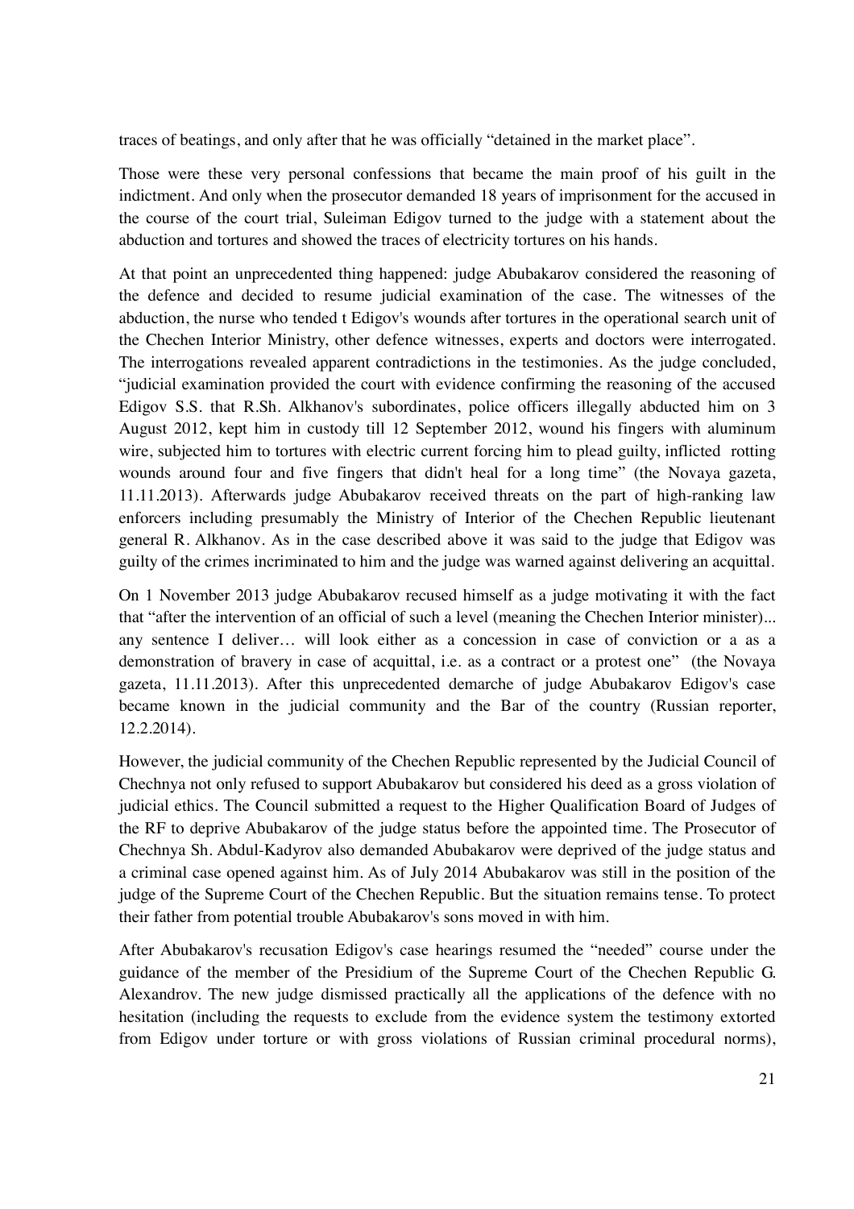traces of beatings, and only after that he was officially "detained in the market place".

Those were these very personal confessions that became the main proof of his guilt in the indictment. And only when the prosecutor demanded 18 years of imprisonment for the accused in the course of the court trial, Suleiman Edigov turned to the judge with a statement about the abduction and tortures and showed the traces of electricity tortures on his hands.

At that point an unprecedented thing happened: judge Abubakarov considered the reasoning of the defence and decided to resume judicial examination of the case. The witnesses of the abduction, the nurse who tended t Edigov's wounds after tortures in the operational search unit of the Chechen Interior Ministry, other defence witnesses, experts and doctors were interrogated. The interrogations revealed apparent contradictions in the testimonies. As the judge concluded, "judicial examination provided the court with evidence confirming the reasoning of the accused Edigov S.S. that R.Sh. Alkhanov's subordinates, police officers illegally abducted him on 3 August 2012, kept him in custody till 12 September 2012, wound his fingers with aluminum wire, subjected him to tortures with electric current forcing him to plead guilty, inflicted rotting wounds around four and five fingers that didn't heal for a long time" (the Novaya gazeta, 11.11.2013). Afterwards judge Abubakarov received threats on the part of high-ranking law enforcers including presumably the Ministry of Interior of the Chechen Republic lieutenant general R. Alkhanov. As in the case described above it was said to the judge that Edigov was guilty of the crimes incriminated to him and the judge was warned against delivering an acquittal.

On 1 November 2013 judge Abubakarov recused himself as a judge motivating it with the fact that "after the intervention of an official of such a level (meaning the Chechen Interior minister)... any sentence I deliver… will look either as a concession in case of conviction or a as a demonstration of bravery in case of acquittal, i.e. as a contract or a protest one" (the Novaya gazeta, 11.11.2013). After this unprecedented demarche of judge Abubakarov Edigov's case became known in the judicial community and the Bar of the country (Russian reporter, 12.2.2014).

However, the judicial community of the Chechen Republic represented by the Judicial Council of Chechnya not only refused to support Abubakarov but considered his deed as a gross violation of judicial ethics. The Council submitted a request to the Higher Qualification Board of Judges of the RF to deprive Abubakarov of the judge status before the appointed time. The Prosecutor of Chechnya Sh. Abdul-Kadyrov also demanded Abubakarov were deprived of the judge status and a criminal case opened against him. As of July 2014 Abubakarov was still in the position of the judge of the Supreme Court of the Chechen Republic. But the situation remains tense. To protect their father from potential trouble Abubakarov's sons moved in with him.

After Abubakarov's recusation Edigov's case hearings resumed the "needed" course under the guidance of the member of the Presidium of the Supreme Court of the Chechen Republic G. Alexandrov. The new judge dismissed practically all the applications of the defence with no hesitation (including the requests to exclude from the evidence system the testimony extorted from Edigov under torture or with gross violations of Russian criminal procedural norms),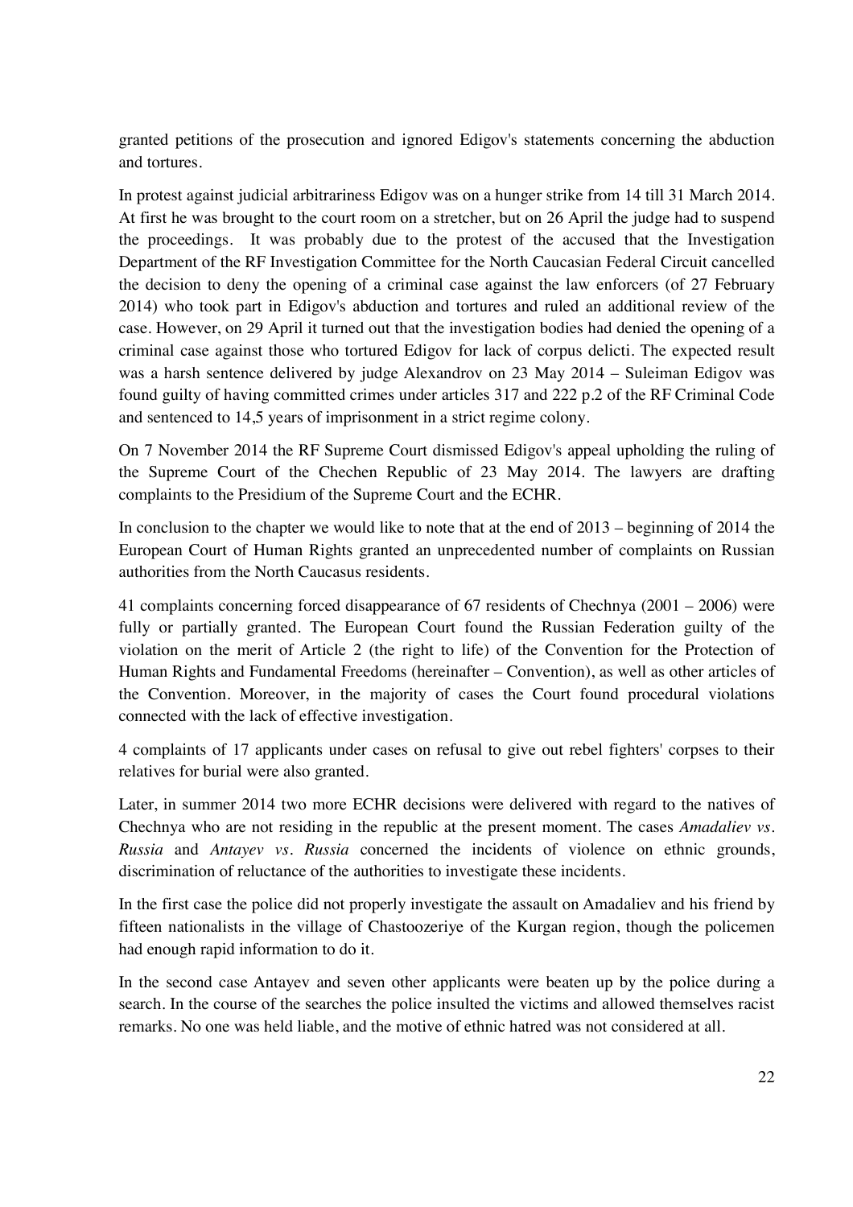granted petitions of the prosecution and ignored Edigov's statements concerning the abduction and tortures.

In protest against judicial arbitrariness Edigov was on a hunger strike from 14 till 31 March 2014. At first he was brought to the court room on a stretcher, but on 26 April the judge had to suspend the proceedings. It was probably due to the protest of the accused that the Investigation Department of the RF Investigation Committee for the North Caucasian Federal Circuit cancelled the decision to deny the opening of a criminal case against the law enforcers (of 27 February 2014) who took part in Edigov's abduction and tortures and ruled an additional review of the case. However, on 29 April it turned out that the investigation bodies had denied the opening of a criminal case against those who tortured Edigov for lack of corpus delicti. The expected result was a harsh sentence delivered by judge Alexandrov on 23 May 2014 – Suleiman Edigov was found guilty of having committed crimes under articles 317 and 222 p.2 of the RF Criminal Code and sentenced to 14,5 years of imprisonment in a strict regime colony.

On 7 November 2014 the RF Supreme Court dismissed Edigov's appeal upholding the ruling of the Supreme Court of the Chechen Republic of 23 May 2014. The lawyers are drafting complaints to the Presidium of the Supreme Court and the ECHR.

In conclusion to the chapter we would like to note that at the end of 2013 – beginning of 2014 the European Court of Human Rights granted an unprecedented number of complaints on Russian authorities from the North Caucasus residents.

41 complaints concerning forced disappearance of 67 residents of Chechnya (2001 – 2006) were fully or partially granted. The European Court found the Russian Federation guilty of the violation on the merit of Article 2 (the right to life) of the Convention for the Protection of Human Rights and Fundamental Freedoms (hereinafter – Convention), as well as other articles of the Convention. Moreover, in the majority of cases the Court found procedural violations connected with the lack of effective investigation.

4 complaints of 17 applicants under cases on refusal to give out rebel fighters' corpses to their relatives for burial were also granted.

Later, in summer 2014 two more ECHR decisions were delivered with regard to the natives of Chechnya who are not residing in the republic at the present moment. The cases *Amadaliev vs. Russia* and *Antayev vs. Russia* concerned the incidents of violence on ethnic grounds, discrimination of reluctance of the authorities to investigate these incidents.

In the first case the police did not properly investigate the assault on Amadaliev and his friend by fifteen nationalists in the village of Chastoozeriye of the Kurgan region, though the policemen had enough rapid information to do it.

In the second case Antayev and seven other applicants were beaten up by the police during a search. In the course of the searches the police insulted the victims and allowed themselves racist remarks. No one was held liable, and the motive of ethnic hatred was not considered at all.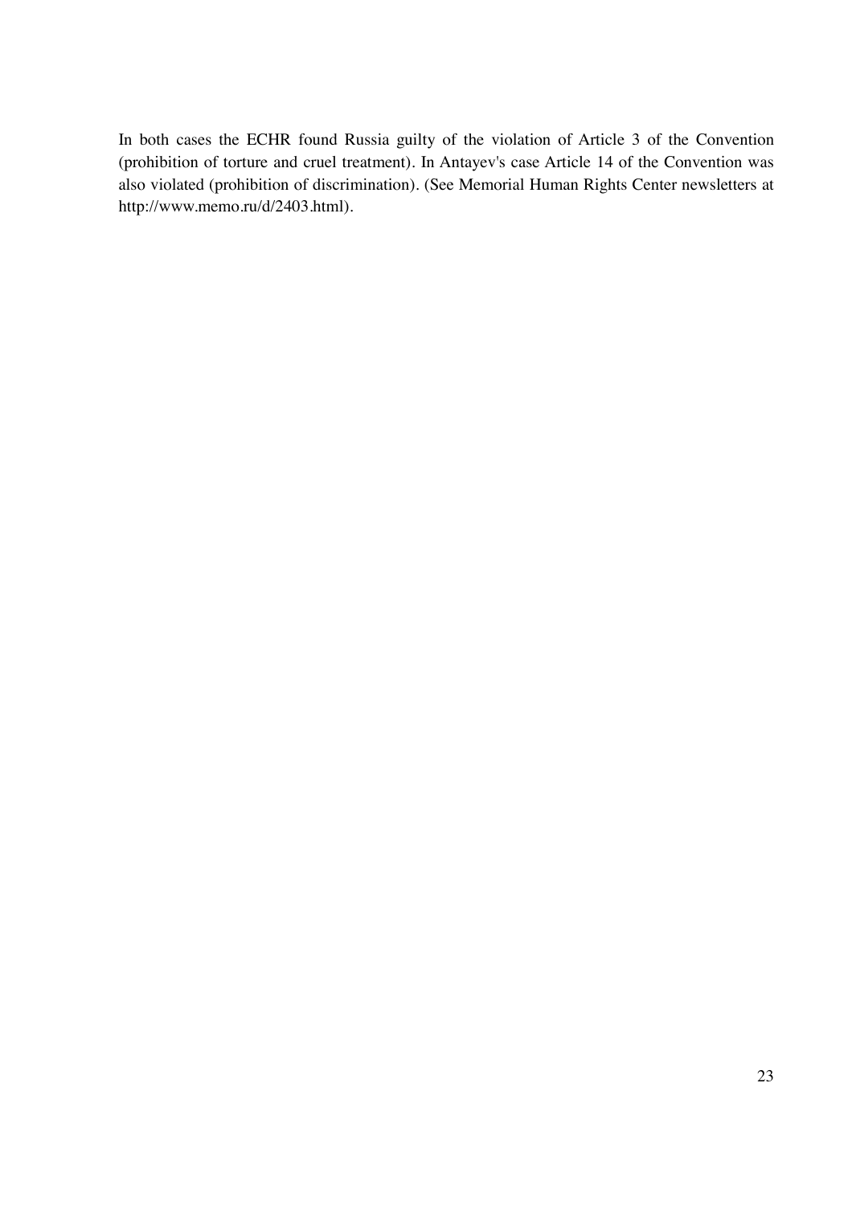In both cases the ECHR found Russia guilty of the violation of Article 3 of the Convention (prohibition of torture and cruel treatment). In Antayev's case Article 14 of the Convention was also violated (prohibition of discrimination). (See Memorial Human Rights Center newsletters at http://www.memo.ru/d/2403.html).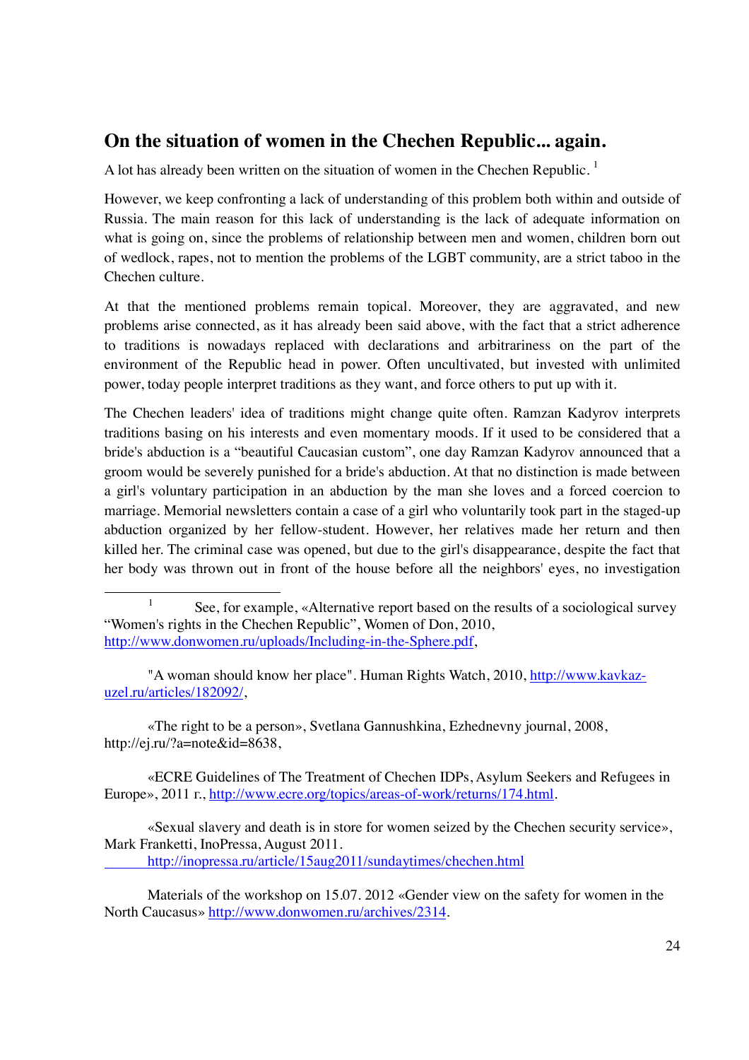## On the situation of women in the Chechen Republic... again.

A lot has already been written on the situation of women in the Chechen Republic. [1]

However, we keep confronting a lack of understanding of this problem both within and outside of Russia. The main reason for this lack of understanding is the lack of adequate information on what is going on, since the problems of relationship between men and women, children born out of wedlock, rapes, not to mention the problems of the LGBT community, are a strict taboo in the Chechen culture.

At that the mentioned problems remain topical. Moreover, they are aggravated, and new problems arise connected, as it has already been said above, with the fact that a strict adherence to traditions is nowadays replaced with declarations and arbitrariness on the part of the environment of the Republic head in power. Often uncultivated, but invested with unlimited power, today people interpret traditions as they want, and force others to put up with it.

The Chechen leaders' idea of traditions might change quite often. Ramzan Kadyrov interprets traditions basing on his interests and even momentary moods. If it used to be considered that a bride's abduction is a "beautiful Caucasian custom", one day Ramzan Kadyrov announced that a groom would be severely punished for a bride's abduction. At that no distinction is made between a girl's voluntary participation in an abduction by the man she loves and a forced coercion to marriage. Memorial newsletters contain a case of a girl who voluntarily took part in the staged-up abduction organized by her fellow-student. However, her relatives made her return and then killed her. The criminal case was opened, but due to the girl's disappearance, despite the fact that her body was thrown out in front of the house before all the neighbors' eyes, no investigation

---

[1] See, for example, «Alternative report based on the results of a sociological survey "Women's rights in the Chechen Republic", Women of Don, 2010, http://www.donwomen.ru/uploads/Including-in-the-Sphere.pdf,

"A woman should know her place". Human Rights Watch, 2010, http://www.kavkaz-uzel.ru/articles/182092/,

«The right to be a person», Svetlana Gannushkina, Ezhednevny journal, 2008, http://ej.ru/?a=note&id=8638,

«ECRE Guidelines of The Treatment of Chechen IDPs, Asylum Seekers and Refugees in Europe», 2011 г., http://www.ecre.org/topics/areas-of-work/returns/174.html.

«Sexual slavery and death is in store for women seized by the Chechen security service», Mark Franketti, InoPressa, August 2011. http://inopressa.ru/article/15aug2011/sundaytimes/chechen.html

Materials of the workshop on 15.07. 2012 «Gender view on the safety for women in the North Caucasus» http://www.donwomen.ru/archives/2314.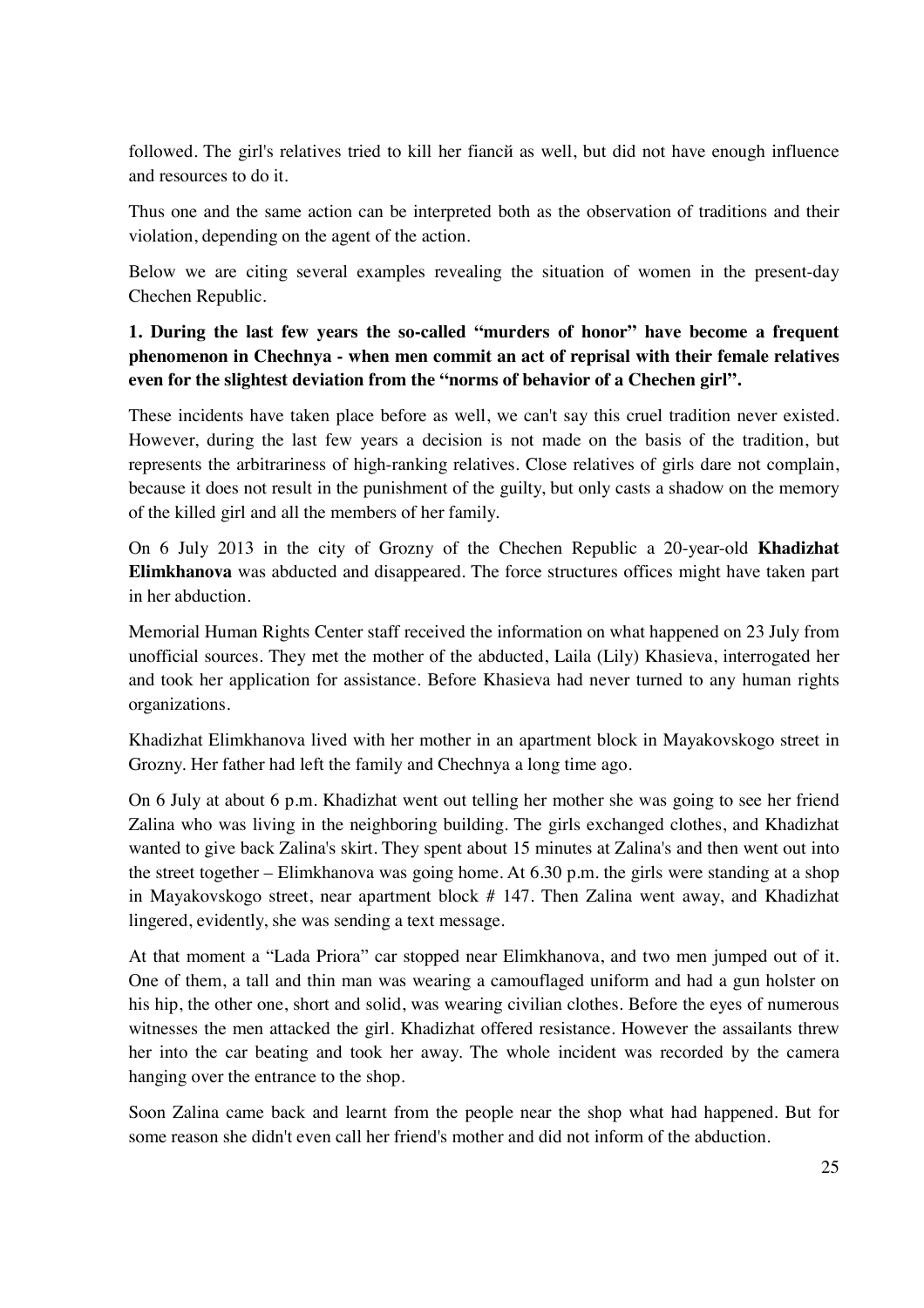followed. The girl's relatives tried to kill her fiancй as well, but did not have enough influence and resources to do it.

Thus one and the same action can be interpreted both as the observation of traditions and their violation, depending on the agent of the action.

Below we are citing several examples revealing the situation of women in the present-day Chechen Republic.

**1. During the last few years the so-called "murders of honor" have become a frequent phenomenon in Chechnya - when men commit an act of reprisal with their female relatives even for the slightest deviation from the "norms of behavior of a Chechen girl".**

These incidents have taken place before as well, we can't say this cruel tradition never existed. However, during the last few years a decision is not made on the basis of the tradition, but represents the arbitrariness of high-ranking relatives. Close relatives of girls dare not complain, because it does not result in the punishment of the guilty, but only casts a shadow on the memory of the killed girl and all the members of her family.

On 6 July 2013 in the city of Grozny of the Chechen Republic a 20-year-old **Khadizhat Elimkhanova** was abducted and disappeared. The force structures offices might have taken part in her abduction.

Memorial Human Rights Center staff received the information on what happened on 23 July from unofficial sources. They met the mother of the abducted, Laila (Lily) Khasieva, interrogated her and took her application for assistance. Before Khasieva had never turned to any human rights organizations.

Khadizhat Elimkhanova lived with her mother in an apartment block in Mayakovskogo street in Grozny. Her father had left the family and Chechnya a long time ago.

On 6 July at about 6 p.m. Khadizhat went out telling her mother she was going to see her friend Zalina who was living in the neighboring building. The girls exchanged clothes, and Khadizhat wanted to give back Zalina's skirt. They spent about 15 minutes at Zalina's and then went out into the street together – Elimkhanova was going home. At 6.30 p.m. the girls were standing at a shop in Mayakovskogo street, near apartment block # 147. Then Zalina went away, and Khadizhat lingered, evidently, she was sending a text message.

At that moment a "Lada Priora" car stopped near Elimkhanova, and two men jumped out of it. One of them, a tall and thin man was wearing a camouflaged uniform and had a gun holster on his hip, the other one, short and solid, was wearing civilian clothes. Before the eyes of numerous witnesses the men attacked the girl. Khadizhat offered resistance. However the assailants threw her into the car beating and took her away. The whole incident was recorded by the camera hanging over the entrance to the shop.

Soon Zalina came back and learnt from the people near the shop what had happened. But for some reason she didn't even call her friend's mother and did not inform of the abduction.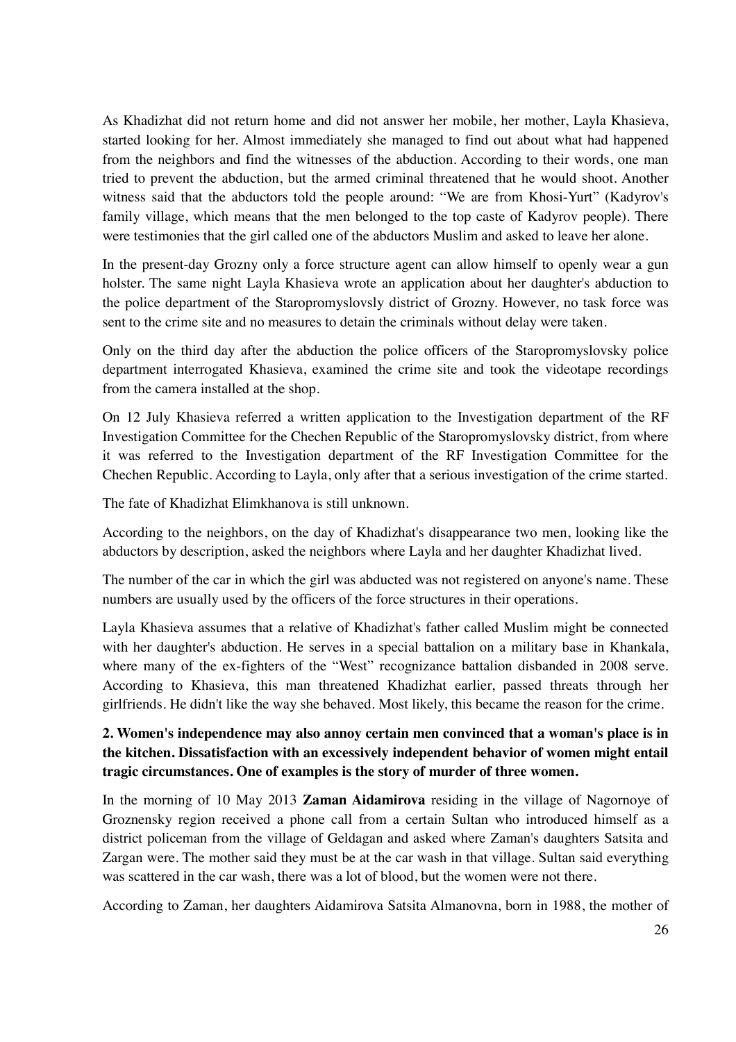As Khadizhat did not return home and did not answer her mobile, her mother, Layla Khasieva, started looking for her. Almost immediately she managed to find out about what had happened from the neighbors and find the witnesses of the abduction. According to their words, one man tried to prevent the abduction, but the armed criminal threatened that he would shoot. Another witness said that the abductors told the people around: "We are from Khosi-Yurt" (Kadyrov's family village, which means that the men belonged to the top caste of Kadyrov people). There were testimonies that the girl called one of the abductors Muslim and asked to leave her alone.

In the present-day Grozny only a force structure agent can allow himself to openly wear a gun holster. The same night Layla Khasieva wrote an application about her daughter's abduction to the police department of the Staropromyslovsly district of Grozny. However, no task force was sent to the crime site and no measures to detain the criminals without delay were taken.

Only on the third day after the abduction the police officers of the Staropromyslovsky police department interrogated Khasieva, examined the crime site and took the videotape recordings from the camera installed at the shop.

On 12 July Khasieva referred a written application to the Investigation department of the RF Investigation Committee for the Chechen Republic of the Staropromyslovsky district, from where it was referred to the Investigation department of the RF Investigation Committee for the Chechen Republic. According to Layla, only after that a serious investigation of the crime started.

The fate of Khadizhat Elimkhanova is still unknown.

According to the neighbors, on the day of Khadizhat's disappearance two men, looking like the abductors by description, asked the neighbors where Layla and her daughter Khadizhat lived.

The number of the car in which the girl was abducted was not registered on anyone's name. These numbers are usually used by the officers of the force structures in their operations.

Layla Khasieva assumes that a relative of Khadizhat's father called Muslim might be connected with her daughter's abduction. He serves in a special battalion on a military base in Khankala, where many of the ex-fighters of the "West" recognizance battalion disbanded in 2008 serve. According to Khasieva, this man threatened Khadizhat earlier, passed threats through her girlfriends. He didn't like the way she behaved. Most likely, this became the reason for the crime.

**2. Women's independence may also annoy certain men convinced that a woman's place is in the kitchen. Dissatisfaction with an excessively independent behavior of women might entail tragic circumstances. One of examples is the story of murder of three women.**

In the morning of 10 May 2013 **Zaman Aidamirova** residing in the village of Nagornoye of Groznensky region received a phone call from a certain Sultan who introduced himself as a district policeman from the village of Geldagan and asked where Zaman's daughters Satsita and Zargan were. The mother said they must be at the car wash in that village. Sultan said everything was scattered in the car wash, there was a lot of blood, but the women were not there.

According to Zaman, her daughters Aidamirova Satsita Almanovna, born in 1988, the mother of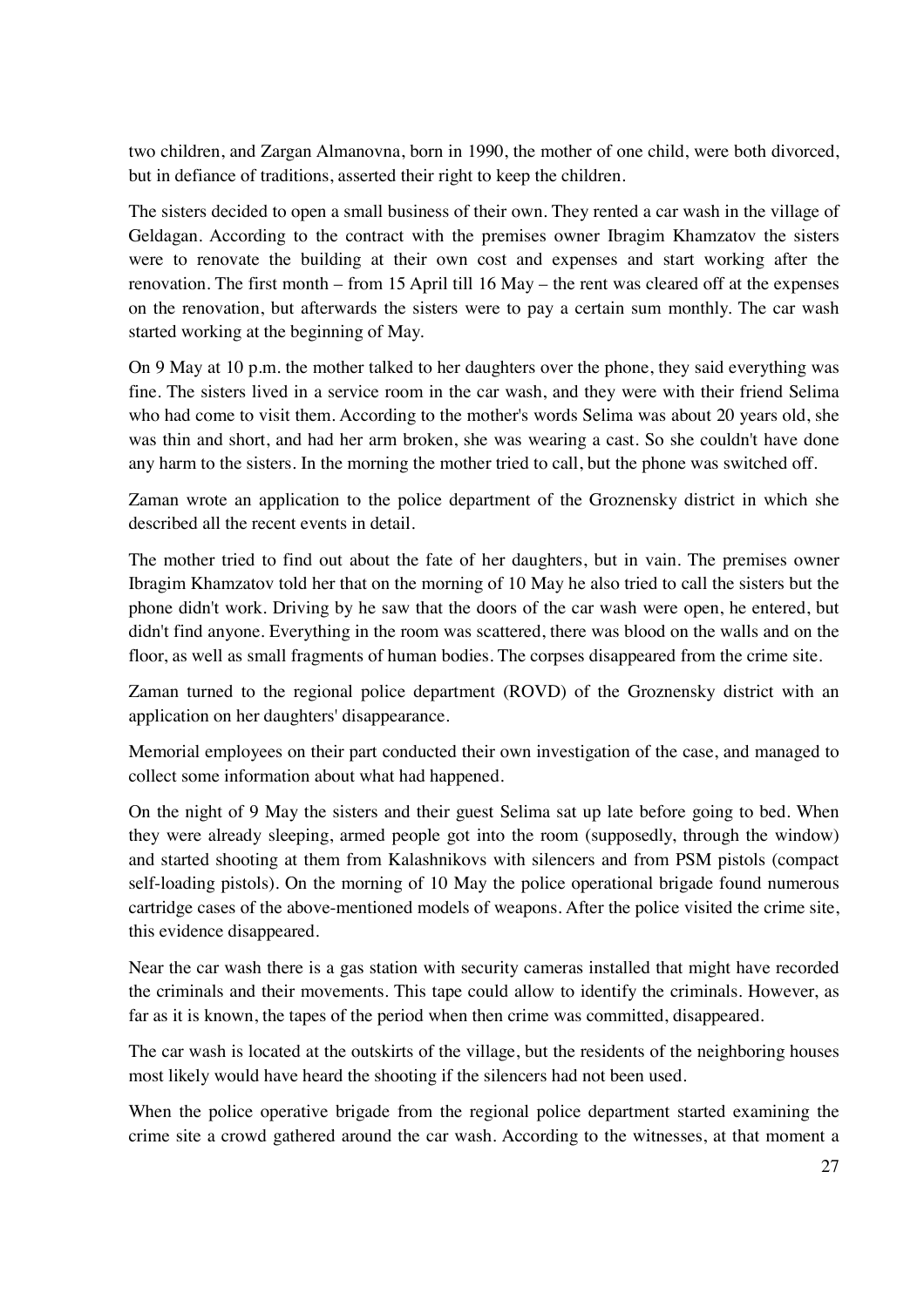two children, and Zargan Almanovna, born in 1990, the mother of one child, were both divorced, but in defiance of traditions, asserted their right to keep the children.

The sisters decided to open a small business of their own. They rented a car wash in the village of Geldagan. According to the contract with the premises owner Ibragim Khamzatov the sisters were to renovate the building at their own cost and expenses and start working after the renovation. The first month – from 15 April till 16 May – the rent was cleared off at the expenses on the renovation, but afterwards the sisters were to pay a certain sum monthly. The car wash started working at the beginning of May.

On 9 May at 10 p.m. the mother talked to her daughters over the phone, they said everything was fine. The sisters lived in a service room in the car wash, and they were with their friend Selima who had come to visit them. According to the mother's words Selima was about 20 years old, she was thin and short, and had her arm broken, she was wearing a cast. So she couldn't have done any harm to the sisters. In the morning the mother tried to call, but the phone was switched off.

Zaman wrote an application to the police department of the Groznensky district in which she described all the recent events in detail.

The mother tried to find out about the fate of her daughters, but in vain. The premises owner Ibragim Khamzatov told her that on the morning of 10 May he also tried to call the sisters but the phone didn't work. Driving by he saw that the doors of the car wash were open, he entered, but didn't find anyone. Everything in the room was scattered, there was blood on the walls and on the floor, as well as small fragments of human bodies. The corpses disappeared from the crime site.

Zaman turned to the regional police department (ROVD) of the Groznensky district with an application on her daughters' disappearance.

Memorial employees on their part conducted their own investigation of the case, and managed to collect some information about what had happened.

On the night of 9 May the sisters and their guest Selima sat up late before going to bed. When they were already sleeping, armed people got into the room (supposedly, through the window) and started shooting at them from Kalashnikovs with silencers and from PSM pistols (compact self-loading pistols). On the morning of 10 May the police operational brigade found numerous cartridge cases of the above-mentioned models of weapons. After the police visited the crime site, this evidence disappeared.

Near the car wash there is a gas station with security cameras installed that might have recorded the criminals and their movements. This tape could allow to identify the criminals. However, as far as it is known, the tapes of the period when then crime was committed, disappeared.

The car wash is located at the outskirts of the village, but the residents of the neighboring houses most likely would have heard the shooting if the silencers had not been used.

When the police operative brigade from the regional police department started examining the crime site a crowd gathered around the car wash. According to the witnesses, at that moment a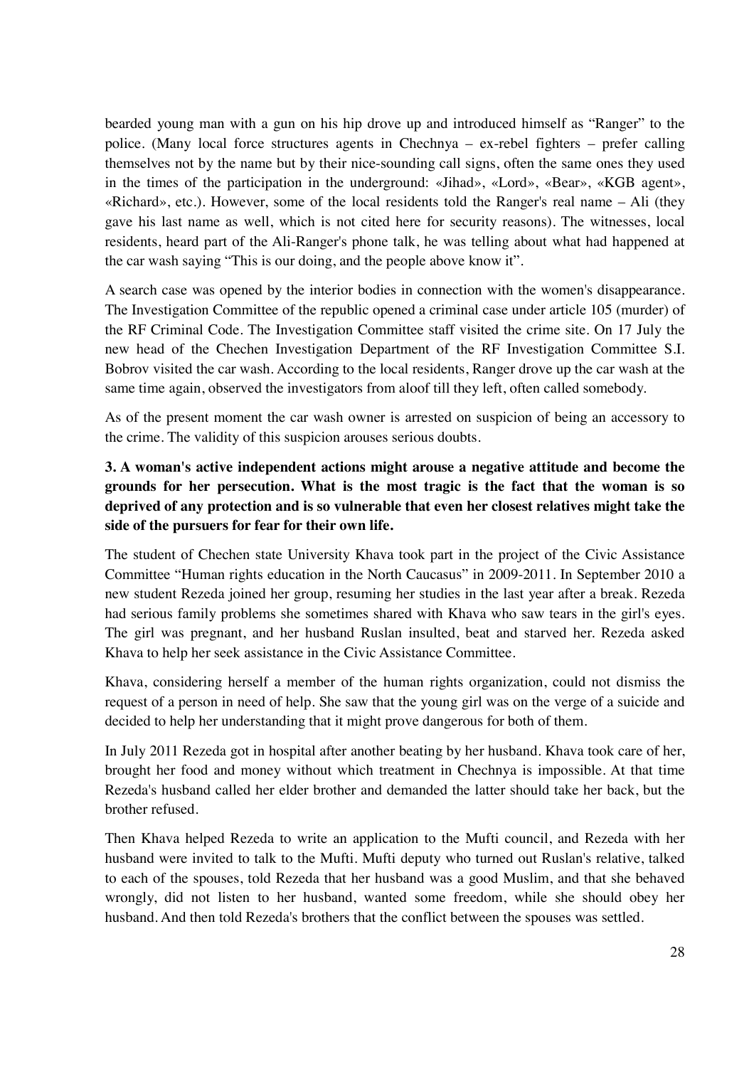bearded young man with a gun on his hip drove up and introduced himself as "Ranger" to the police. (Many local force structures agents in Chechnya – ex-rebel fighters – prefer calling themselves not by the name but by their nice-sounding call signs, often the same ones they used in the times of the participation in the underground: «Jihad», «Lord», «Bear», «KGB agent», «Richard», etc.). However, some of the local residents told the Ranger's real name – Ali (they gave his last name as well, which is not cited here for security reasons). The witnesses, local residents, heard part of the Ali-Ranger's phone talk, he was telling about what had happened at the car wash saying "This is our doing, and the people above know it".

A search case was opened by the interior bodies in connection with the women's disappearance. The Investigation Committee of the republic opened a criminal case under article 105 (murder) of the RF Criminal Code. The Investigation Committee staff visited the crime site. On 17 July the new head of the Chechen Investigation Department of the RF Investigation Committee S.I. Bobrov visited the car wash. According to the local residents, Ranger drove up the car wash at the same time again, observed the investigators from aloof till they left, often called somebody.

As of the present moment the car wash owner is arrested on suspicion of being an accessory to the crime. The validity of this suspicion arouses serious doubts.

**3. A woman's active independent actions might arouse a negative attitude and become the grounds for her persecution. What is the most tragic is the fact that the woman is so deprived of any protection and is so vulnerable that even her closest relatives might take the side of the pursuers for fear for their own life.**

The student of Chechen state University Khava took part in the project of the Civic Assistance Committee "Human rights education in the North Caucasus" in 2009-2011. In September 2010 a new student Rezeda joined her group, resuming her studies in the last year after a break. Rezeda had serious family problems she sometimes shared with Khava who saw tears in the girl's eyes. The girl was pregnant, and her husband Ruslan insulted, beat and starved her. Rezeda asked Khava to help her seek assistance in the Civic Assistance Committee.

Khava, considering herself a member of the human rights organization, could not dismiss the request of a person in need of help. She saw that the young girl was on the verge of a suicide and decided to help her understanding that it might prove dangerous for both of them.

In July 2011 Rezeda got in hospital after another beating by her husband. Khava took care of her, brought her food and money without which treatment in Chechnya is impossible. At that time Rezeda's husband called her elder brother and demanded the latter should take her back, but the brother refused.

Then Khava helped Rezeda to write an application to the Mufti council, and Rezeda with her husband were invited to talk to the Mufti. Mufti deputy who turned out Ruslan's relative, talked to each of the spouses, told Rezeda that her husband was a good Muslim, and that she behaved wrongly, did not listen to her husband, wanted some freedom, while she should obey her husband. And then told Rezeda's brothers that the conflict between the spouses was settled.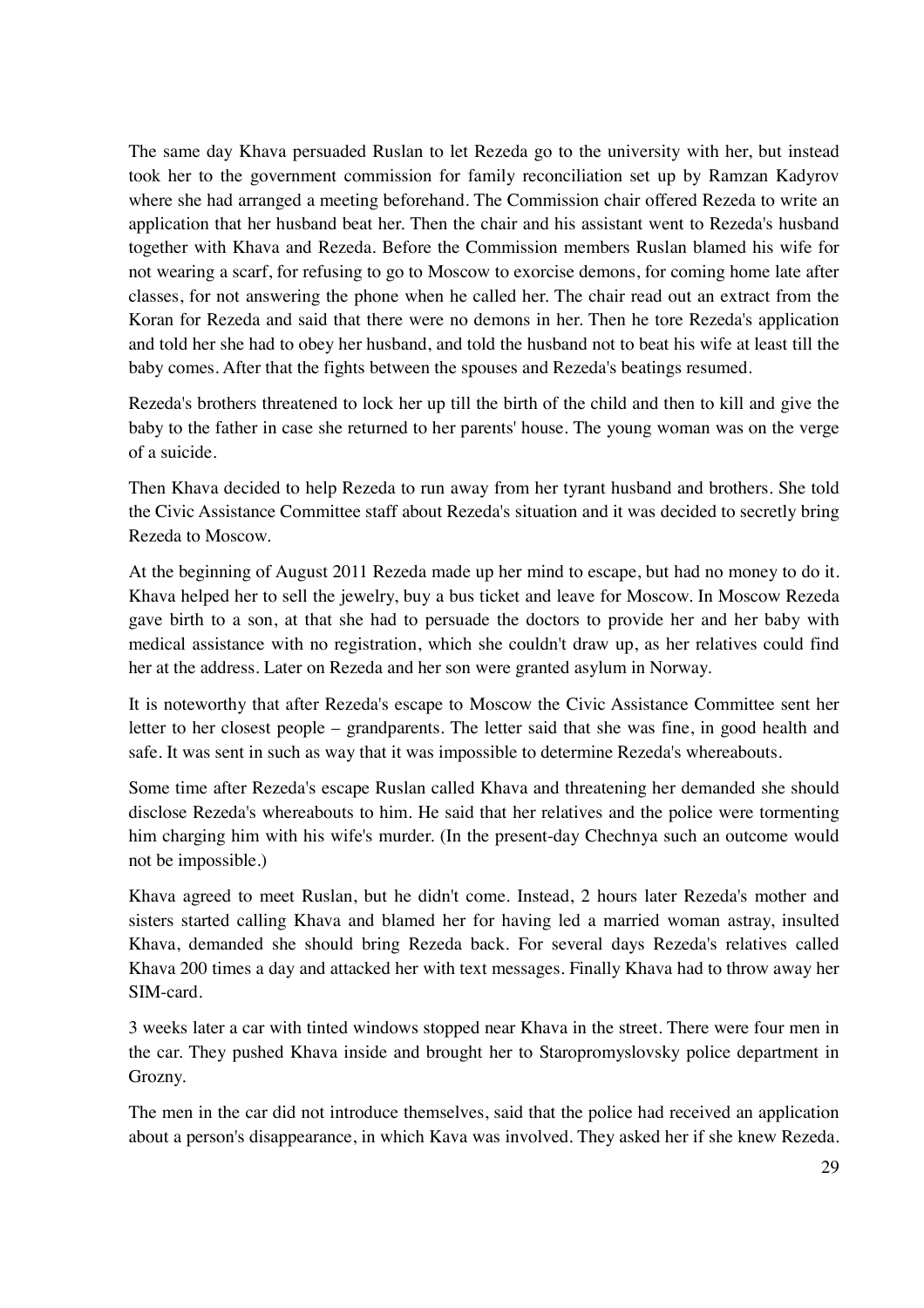The same day Khava persuaded Ruslan to let Rezeda go to the university with her, but instead took her to the government commission for family reconciliation set up by Ramzan Kadyrov where she had arranged a meeting beforehand. The Commission chair offered Rezeda to write an application that her husband beat her. Then the chair and his assistant went to Rezeda's husband together with Khava and Rezeda. Before the Commission members Ruslan blamed his wife for not wearing a scarf, for refusing to go to Moscow to exorcise demons, for coming home late after classes, for not answering the phone when he called her. The chair read out an extract from the Koran for Rezeda and said that there were no demons in her. Then he tore Rezeda's application and told her she had to obey her husband, and told the husband not to beat his wife at least till the baby comes. After that the fights between the spouses and Rezeda's beatings resumed.

Rezeda's brothers threatened to lock her up till the birth of the child and then to kill and give the baby to the father in case she returned to her parents' house. The young woman was on the verge of a suicide.

Then Khava decided to help Rezeda to run away from her tyrant husband and brothers. She told the Civic Assistance Committee staff about Rezeda's situation and it was decided to secretly bring Rezeda to Moscow.

At the beginning of August 2011 Rezeda made up her mind to escape, but had no money to do it. Khava helped her to sell the jewelry, buy a bus ticket and leave for Moscow. In Moscow Rezeda gave birth to a son, at that she had to persuade the doctors to provide her and her baby with medical assistance with no registration, which she couldn't draw up, as her relatives could find her at the address. Later on Rezeda and her son were granted asylum in Norway.

It is noteworthy that after Rezeda's escape to Moscow the Civic Assistance Committee sent her letter to her closest people – grandparents. The letter said that she was fine, in good health and safe. It was sent in such as way that it was impossible to determine Rezeda's whereabouts.

Some time after Rezeda's escape Ruslan called Khava and threatening her demanded she should disclose Rezeda's whereabouts to him. He said that her relatives and the police were tormenting him charging him with his wife's murder. (In the present-day Chechnya such an outcome would not be impossible.)

Khava agreed to meet Ruslan, but he didn't come. Instead, 2 hours later Rezeda's mother and sisters started calling Khava and blamed her for having led a married woman astray, insulted Khava, demanded she should bring Rezeda back. For several days Rezeda's relatives called Khava 200 times a day and attacked her with text messages. Finally Khava had to throw away her SIM-card.

3 weeks later a car with tinted windows stopped near Khava in the street. There were four men in the car. They pushed Khava inside and brought her to Staropromyslovsky police department in Grozny.

The men in the car did not introduce themselves, said that the police had received an application about a person's disappearance, in which Kava was involved. They asked her if she knew Rezeda.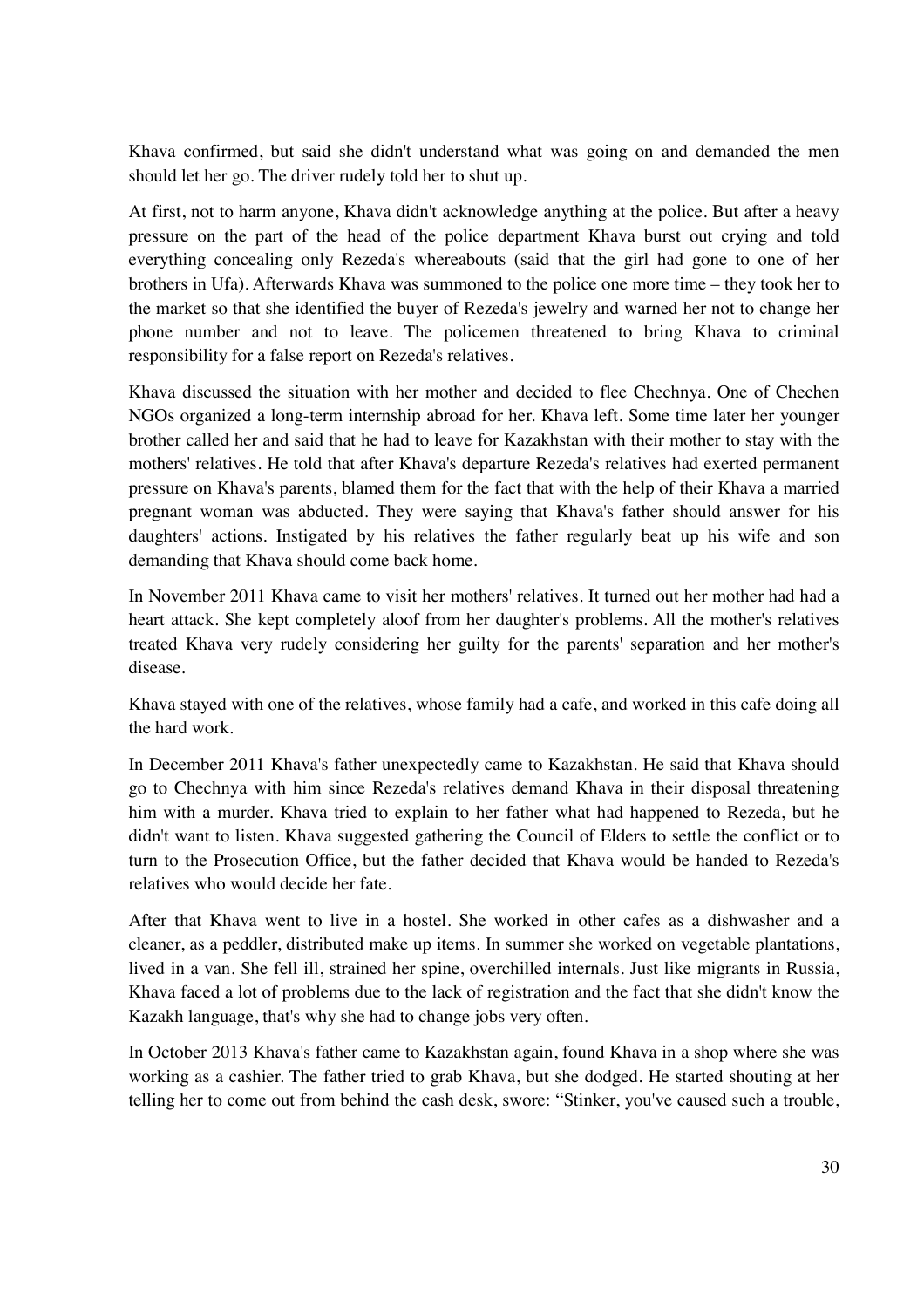Khava confirmed, but said she didn't understand what was going on and demanded the men should let her go. The driver rudely told her to shut up.

At first, not to harm anyone, Khava didn't acknowledge anything at the police. But after a heavy pressure on the part of the head of the police department Khava burst out crying and told everything concealing only Rezeda's whereabouts (said that the girl had gone to one of her brothers in Ufa). Afterwards Khava was summoned to the police one more time – they took her to the market so that she identified the buyer of Rezeda's jewelry and warned her not to change her phone number and not to leave. The policemen threatened to bring Khava to criminal responsibility for a false report on Rezeda's relatives.

Khava discussed the situation with her mother and decided to flee Chechnya. One of Chechen NGOs organized a long-term internship abroad for her. Khava left. Some time later her younger brother called her and said that he had to leave for Kazakhstan with their mother to stay with the mothers' relatives. He told that after Khava's departure Rezeda's relatives had exerted permanent pressure on Khava's parents, blamed them for the fact that with the help of their Khava a married pregnant woman was abducted. They were saying that Khava's father should answer for his daughters' actions. Instigated by his relatives the father regularly beat up his wife and son demanding that Khava should come back home.

In November 2011 Khava came to visit her mothers' relatives. It turned out her mother had had a heart attack. She kept completely aloof from her daughter's problems. All the mother's relatives treated Khava very rudely considering her guilty for the parents' separation and her mother's disease.

Khava stayed with one of the relatives, whose family had a cafe, and worked in this cafe doing all the hard work.

In December 2011 Khava's father unexpectedly came to Kazakhstan. He said that Khava should go to Chechnya with him since Rezeda's relatives demand Khava in their disposal threatening him with a murder. Khava tried to explain to her father what had happened to Rezeda, but he didn't want to listen. Khava suggested gathering the Council of Elders to settle the conflict or to turn to the Prosecution Office, but the father decided that Khava would be handed to Rezeda's relatives who would decide her fate.

After that Khava went to live in a hostel. She worked in other cafes as a dishwasher and a cleaner, as a peddler, distributed make up items. In summer she worked on vegetable plantations, lived in a van. She fell ill, strained her spine, overchilled internals. Just like migrants in Russia, Khava faced a lot of problems due to the lack of registration and the fact that she didn't know the Kazakh language, that's why she had to change jobs very often.

In October 2013 Khava's father came to Kazakhstan again, found Khava in a shop where she was working as a cashier. The father tried to grab Khava, but she dodged. He started shouting at her telling her to come out from behind the cash desk, swore: "Stinker, you've caused such a trouble,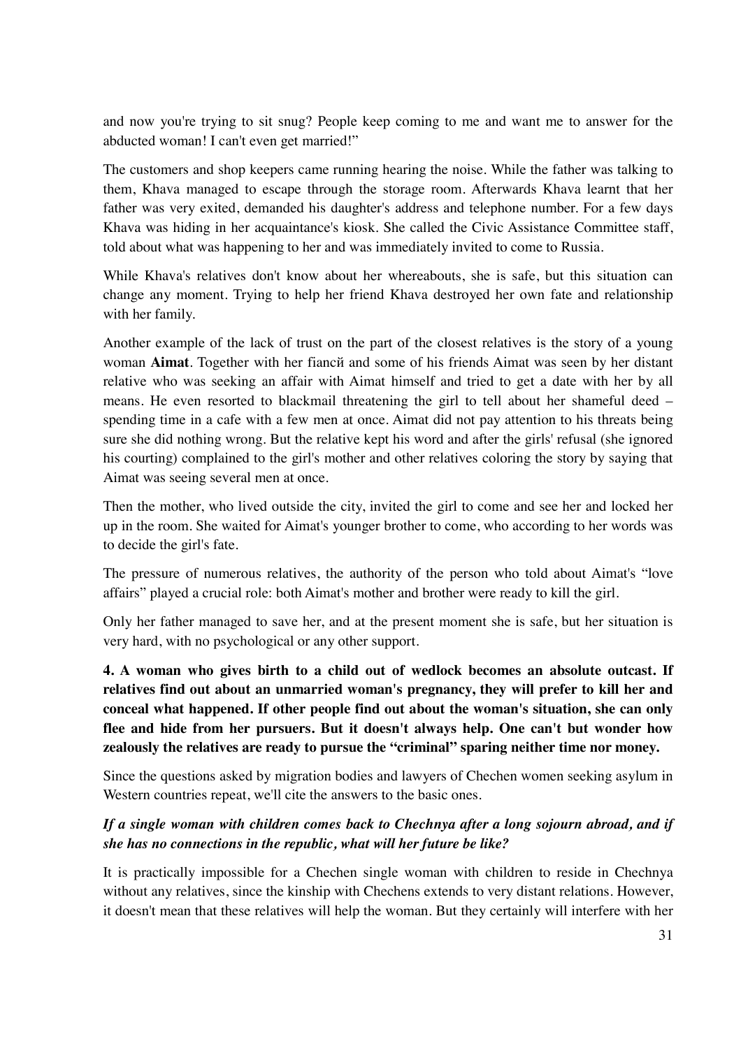and now you're trying to sit snug? People keep coming to me and want me to answer for the abducted woman! I can't even get married!"

The customers and shop keepers came running hearing the noise. While the father was talking to them, Khava managed to escape through the storage room. Afterwards Khava learnt that her father was very exited, demanded his daughter's address and telephone number. For a few days Khava was hiding in her acquaintance's kiosk. She called the Civic Assistance Committee staff, told about what was happening to her and was immediately invited to come to Russia.

While Khava's relatives don't know about her whereabouts, she is safe, but this situation can change any moment. Trying to help her friend Khava destroyed her own fate and relationship with her family.

Another example of the lack of trust on the part of the closest relatives is the story of a young woman **Aimat**. Together with her fiancй and some of his friends Aimat was seen by her distant relative who was seeking an affair with Aimat himself and tried to get a date with her by all means. He even resorted to blackmail threatening the girl to tell about her shameful deed – spending time in a cafe with a few men at once. Aimat did not pay attention to his threats being sure she did nothing wrong. But the relative kept his word and after the girls' refusal (she ignored his courting) complained to the girl's mother and other relatives coloring the story by saying that Aimat was seeing several men at once.

Then the mother, who lived outside the city, invited the girl to come and see her and locked her up in the room. She waited for Aimat's younger brother to come, who according to her words was to decide the girl's fate.

The pressure of numerous relatives, the authority of the person who told about Aimat's "love affairs" played a crucial role: both Aimat's mother and brother were ready to kill the girl.

Only her father managed to save her, and at the present moment she is safe, but her situation is very hard, with no psychological or any other support.

**4. A woman who gives birth to a child out of wedlock becomes an absolute outcast. If relatives find out about an unmarried woman's pregnancy, they will prefer to kill her and conceal what happened. If other people find out about the woman's situation, she can only flee and hide from her pursuers. But it doesn't always help. One can't but wonder how zealously the relatives are ready to pursue the "criminal" sparing neither time nor money.**

Since the questions asked by migration bodies and lawyers of Chechen women seeking asylum in Western countries repeat, we'll cite the answers to the basic ones.

***If a single woman with children comes back to Chechnya after a long sojourn abroad, and if she has no connections in the republic, what will her future be like?***

It is practically impossible for a Chechen single woman with children to reside in Chechnya without any relatives, since the kinship with Chechens extends to very distant relations. However, it doesn't mean that these relatives will help the woman. But they certainly will interfere with her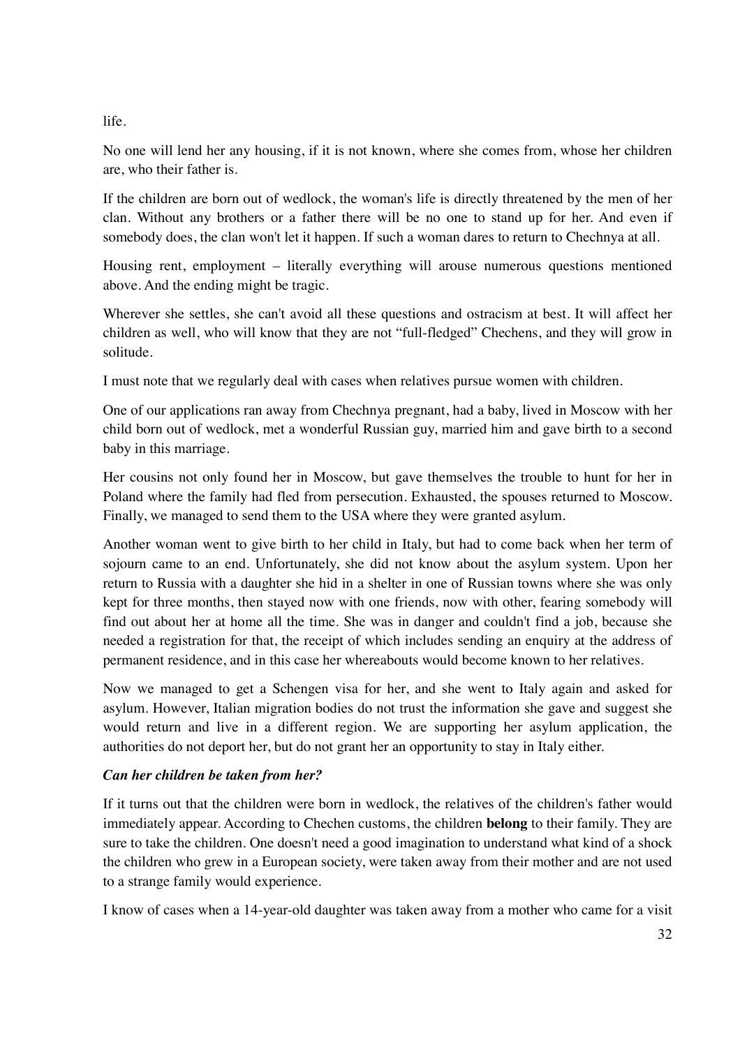life.

No one will lend her any housing, if it is not known, where she comes from, whose her children are, who their father is.

If the children are born out of wedlock, the woman's life is directly threatened by the men of her clan. Without any brothers or a father there will be no one to stand up for her. And even if somebody does, the clan won't let it happen. If such a woman dares to return to Chechnya at all.

Housing rent, employment – literally everything will arouse numerous questions mentioned above. And the ending might be tragic.

Wherever she settles, she can't avoid all these questions and ostracism at best. It will affect her children as well, who will know that they are not "full-fledged" Chechens, and they will grow in solitude.

I must note that we regularly deal with cases when relatives pursue women with children.

One of our applications ran away from Chechnya pregnant, had a baby, lived in Moscow with her child born out of wedlock, met a wonderful Russian guy, married him and gave birth to a second baby in this marriage.

Her cousins not only found her in Moscow, but gave themselves the trouble to hunt for her in Poland where the family had fled from persecution. Exhausted, the spouses returned to Moscow. Finally, we managed to send them to the USA where they were granted asylum.

Another woman went to give birth to her child in Italy, but had to come back when her term of sojourn came to an end. Unfortunately, she did not know about the asylum system. Upon her return to Russia with a daughter she hid in a shelter in one of Russian towns where she was only kept for three months, then stayed now with one friends, now with other, fearing somebody will find out about her at home all the time. She was in danger and couldn't find a job, because she needed a registration for that, the receipt of which includes sending an enquiry at the address of permanent residence, and in this case her whereabouts would become known to her relatives.

Now we managed to get a Schengen visa for her, and she went to Italy again and asked for asylum. However, Italian migration bodies do not trust the information she gave and suggest she would return and live in a different region. We are supporting her asylum application, the authorities do not deport her, but do not grant her an opportunity to stay in Italy either.

***Can her children be taken from her?***

If it turns out that the children were born in wedlock, the relatives of the children's father would immediately appear. According to Chechen customs, the children **belong** to their family. They are sure to take the children. One doesn't need a good imagination to understand what kind of a shock the children who grew in a European society, were taken away from their mother and are not used to a strange family would experience.

I know of cases when a 14-year-old daughter was taken away from a mother who came for a visit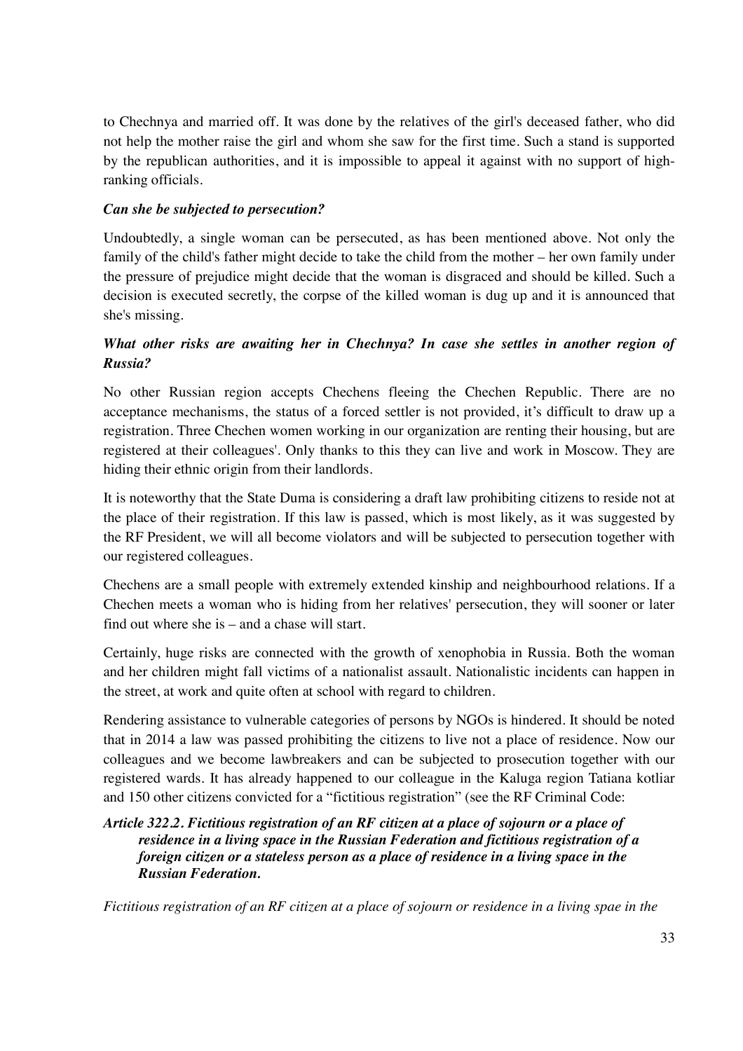to Chechnya and married off. It was done by the relatives of the girl's deceased father, who did not help the mother raise the girl and whom she saw for the first time. Such a stand is supported by the republican authorities, and it is impossible to appeal it against with no support of high-ranking officials.

***Can she be subjected to persecution?***

Undoubtedly, a single woman can be persecuted, as has been mentioned above. Not only the family of the child's father might decide to take the child from the mother – her own family under the pressure of prejudice might decide that the woman is disgraced and should be killed. Such a decision is executed secretly, the corpse of the killed woman is dug up and it is announced that she's missing.

***What other risks are awaiting her in Chechnya? In case she settles in another region of Russia?***

No other Russian region accepts Chechens fleeing the Chechen Republic. There are no acceptance mechanisms, the status of a forced settler is not provided, it's difficult to draw up a registration. Three Chechen women working in our organization are renting their housing, but are registered at their colleagues'. Only thanks to this they can live and work in Moscow. They are hiding their ethnic origin from their landlords.

It is noteworthy that the State Duma is considering a draft law prohibiting citizens to reside not at the place of their registration. If this law is passed, which is most likely, as it was suggested by the RF President, we will all become violators and will be subjected to persecution together with our registered colleagues.

Chechens are a small people with extremely extended kinship and neighbourhood relations. If a Chechen meets a woman who is hiding from her relatives' persecution, they will sooner or later find out where she is – and a chase will start.

Certainly, huge risks are connected with the growth of xenophobia in Russia. Both the woman and her children might fall victims of a nationalist assault. Nationalistic incidents can happen in the street, at work and quite often at school with regard to children.

Rendering assistance to vulnerable categories of persons by NGOs is hindered. It should be noted that in 2014 a law was passed prohibiting the citizens to live not a place of residence. Now our colleagues and we become lawbreakers and can be subjected to prosecution together with our registered wards. It has already happened to our colleague in the Kaluga region Tatiana kotliar and 150 other citizens convicted for a "fictitious registration" (see the RF Criminal Code:

***Article 322.2. Fictitious registration of an RF citizen at a place of sojourn or a place of residence in a living space in the Russian Federation and fictitious registration of a foreign citizen or a stateless person as a place of residence in a living space in the Russian Federation.***

*Fictitious registration of an RF citizen at a place of sojourn or residence in a living spae in the*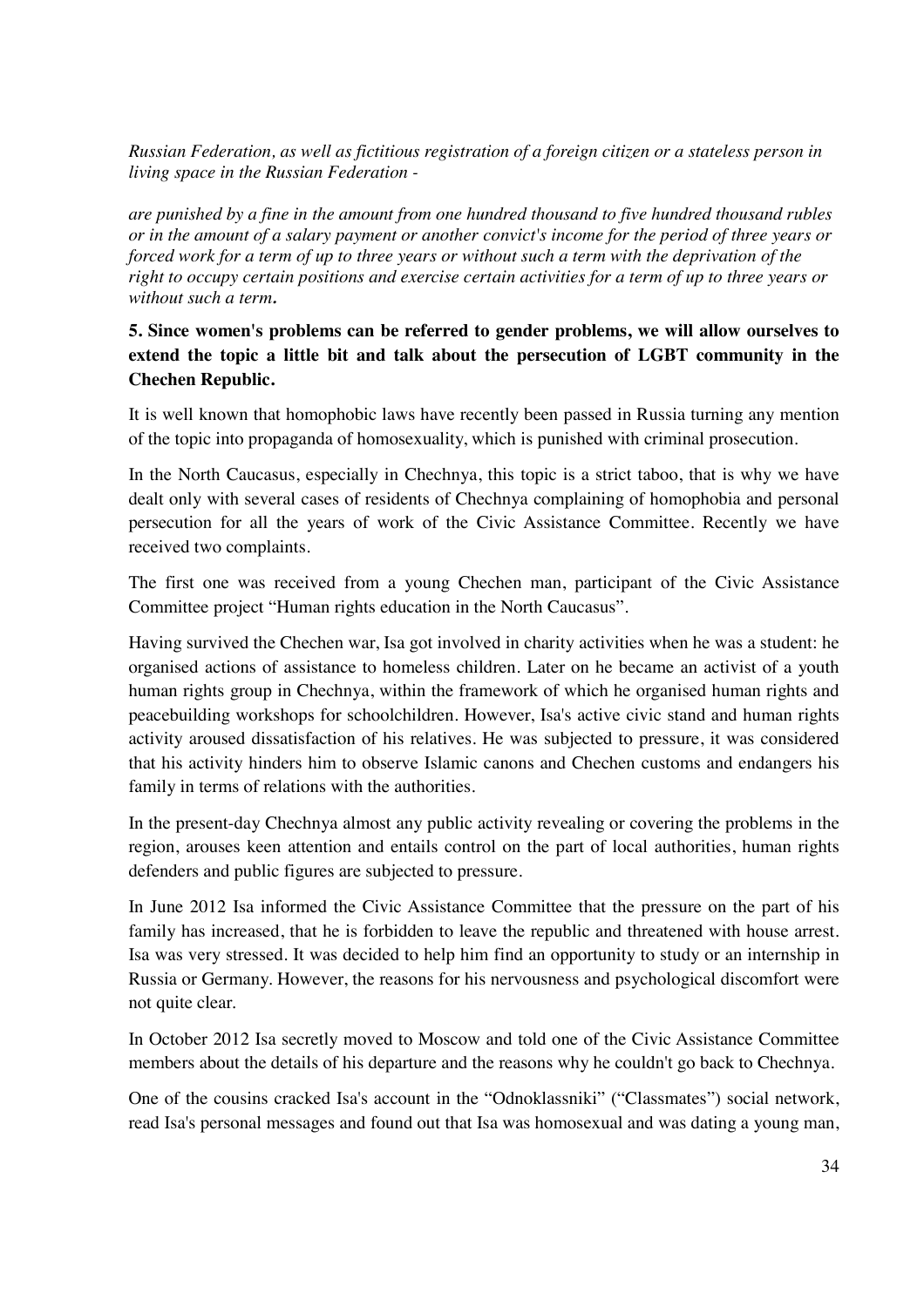*Russian Federation, as well as fictitious registration of a foreign citizen or a stateless person in living space in the Russian Federation -*

*are punished by a fine in the amount from one hundred thousand to five hundred thousand rubles or in the amount of a salary payment or another convict's income for the period of three years or forced work for a term of up to three years or without such a term with the deprivation of the right to occupy certain positions and exercise certain activities for a term of up to three years or without such a term.*

**5. Since women's problems can be referred to gender problems, we will allow ourselves to extend the topic a little bit and talk about the persecution of LGBT community in the Chechen Republic.**

It is well known that homophobic laws have recently been passed in Russia turning any mention of the topic into propaganda of homosexuality, which is punished with criminal prosecution.

In the North Caucasus, especially in Chechnya, this topic is a strict taboo, that is why we have dealt only with several cases of residents of Chechnya complaining of homophobia and personal persecution for all the years of work of the Civic Assistance Committee. Recently we have received two complaints.

The first one was received from a young Chechen man, participant of the Civic Assistance Committee project "Human rights education in the North Caucasus".

Having survived the Chechen war, Isa got involved in charity activities when he was a student: he organised actions of assistance to homeless children. Later on he became an activist of a youth human rights group in Chechnya, within the framework of which he organised human rights and peacebuilding workshops for schoolchildren. However, Isa's active civic stand and human rights activity aroused dissatisfaction of his relatives. He was subjected to pressure, it was considered that his activity hinders him to observe Islamic canons and Chechen customs and endangers his family in terms of relations with the authorities.

In the present-day Chechnya almost any public activity revealing or covering the problems in the region, arouses keen attention and entails control on the part of local authorities, human rights defenders and public figures are subjected to pressure.

In June 2012 Isa informed the Civic Assistance Committee that the pressure on the part of his family has increased, that he is forbidden to leave the republic and threatened with house arrest. Isa was very stressed. It was decided to help him find an opportunity to study or an internship in Russia or Germany. However, the reasons for his nervousness and psychological discomfort were not quite clear.

In October 2012 Isa secretly moved to Moscow and told one of the Civic Assistance Committee members about the details of his departure and the reasons why he couldn't go back to Chechnya.

One of the cousins cracked Isa's account in the "Odnoklassniki" ("Classmates") social network, read Isa's personal messages and found out that Isa was homosexual and was dating a young man,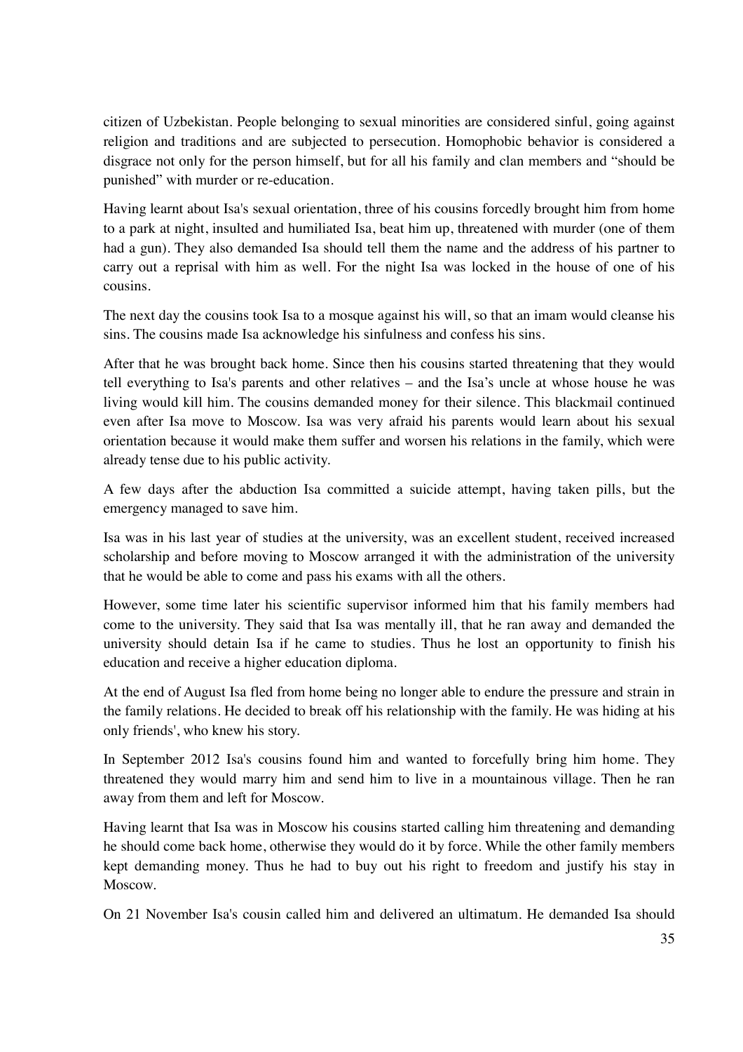citizen of Uzbekistan. People belonging to sexual minorities are considered sinful, going against religion and traditions and are subjected to persecution. Homophobic behavior is considered a disgrace not only for the person himself, but for all his family and clan members and "should be punished" with murder or re-education.

Having learnt about Isa's sexual orientation, three of his cousins forcedly brought him from home to a park at night, insulted and humiliated Isa, beat him up, threatened with murder (one of them had a gun). They also demanded Isa should tell them the name and the address of his partner to carry out a reprisal with him as well. For the night Isa was locked in the house of one of his cousins.

The next day the cousins took Isa to a mosque against his will, so that an imam would cleanse his sins. The cousins made Isa acknowledge his sinfulness and confess his sins.

After that he was brought back home. Since then his cousins started threatening that they would tell everything to Isa's parents and other relatives – and the Isa's uncle at whose house he was living would kill him. The cousins demanded money for their silence. This blackmail continued even after Isa move to Moscow. Isa was very afraid his parents would learn about his sexual orientation because it would make them suffer and worsen his relations in the family, which were already tense due to his public activity.

A few days after the abduction Isa committed a suicide attempt, having taken pills, but the emergency managed to save him.

Isa was in his last year of studies at the university, was an excellent student, received increased scholarship and before moving to Moscow arranged it with the administration of the university that he would be able to come and pass his exams with all the others.

However, some time later his scientific supervisor informed him that his family members had come to the university. They said that Isa was mentally ill, that he ran away and demanded the university should detain Isa if he came to studies. Thus he lost an opportunity to finish his education and receive a higher education diploma.

At the end of August Isa fled from home being no longer able to endure the pressure and strain in the family relations. He decided to break off his relationship with the family. He was hiding at his only friends', who knew his story.

In September 2012 Isa's cousins found him and wanted to forcefully bring him home. They threatened they would marry him and send him to live in a mountainous village. Then he ran away from them and left for Moscow.

Having learnt that Isa was in Moscow his cousins started calling him threatening and demanding he should come back home, otherwise they would do it by force. While the other family members kept demanding money. Thus he had to buy out his right to freedom and justify his stay in Moscow.

On 21 November Isa's cousin called him and delivered an ultimatum. He demanded Isa should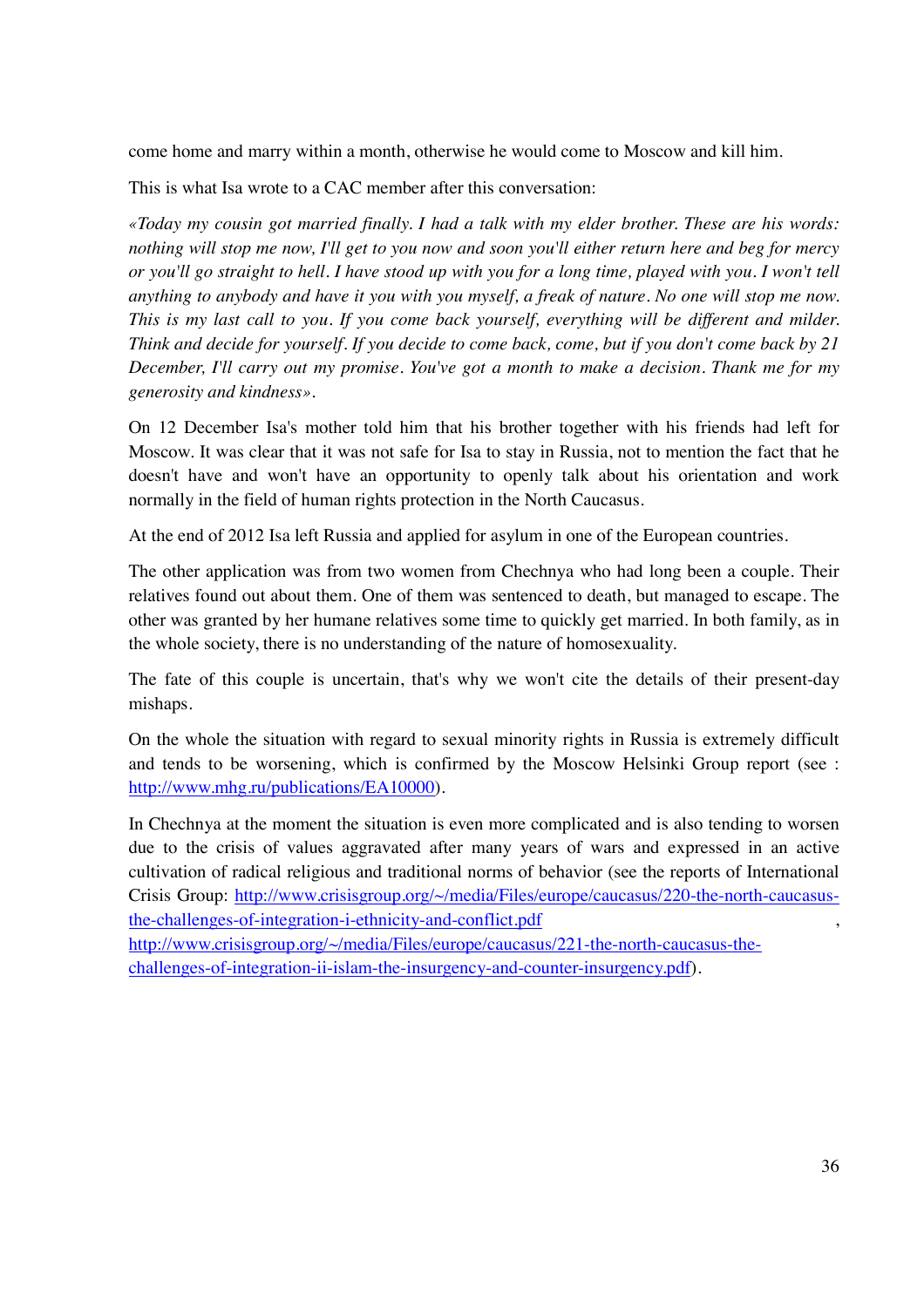come home and marry within a month, otherwise he would come to Moscow and kill him.

This is what Isa wrote to a CAC member after this conversation:

*«Today my cousin got married finally. I had a talk with my elder brother. These are his words: nothing will stop me now, I'll get to you now and soon you'll either return here and beg for mercy or you'll go straight to hell. I have stood up with you for a long time, played with you. I won't tell anything to anybody and have it you with you myself, a freak of nature. No one will stop me now. This is my last call to you. If you come back yourself, everything will be different and milder. Think and decide for yourself. If you decide to come back, come, but if you don't come back by 21 December, I'll carry out my promise. You've got a month to make a decision. Thank me for my generosity and kindness».*

On 12 December Isa's mother told him that his brother together with his friends had left for Moscow. It was clear that it was not safe for Isa to stay in Russia, not to mention the fact that he doesn't have and won't have an opportunity to openly talk about his orientation and work normally in the field of human rights protection in the North Caucasus.

At the end of 2012 Isa left Russia and applied for asylum in one of the European countries.

The other application was from two women from Chechnya who had long been a couple. Their relatives found out about them. One of them was sentenced to death, but managed to escape. The other was granted by her humane relatives some time to quickly get married. In both family, as in the whole society, there is no understanding of the nature of homosexuality.

The fate of this couple is uncertain, that's why we won't cite the details of their present-day mishaps.

On the whole the situation with regard to sexual minority rights in Russia is extremely difficult and tends to be worsening, which is confirmed by the Moscow Helsinki Group report (see : http://www.mhg.ru/publications/EA10000).

In Chechnya at the moment the situation is even more complicated and is also tending to worsen due to the crisis of values aggravated after many years of wars and expressed in an active cultivation of radical religious and traditional norms of behavior (see the reports of International Crisis Group: http://www.crisisgroup.org/~/media/Files/europe/caucasus/220-the-north-caucasus-the-challenges-of-integration-i-ethnicity-and-conflict.pdf , http://www.crisisgroup.org/~/media/Files/europe/caucasus/221-the-north-caucasus-the-challenges-of-integration-ii-islam-the-insurgency-and-counter-insurgency.pdf).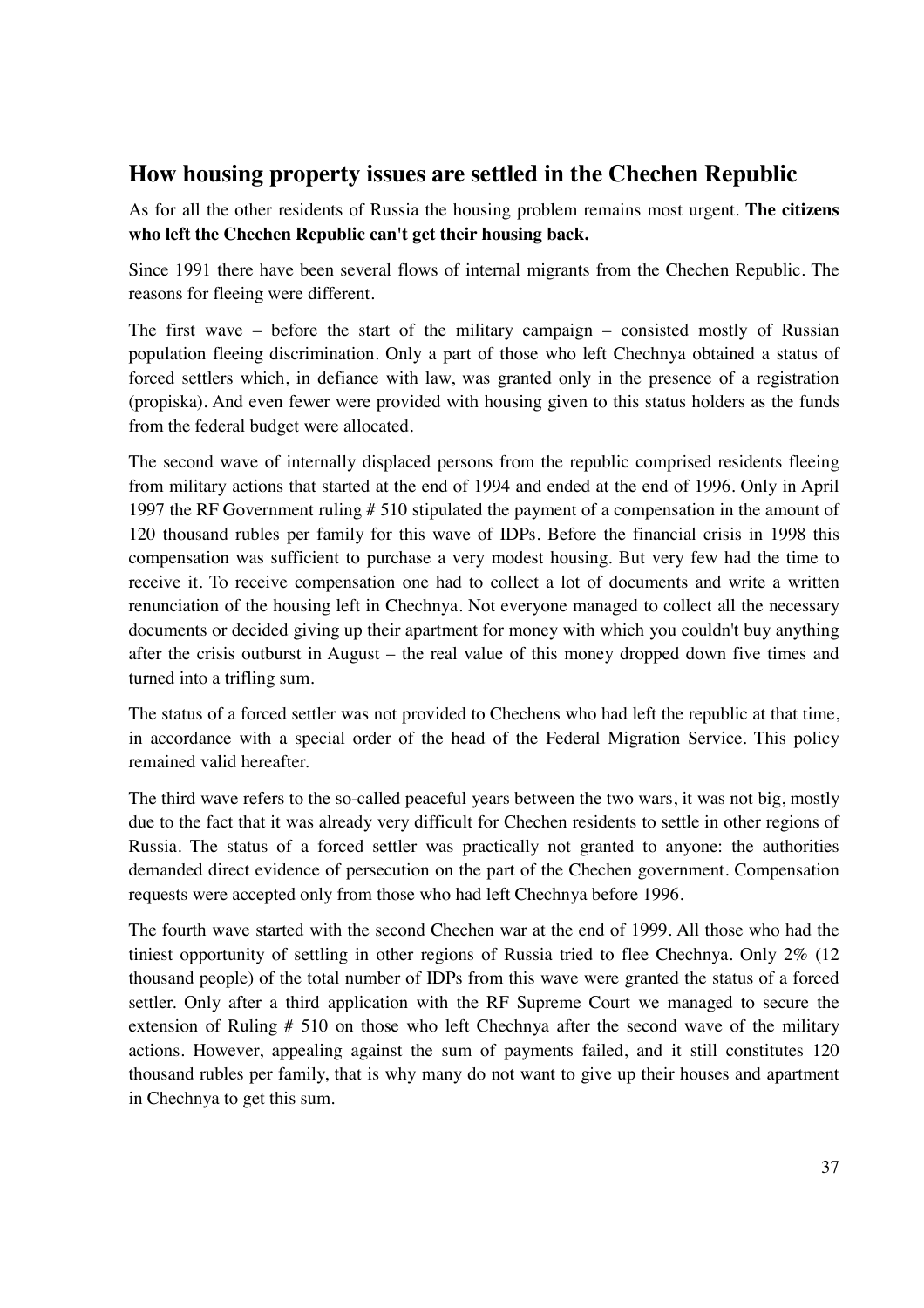## How housing property issues are settled in the Chechen Republic

As for all the other residents of Russia the housing problem remains most urgent. **The citizens who left the Chechen Republic can't get their housing back.**

Since 1991 there have been several flows of internal migrants from the Chechen Republic. The reasons for fleeing were different.

The first wave – before the start of the military campaign – consisted mostly of Russian population fleeing discrimination. Only a part of those who left Chechnya obtained a status of forced settlers which, in defiance with law, was granted only in the presence of a registration (propiska). And even fewer were provided with housing given to this status holders as the funds from the federal budget were allocated.

The second wave of internally displaced persons from the republic comprised residents fleeing from military actions that started at the end of 1994 and ended at the end of 1996. Only in April 1997 the RF Government ruling # 510 stipulated the payment of a compensation in the amount of 120 thousand rubles per family for this wave of IDPs. Before the financial crisis in 1998 this compensation was sufficient to purchase a very modest housing. But very few had the time to receive it. To receive compensation one had to collect a lot of documents and write a written renunciation of the housing left in Chechnya. Not everyone managed to collect all the necessary documents or decided giving up their apartment for money with which you couldn't buy anything after the crisis outburst in August – the real value of this money dropped down five times and turned into a trifling sum.

The status of a forced settler was not provided to Chechens who had left the republic at that time, in accordance with a special order of the head of the Federal Migration Service. This policy remained valid hereafter.

The third wave refers to the so-called peaceful years between the two wars, it was not big, mostly due to the fact that it was already very difficult for Chechen residents to settle in other regions of Russia. The status of a forced settler was practically not granted to anyone: the authorities demanded direct evidence of persecution on the part of the Chechen government. Compensation requests were accepted only from those who had left Chechnya before 1996.

The fourth wave started with the second Chechen war at the end of 1999. All those who had the tiniest opportunity of settling in other regions of Russia tried to flee Chechnya. Only 2% (12 thousand people) of the total number of IDPs from this wave were granted the status of a forced settler. Only after a third application with the RF Supreme Court we managed to secure the extension of Ruling # 510 on those who left Chechnya after the second wave of the military actions. However, appealing against the sum of payments failed, and it still constitutes 120 thousand rubles per family, that is why many do not want to give up their houses and apartment in Chechnya to get this sum.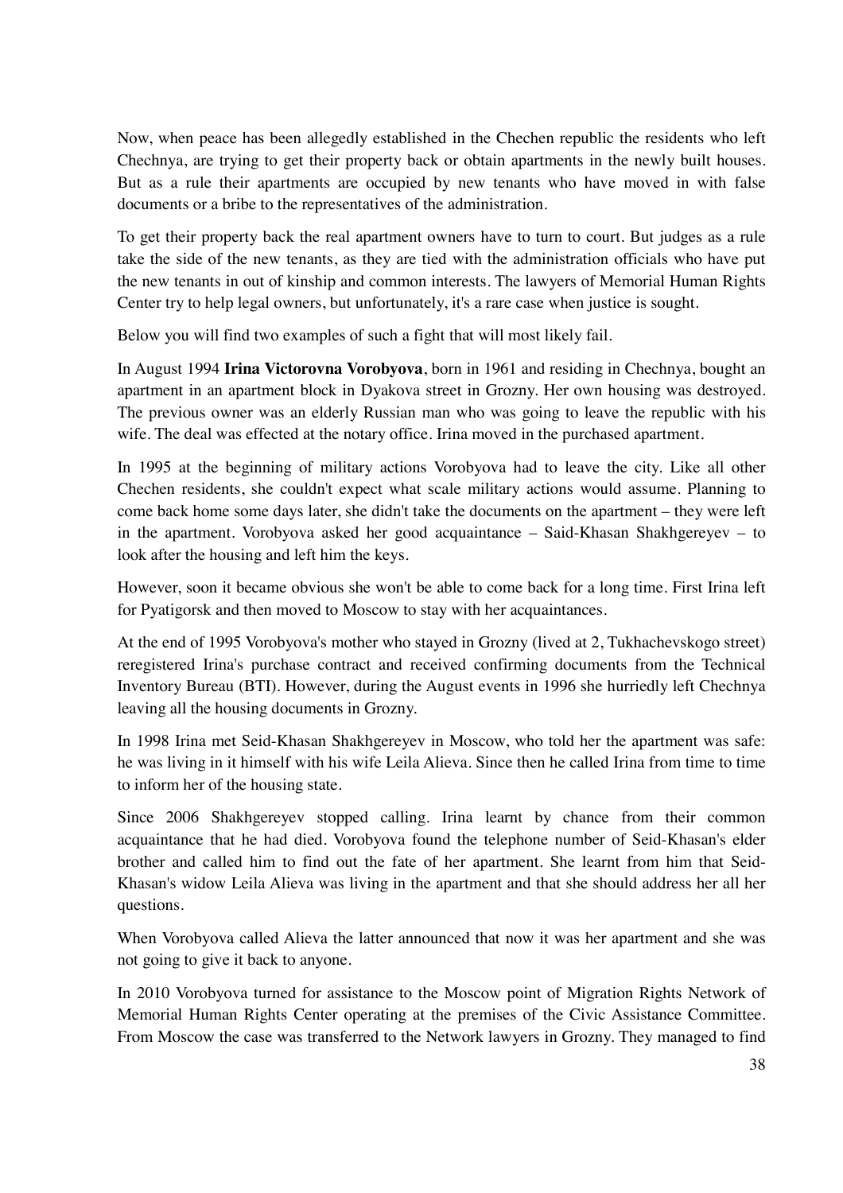Now, when peace has been allegedly established in the Chechen republic the residents who left Chechnya, are trying to get their property back or obtain apartments in the newly built houses. But as a rule their apartments are occupied by new tenants who have moved in with false documents or a bribe to the representatives of the administration.

To get their property back the real apartment owners have to turn to court. But judges as a rule take the side of the new tenants, as they are tied with the administration officials who have put the new tenants in out of kinship and common interests. The lawyers of Memorial Human Rights Center try to help legal owners, but unfortunately, it's a rare case when justice is sought.

Below you will find two examples of such a fight that will most likely fail.

In August 1994 **Irina Victorovna Vorobyova**, born in 1961 and residing in Chechnya, bought an apartment in an apartment block in Dyakova street in Grozny. Her own housing was destroyed. The previous owner was an elderly Russian man who was going to leave the republic with his wife. The deal was effected at the notary office. Irina moved in the purchased apartment.

In 1995 at the beginning of military actions Vorobyova had to leave the city. Like all other Chechen residents, she couldn't expect what scale military actions would assume. Planning to come back home some days later, she didn't take the documents on the apartment – they were left in the apartment. Vorobyova asked her good acquaintance – Said-Khasan Shakhgereyev – to look after the housing and left him the keys.

However, soon it became obvious she won't be able to come back for a long time. First Irina left for Pyatigorsk and then moved to Moscow to stay with her acquaintances.

At the end of 1995 Vorobyova's mother who stayed in Grozny (lived at 2, Tukhachevskogo street) reregistered Irina's purchase contract and received confirming documents from the Technical Inventory Bureau (BTI). However, during the August events in 1996 she hurriedly left Chechnya leaving all the housing documents in Grozny.

In 1998 Irina met Seid-Khasan Shakhgereyev in Moscow, who told her the apartment was safe: he was living in it himself with his wife Leila Alieva. Since then he called Irina from time to time to inform her of the housing state.

Since 2006 Shakhgereyev stopped calling. Irina learnt by chance from their common acquaintance that he had died. Vorobyova found the telephone number of Seid-Khasan's elder brother and called him to find out the fate of her apartment. She learnt from him that Seid-Khasan's widow Leila Alieva was living in the apartment and that she should address her all her questions.

When Vorobyova called Alieva the latter announced that now it was her apartment and she was not going to give it back to anyone.

In 2010 Vorobyova turned for assistance to the Moscow point of Migration Rights Network of Memorial Human Rights Center operating at the premises of the Civic Assistance Committee. From Moscow the case was transferred to the Network lawyers in Grozny. They managed to find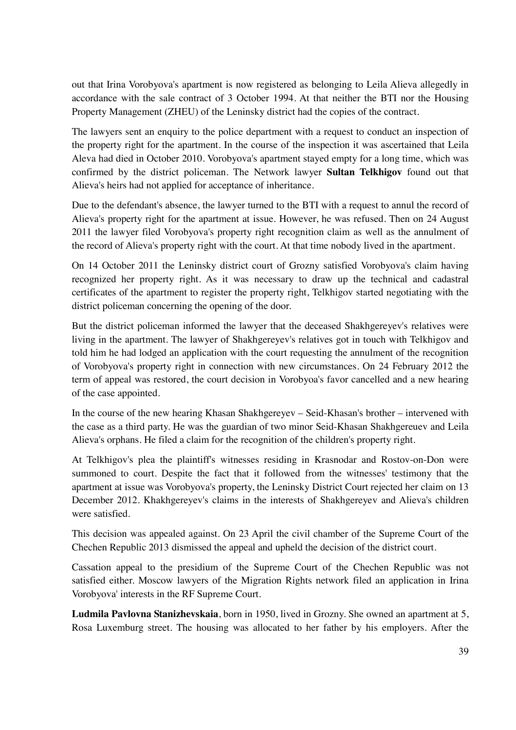out that Irina Vorobyova's apartment is now registered as belonging to Leila Alieva allegedly in accordance with the sale contract of 3 October 1994. At that neither the BTI nor the Housing Property Management (ZHEU) of the Leninsky district had the copies of the contract.

The lawyers sent an enquiry to the police department with a request to conduct an inspection of the property right for the apartment. In the course of the inspection it was ascertained that Leila Aleva had died in October 2010. Vorobyova's apartment stayed empty for a long time, which was confirmed by the district policeman. The Network lawyer **Sultan Telkhigov** found out that Alieva's heirs had not applied for acceptance of inheritance.

Due to the defendant's absence, the lawyer turned to the BTI with a request to annul the record of Alieva's property right for the apartment at issue. However, he was refused. Then on 24 August 2011 the lawyer filed Vorobyova's property right recognition claim as well as the annulment of the record of Alieva's property right with the court. At that time nobody lived in the apartment.

On 14 October 2011 the Leninsky district court of Grozny satisfied Vorobyova's claim having recognized her property right. As it was necessary to draw up the technical and cadastral certificates of the apartment to register the property right, Telkhigov started negotiating with the district policeman concerning the opening of the door.

But the district policeman informed the lawyer that the deceased Shakhgereyev's relatives were living in the apartment. The lawyer of Shakhgereyev's relatives got in touch with Telkhigov and told him he had lodged an application with the court requesting the annulment of the recognition of Vorobyova's property right in connection with new circumstances. On 24 February 2012 the term of appeal was restored, the court decision in Vorobyoa's favor cancelled and a new hearing of the case appointed.

In the course of the new hearing Khasan Shakhgereyev – Seid-Khasan's brother – intervened with the case as a third party. He was the guardian of two minor Seid-Khasan Shakhgereuev and Leila Alieva's orphans. He filed a claim for the recognition of the children's property right.

At Telkhigov's plea the plaintiff's witnesses residing in Krasnodar and Rostov-on-Don were summoned to court. Despite the fact that it followed from the witnesses' testimony that the apartment at issue was Vorobyova's property, the Leninsky District Court rejected her claim on 13 December 2012. Khakhgereyev's claims in the interests of Shakhgereyev and Alieva's children were satisfied.

This decision was appealed against. On 23 April the civil chamber of the Supreme Court of the Chechen Republic 2013 dismissed the appeal and upheld the decision of the district court.

Cassation appeal to the presidium of the Supreme Court of the Chechen Republic was not satisfied either. Moscow lawyers of the Migration Rights network filed an application in Irina Vorobyova' interests in the RF Supreme Court.

**Ludmila Pavlovna Stanizhevskaia**, born in 1950, lived in Grozny. She owned an apartment at 5, Rosa Luxemburg street. The housing was allocated to her father by his employers. After the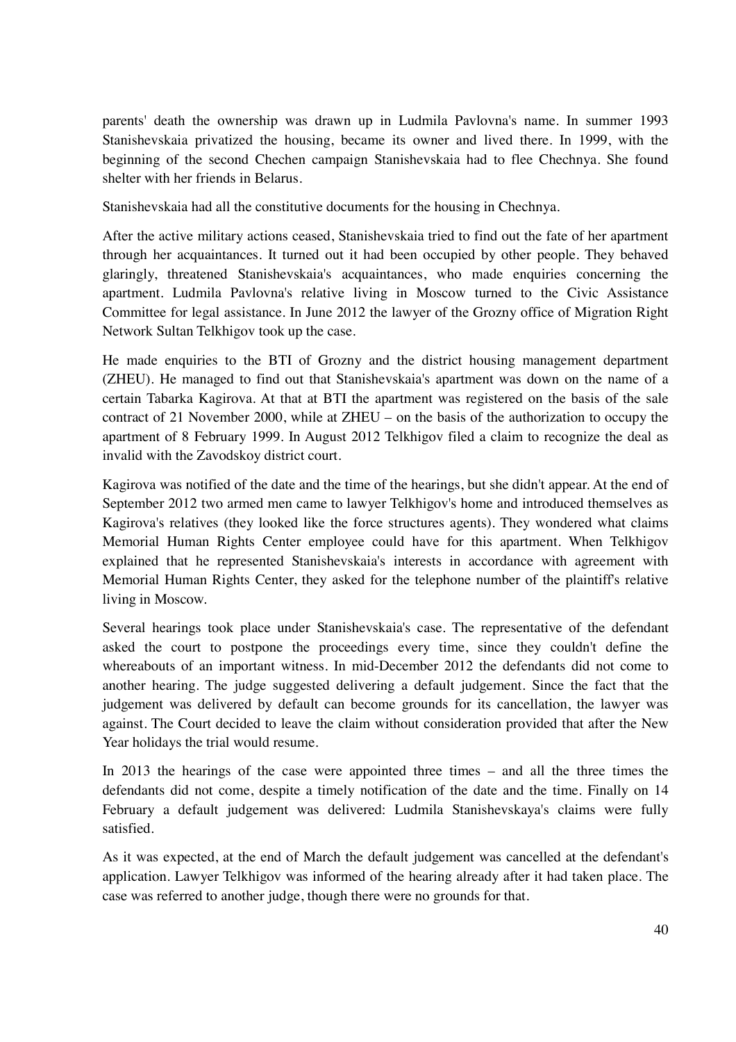parents' death the ownership was drawn up in Ludmila Pavlovna's name. In summer 1993 Stanishevskaia privatized the housing, became its owner and lived there. In 1999, with the beginning of the second Chechen campaign Stanishevskaia had to flee Chechnya. She found shelter with her friends in Belarus.

Stanishevskaia had all the constitutive documents for the housing in Chechnya.

After the active military actions ceased, Stanishevskaia tried to find out the fate of her apartment through her acquaintances. It turned out it had been occupied by other people. They behaved glaringly, threatened Stanishevskaia's acquaintances, who made enquiries concerning the apartment. Ludmila Pavlovna's relative living in Moscow turned to the Civic Assistance Committee for legal assistance. In June 2012 the lawyer of the Grozny office of Migration Right Network Sultan Telkhigov took up the case.

He made enquiries to the BTI of Grozny and the district housing management department (ZHEU). He managed to find out that Stanishevskaia's apartment was down on the name of a certain Tabarka Kagirova. At that at BTI the apartment was registered on the basis of the sale contract of 21 November 2000, while at ZHEU – on the basis of the authorization to occupy the apartment of 8 February 1999. In August 2012 Telkhigov filed a claim to recognize the deal as invalid with the Zavodskoy district court.

Kagirova was notified of the date and the time of the hearings, but she didn't appear. At the end of September 2012 two armed men came to lawyer Telkhigov's home and introduced themselves as Kagirova's relatives (they looked like the force structures agents). They wondered what claims Memorial Human Rights Center employee could have for this apartment. When Telkhigov explained that he represented Stanishevskaia's interests in accordance with agreement with Memorial Human Rights Center, they asked for the telephone number of the plaintiff's relative living in Moscow.

Several hearings took place under Stanishevskaia's case. The representative of the defendant asked the court to postpone the proceedings every time, since they couldn't define the whereabouts of an important witness. In mid-December 2012 the defendants did not come to another hearing. The judge suggested delivering a default judgement. Since the fact that the judgement was delivered by default can become grounds for its cancellation, the lawyer was against. The Court decided to leave the claim without consideration provided that after the New Year holidays the trial would resume.

In 2013 the hearings of the case were appointed three times – and all the three times the defendants did not come, despite a timely notification of the date and the time. Finally on 14 February a default judgement was delivered: Ludmila Stanishevskaya's claims were fully satisfied.

As it was expected, at the end of March the default judgement was cancelled at the defendant's application. Lawyer Telkhigov was informed of the hearing already after it had taken place. The case was referred to another judge, though there were no grounds for that.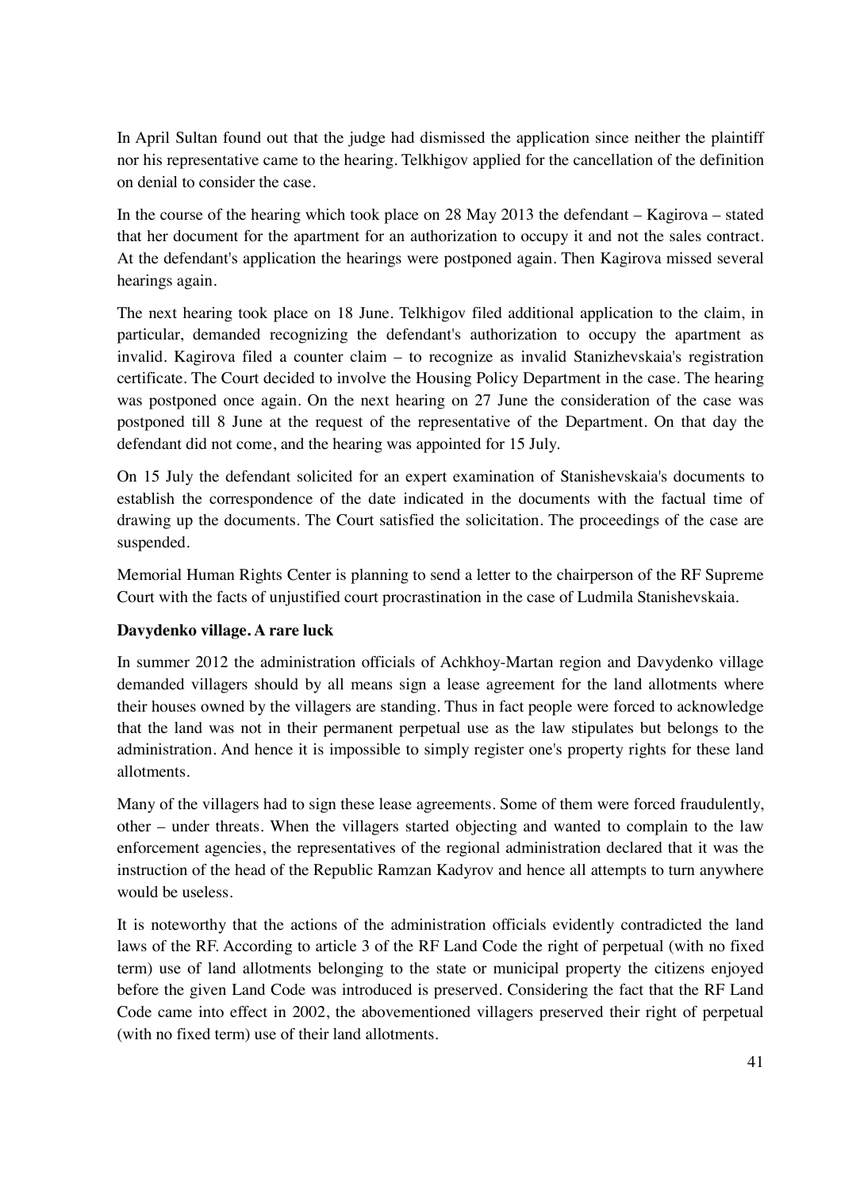In April Sultan found out that the judge had dismissed the application since neither the plaintiff nor his representative came to the hearing. Telkhigov applied for the cancellation of the definition on denial to consider the case.

In the course of the hearing which took place on 28 May 2013 the defendant – Kagirova – stated that her document for the apartment for an authorization to occupy it and not the sales contract. At the defendant's application the hearings were postponed again. Then Kagirova missed several hearings again.

The next hearing took place on 18 June. Telkhigov filed additional application to the claim, in particular, demanded recognizing the defendant's authorization to occupy the apartment as invalid. Kagirova filed a counter claim – to recognize as invalid Stanizhevskaia's registration certificate. The Court decided to involve the Housing Policy Department in the case. The hearing was postponed once again. On the next hearing on 27 June the consideration of the case was postponed till 8 June at the request of the representative of the Department. On that day the defendant did not come, and the hearing was appointed for 15 July.

On 15 July the defendant solicited for an expert examination of Stanishevskaia's documents to establish the correspondence of the date indicated in the documents with the factual time of drawing up the documents. The Court satisfied the solicitation. The proceedings of the case are suspended.

Memorial Human Rights Center is planning to send a letter to the chairperson of the RF Supreme Court with the facts of unjustified court procrastination in the case of Ludmila Stanishevskaia.

**Davydenko village. A rare luck**

In summer 2012 the administration officials of Achkhoy-Martan region and Davydenko village demanded villagers should by all means sign a lease agreement for the land allotments where their houses owned by the villagers are standing. Thus in fact people were forced to acknowledge that the land was not in their permanent perpetual use as the law stipulates but belongs to the administration. And hence it is impossible to simply register one's property rights for these land allotments.

Many of the villagers had to sign these lease agreements. Some of them were forced fraudulently, other – under threats. When the villagers started objecting and wanted to complain to the law enforcement agencies, the representatives of the regional administration declared that it was the instruction of the head of the Republic Ramzan Kadyrov and hence all attempts to turn anywhere would be useless.

It is noteworthy that the actions of the administration officials evidently contradicted the land laws of the RF. According to article 3 of the RF Land Code the right of perpetual (with no fixed term) use of land allotments belonging to the state or municipal property the citizens enjoyed before the given Land Code was introduced is preserved. Considering the fact that the RF Land Code came into effect in 2002, the abovementioned villagers preserved their right of perpetual (with no fixed term) use of their land allotments.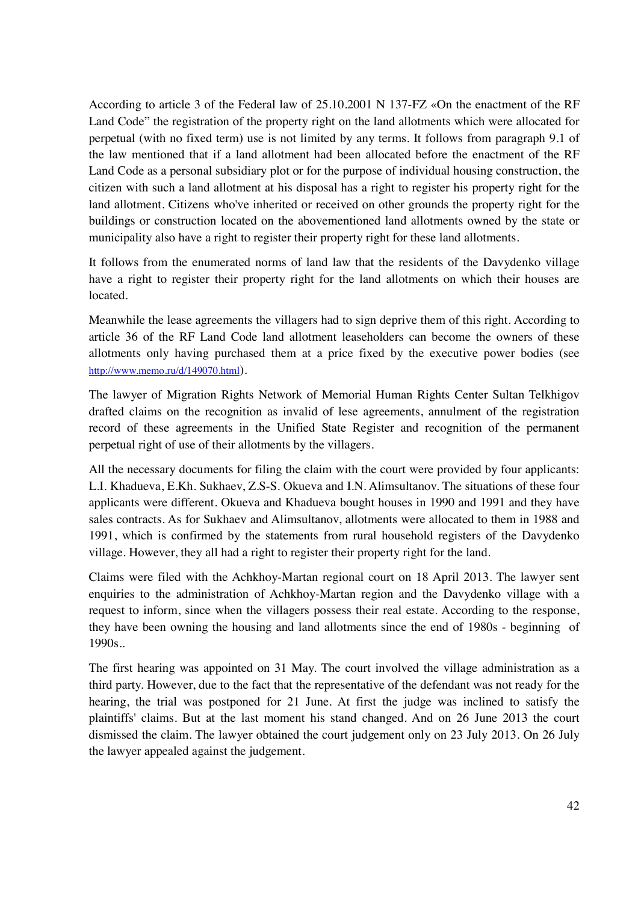According to article 3 of the Federal law of 25.10.2001 N 137-FZ «On the enactment of the RF Land Code" the registration of the property right on the land allotments which were allocated for perpetual (with no fixed term) use is not limited by any terms. It follows from paragraph 9.1 of the law mentioned that if a land allotment had been allocated before the enactment of the RF Land Code as a personal subsidiary plot or for the purpose of individual housing construction, the citizen with such a land allotment at his disposal has a right to register his property right for the land allotment. Citizens who've inherited or received on other grounds the property right for the buildings or construction located on the abovementioned land allotments owned by the state or municipality also have a right to register their property right for these land allotments.

It follows from the enumerated norms of land law that the residents of the Davydenko village have a right to register their property right for the land allotments on which their houses are located.

Meanwhile the lease agreements the villagers had to sign deprive them of this right. According to article 36 of the RF Land Code land allotment leaseholders can become the owners of these allotments only having purchased them at a price fixed by the executive power bodies (see http://www.memo.ru/d/149070.html).

The lawyer of Migration Rights Network of Memorial Human Rights Center Sultan Telkhigov drafted claims on the recognition as invalid of lese agreements, annulment of the registration record of these agreements in the Unified State Register and recognition of the permanent perpetual right of use of their allotments by the villagers.

All the necessary documents for filing the claim with the court were provided by four applicants: L.I. Khadueva, E.Kh. Sukhaev, Z.S-S. Okueva and I.N. Alimsultanov. The situations of these four applicants were different. Okueva and Khadueva bought houses in 1990 and 1991 and they have sales contracts. As for Sukhaev and Alimsultanov, allotments were allocated to them in 1988 and 1991, which is confirmed by the statements from rural household registers of the Davydenko village. However, they all had a right to register their property right for the land.

Claims were filed with the Achkhoy-Martan regional court on 18 April 2013. The lawyer sent enquiries to the administration of Achkhoy-Martan region and the Davydenko village with a request to inform, since when the villagers possess their real estate. According to the response, they have been owning the housing and land allotments since the end of 1980s - beginning of 1990s..

The first hearing was appointed on 31 May. The court involved the village administration as a third party. However, due to the fact that the representative of the defendant was not ready for the hearing, the trial was postponed for 21 June. At first the judge was inclined to satisfy the plaintiffs' claims. But at the last moment his stand changed. And on 26 June 2013 the court dismissed the claim. The lawyer obtained the court judgement only on 23 July 2013. On 26 July the lawyer appealed against the judgement.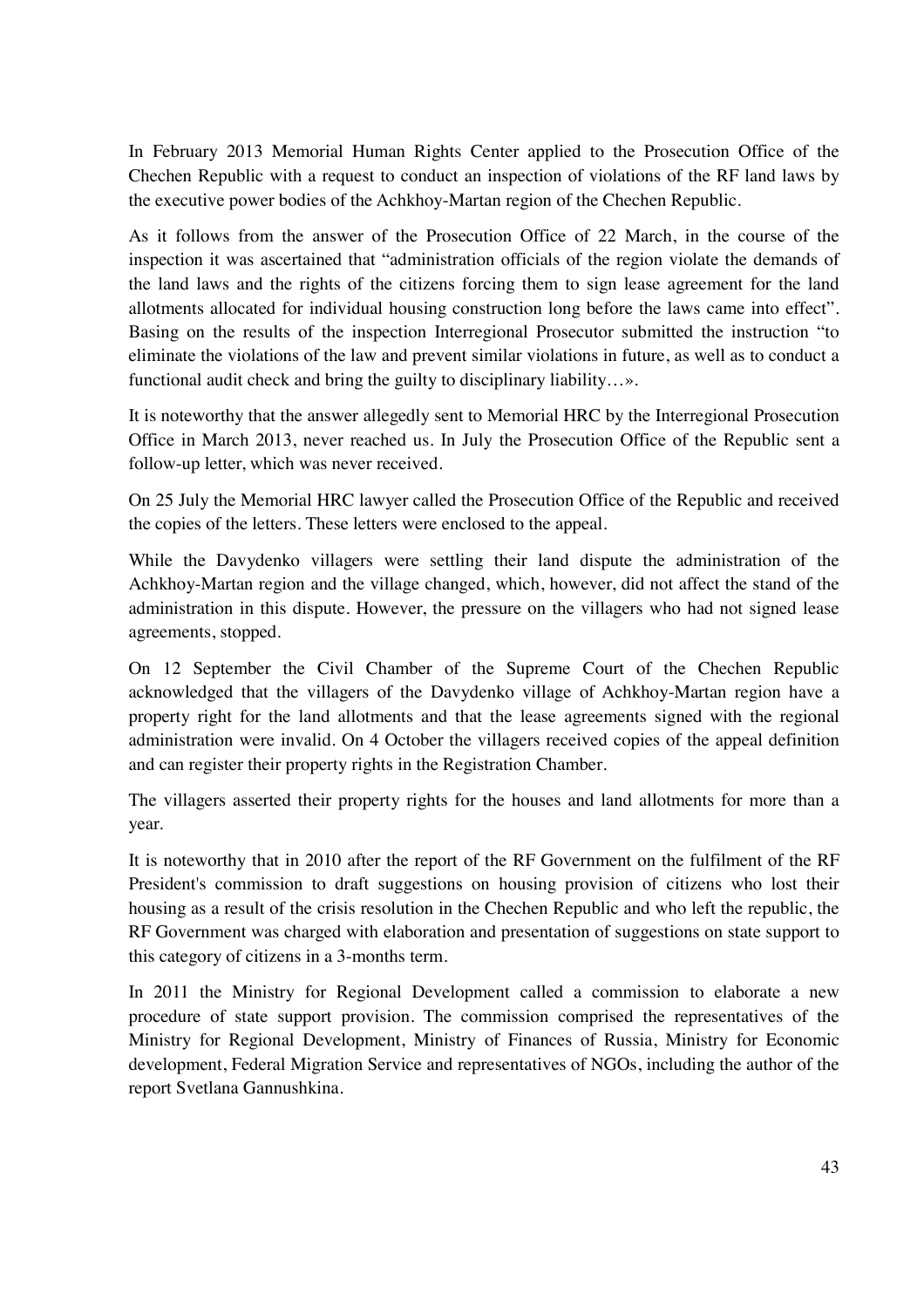In February 2013 Memorial Human Rights Center applied to the Prosecution Office of the Chechen Republic with a request to conduct an inspection of violations of the RF land laws by the executive power bodies of the Achkhoy-Martan region of the Chechen Republic.

As it follows from the answer of the Prosecution Office of 22 March, in the course of the inspection it was ascertained that "administration officials of the region violate the demands of the land laws and the rights of the citizens forcing them to sign lease agreement for the land allotments allocated for individual housing construction long before the laws came into effect". Basing on the results of the inspection Interregional Prosecutor submitted the instruction "to eliminate the violations of the law and prevent similar violations in future, as well as to conduct a functional audit check and bring the guilty to disciplinary liability…».

It is noteworthy that the answer allegedly sent to Memorial HRC by the Interregional Prosecution Office in March 2013, never reached us. In July the Prosecution Office of the Republic sent a follow-up letter, which was never received.

On 25 July the Memorial HRC lawyer called the Prosecution Office of the Republic and received the copies of the letters. These letters were enclosed to the appeal.

While the Davydenko villagers were settling their land dispute the administration of the Achkhoy-Martan region and the village changed, which, however, did not affect the stand of the administration in this dispute. However, the pressure on the villagers who had not signed lease agreements, stopped.

On 12 September the Civil Chamber of the Supreme Court of the Chechen Republic acknowledged that the villagers of the Davydenko village of Achkhoy-Martan region have a property right for the land allotments and that the lease agreements signed with the regional administration were invalid. On 4 October the villagers received copies of the appeal definition and can register their property rights in the Registration Chamber.

The villagers asserted their property rights for the houses and land allotments for more than a year.

It is noteworthy that in 2010 after the report of the RF Government on the fulfilment of the RF President's commission to draft suggestions on housing provision of citizens who lost their housing as a result of the crisis resolution in the Chechen Republic and who left the republic, the RF Government was charged with elaboration and presentation of suggestions on state support to this category of citizens in a 3-months term.

In 2011 the Ministry for Regional Development called a commission to elaborate a new procedure of state support provision. The commission comprised the representatives of the Ministry for Regional Development, Ministry of Finances of Russia, Ministry for Economic development, Federal Migration Service and representatives of NGOs, including the author of the report Svetlana Gannushkina.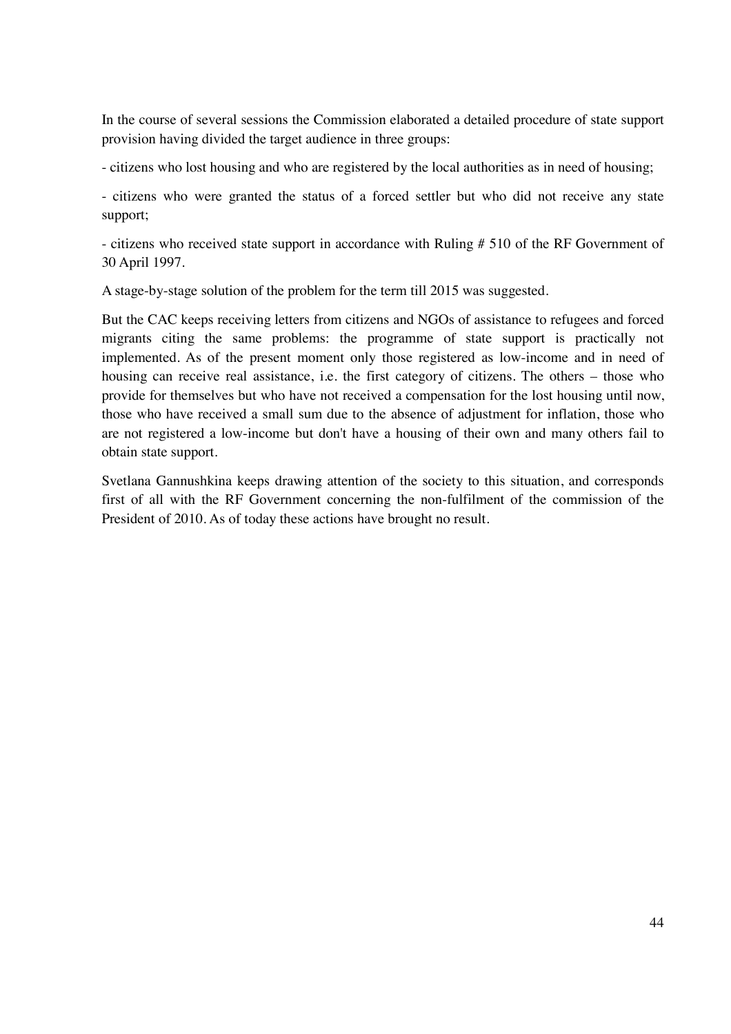In the course of several sessions the Commission elaborated a detailed procedure of state support provision having divided the target audience in three groups:

- citizens who lost housing and who are registered by the local authorities as in need of housing;

- citizens who were granted the status of a forced settler but who did not receive any state support;

- citizens who received state support in accordance with Ruling # 510 of the RF Government of 30 April 1997.

A stage-by-stage solution of the problem for the term till 2015 was suggested.

But the CAC keeps receiving letters from citizens and NGOs of assistance to refugees and forced migrants citing the same problems: the programme of state support is practically not implemented. As of the present moment only those registered as low-income and in need of housing can receive real assistance, i.e. the first category of citizens. The others – those who provide for themselves but who have not received a compensation for the lost housing until now, those who have received a small sum due to the absence of adjustment for inflation, those who are not registered a low-income but don't have a housing of their own and many others fail to obtain state support.

Svetlana Gannushkina keeps drawing attention of the society to this situation, and corresponds first of all with the RF Government concerning the non-fulfilment of the commission of the President of 2010. As of today these actions have brought no result.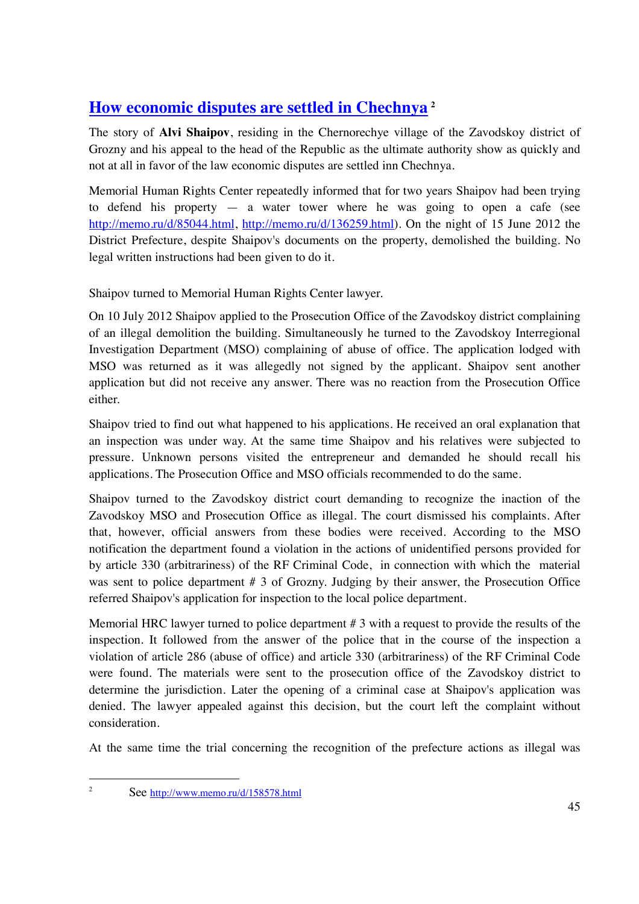## How economic disputes are settled in Chechnya [2]

The story of **Alvi Shaipov**, residing in the Chernorechye village of the Zavodskoy district of Grozny and his appeal to the head of the Republic as the ultimate authority show as quickly and not at all in favor of the law economic disputes are settled inn Chechnya.

Memorial Human Rights Center repeatedly informed that for two years Shaipov had been trying to defend his property — a water tower where he was going to open a cafe (see http://memo.ru/d/85044.html, http://memo.ru/d/136259.html). On the night of 15 June 2012 the District Prefecture, despite Shaipov's documents on the property, demolished the building. No legal written instructions had been given to do it.

Shaipov turned to Memorial Human Rights Center lawyer.

On 10 July 2012 Shaipov applied to the Prosecution Office of the Zavodskoy district complaining of an illegal demolition the building. Simultaneously he turned to the Zavodskoy Interregional Investigation Department (MSO) complaining of abuse of office. The application lodged with MSO was returned as it was allegedly not signed by the applicant. Shaipov sent another application but did not receive any answer. There was no reaction from the Prosecution Office either.

Shaipov tried to find out what happened to his applications. He received an oral explanation that an inspection was under way. At the same time Shaipov and his relatives were subjected to pressure. Unknown persons visited the entrepreneur and demanded he should recall his applications. The Prosecution Office and MSO officials recommended to do the same.

Shaipov turned to the Zavodskoy district court demanding to recognize the inaction of the Zavodskoy MSO and Prosecution Office as illegal. The court dismissed his complaints. After that, however, official answers from these bodies were received. According to the MSO notification the department found a violation in the actions of unidentified persons provided for by article 330 (arbitrariness) of the RF Criminal Code, in connection with which the material was sent to police department # 3 of Grozny. Judging by their answer, the Prosecution Office referred Shaipov's application for inspection to the local police department.

Memorial HRC lawyer turned to police department # 3 with a request to provide the results of the inspection. It followed from the answer of the police that in the course of the inspection a violation of article 286 (abuse of office) and article 330 (arbitrariness) of the RF Criminal Code were found. The materials were sent to the prosecution office of the Zavodskoy district to determine the jurisdiction. Later the opening of a criminal case at Shaipov's application was denied. The lawyer appealed against this decision, but the court left the complaint without consideration.

At the same time the trial concerning the recognition of the prefecture actions as illegal was

---

[2] See http://www.memo.ru/d/158578.html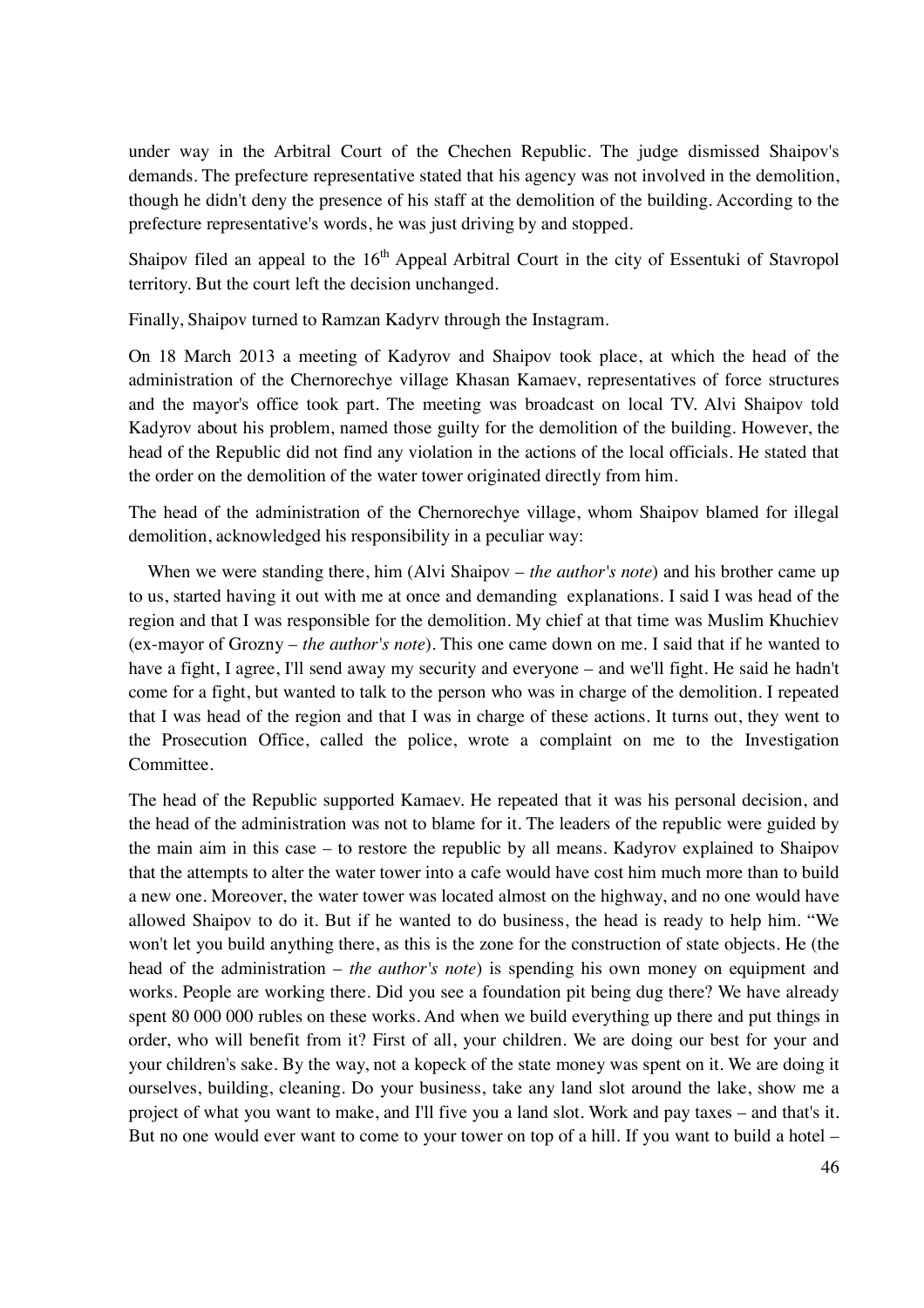under way in the Arbitral Court of the Chechen Republic. The judge dismissed Shaipov's demands. The prefecture representative stated that his agency was not involved in the demolition, though he didn't deny the presence of his staff at the demolition of the building. According to the prefecture representative's words, he was just driving by and stopped.

Shaipov filed an appeal to the 16th Appeal Arbitral Court in the city of Essentuki of Stavropol territory. But the court left the decision unchanged.

Finally, Shaipov turned to Ramzan Kadyrv through the Instagram.

On 18 March 2013 a meeting of Kadyrov and Shaipov took place, at which the head of the administration of the Chernorechye village Khasan Kamaev, representatives of force structures and the mayor's office took part. The meeting was broadcast on local TV. Alvi Shaipov told Kadyrov about his problem, named those guilty for the demolition of the building. However, the head of the Republic did not find any violation in the actions of the local officials. He stated that the order on the demolition of the water tower originated directly from him.

The head of the administration of the Chernorechye village, whom Shaipov blamed for illegal demolition, acknowledged his responsibility in a peculiar way:

When we were standing there, him (Alvi Shaipov – *the author's note*) and his brother came up to us, started having it out with me at once and demanding explanations. I said I was head of the region and that I was responsible for the demolition. My chief at that time was Muslim Khuchiev (ex-mayor of Grozny – *the author's note*). This one came down on me. I said that if he wanted to have a fight, I agree, I'll send away my security and everyone – and we'll fight. He said he hadn't come for a fight, but wanted to talk to the person who was in charge of the demolition. I repeated that I was head of the region and that I was in charge of these actions. It turns out, they went to the Prosecution Office, called the police, wrote a complaint on me to the Investigation Committee.

The head of the Republic supported Kamaev. He repeated that it was his personal decision, and the head of the administration was not to blame for it. The leaders of the republic were guided by the main aim in this case – to restore the republic by all means. Kadyrov explained to Shaipov that the attempts to alter the water tower into a cafe would have cost him much more than to build a new one. Moreover, the water tower was located almost on the highway, and no one would have allowed Shaipov to do it. But if he wanted to do business, the head is ready to help him. "We won't let you build anything there, as this is the zone for the construction of state objects. He (the head of the administration – *the author's note*) is spending his own money on equipment and works. People are working there. Did you see a foundation pit being dug there? We have already spent 80 000 000 rubles on these works. And when we build everything up there and put things in order, who will benefit from it? First of all, your children. We are doing our best for your and your children's sake. By the way, not a kopeck of the state money was spent on it. We are doing it ourselves, building, cleaning. Do your business, take any land slot around the lake, show me a project of what you want to make, and I'll five you a land slot. Work and pay taxes – and that's it. But no one would ever want to come to your tower on top of a hill. If you want to build a hotel –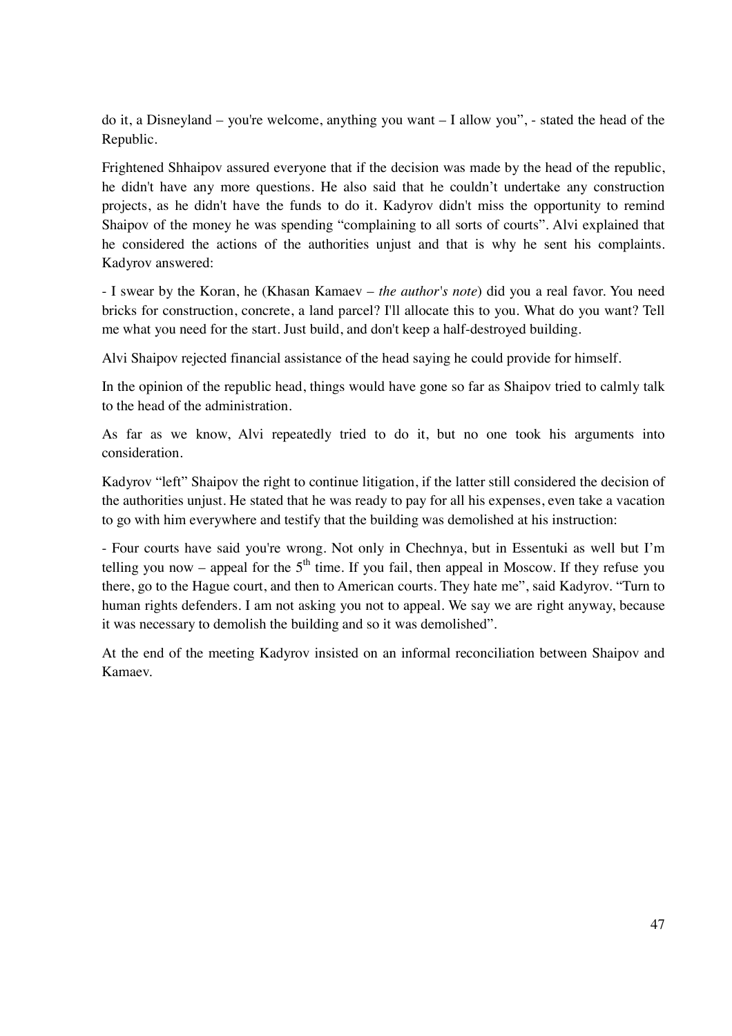do it, a Disneyland – you're welcome, anything you want – I allow you", - stated the head of the Republic.

Frightened Shhaipov assured everyone that if the decision was made by the head of the republic, he didn't have any more questions. He also said that he couldn't undertake any construction projects, as he didn't have the funds to do it. Kadyrov didn't miss the opportunity to remind Shaipov of the money he was spending "complaining to all sorts of courts". Alvi explained that he considered the actions of the authorities unjust and that is why he sent his complaints. Kadyrov answered:

- I swear by the Koran, he (Khasan Kamaev – *the author's note*) did you a real favor. You need bricks for construction, concrete, a land parcel? I'll allocate this to you. What do you want? Tell me what you need for the start. Just build, and don't keep a half-destroyed building.

Alvi Shaipov rejected financial assistance of the head saying he could provide for himself.

In the opinion of the republic head, things would have gone so far as Shaipov tried to calmly talk to the head of the administration.

As far as we know, Alvi repeatedly tried to do it, but no one took his arguments into consideration.

Kadyrov "left" Shaipov the right to continue litigation, if the latter still considered the decision of the authorities unjust. He stated that he was ready to pay for all his expenses, even take a vacation to go with him everywhere and testify that the building was demolished at his instruction:

- Four courts have said you're wrong. Not only in Chechnya, but in Essentuki as well but I'm telling you now – appeal for the 5th time. If you fail, then appeal in Moscow. If they refuse you there, go to the Hague court, and then to American courts. They hate me", said Kadyrov. "Turn to human rights defenders. I am not asking you not to appeal. We say we are right anyway, because it was necessary to demolish the building and so it was demolished".

At the end of the meeting Kadyrov insisted on an informal reconciliation between Shaipov and Kamaev.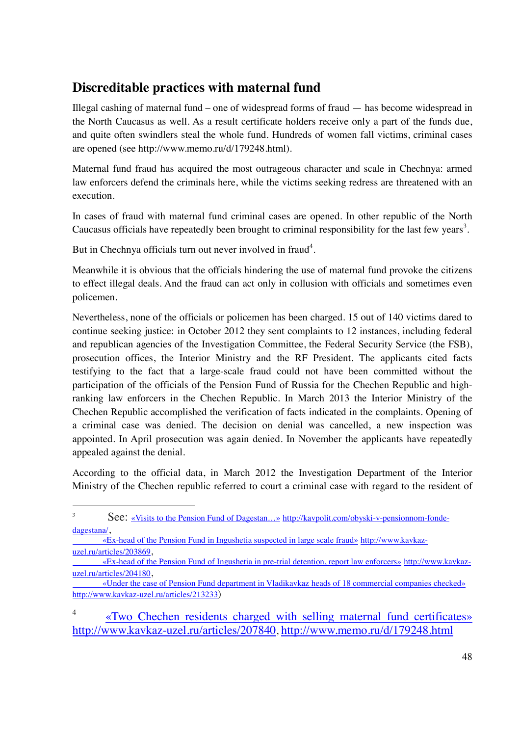## Discreditable practices with maternal fund

Illegal cashing of maternal fund – one of widespread forms of fraud — has become widespread in the North Caucasus as well. As a result certificate holders receive only a part of the funds due, and quite often swindlers steal the whole fund. Hundreds of women fall victims, criminal cases are opened (see http://www.memo.ru/d/179248.html).

Maternal fund fraud has acquired the most outrageous character and scale in Chechnya: armed law enforcers defend the criminals here, while the victims seeking redress are threatened with an execution.

In cases of fraud with maternal fund criminal cases are opened. In other republic of the North Caucasus officials have repeatedly been brought to criminal responsibility for the last few years[3].

But in Chechnya officials turn out never involved in fraud[4].

Meanwhile it is obvious that the officials hindering the use of maternal fund provoke the citizens to effect illegal deals. And the fraud can act only in collusion with officials and sometimes even policemen.

Nevertheless, none of the officials or policemen has been charged. 15 out of 140 victims dared to continue seeking justice: in October 2012 they sent complaints to 12 instances, including federal and republican agencies of the Investigation Committee, the Federal Security Service (the FSB), prosecution offices, the Interior Ministry and the RF President. The applicants cited facts testifying to the fact that a large-scale fraud could not have been committed without the participation of the officials of the Pension Fund of Russia for the Chechen Republic and high-ranking law enforcers in the Chechen Republic. In March 2013 the Interior Ministry of the Chechen Republic accomplished the verification of facts indicated in the complaints. Opening of a criminal case was denied. The decision on denial was cancelled, a new inspection was appointed. In April prosecution was again denied. In November the applicants have repeatedly appealed against the denial.

According to the official data, in March 2012 the Investigation Department of the Interior Ministry of the Chechen republic referred to court a criminal case with regard to the resident of

---

[3] See: «Visits to the Pension Fund of Dagestan…» http://kavpolit.com/obyski-v-pensionnom-fonde-dagestana/,
«Ex-head of the Pension Fund in Ingushetia suspected in large scale fraud» http://www.kavkaz-uzel.ru/articles/203869,
«Ex-head of the Pension Fund of Ingushetia in pre-trial detention, report law enforcers» http://www.kavkaz-uzel.ru/articles/204180,
«Under the case of Pension Fund department in Vladikavkaz heads of 18 commercial companies checked» http://www.kavkaz-uzel.ru/articles/213233)

[4] «Two Chechen residents charged with selling maternal fund certificates» http://www.kavkaz-uzel.ru/articles/207840, http://www.memo.ru/d/179248.html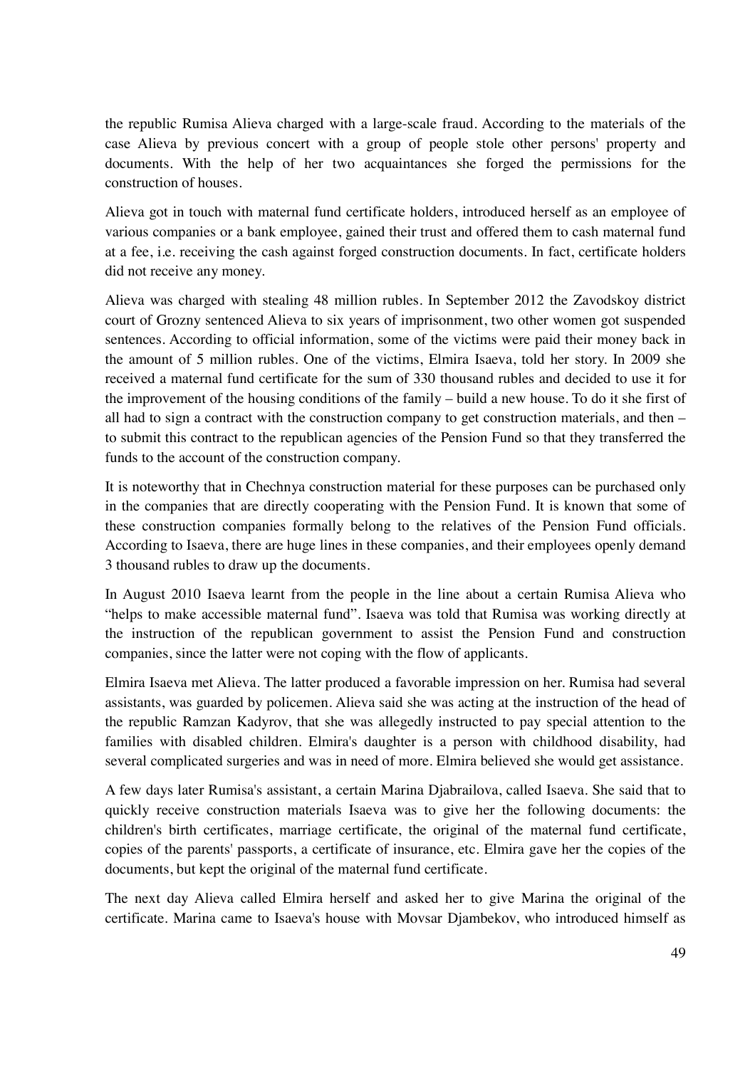the republic Rumisa Alieva charged with a large-scale fraud. According to the materials of the case Alieva by previous concert with a group of people stole other persons' property and documents. With the help of her two acquaintances she forged the permissions for the construction of houses.

Alieva got in touch with maternal fund certificate holders, introduced herself as an employee of various companies or a bank employee, gained their trust and offered them to cash maternal fund at a fee, i.e. receiving the cash against forged construction documents. In fact, certificate holders did not receive any money.

Alieva was charged with stealing 48 million rubles. In September 2012 the Zavodskoy district court of Grozny sentenced Alieva to six years of imprisonment, two other women got suspended sentences. According to official information, some of the victims were paid their money back in the amount of 5 million rubles. One of the victims, Elmira Isaeva, told her story. In 2009 she received a maternal fund certificate for the sum of 330 thousand rubles and decided to use it for the improvement of the housing conditions of the family – build a new house. To do it she first of all had to sign a contract with the construction company to get construction materials, and then – to submit this contract to the republican agencies of the Pension Fund so that they transferred the funds to the account of the construction company.

It is noteworthy that in Chechnya construction material for these purposes can be purchased only in the companies that are directly cooperating with the Pension Fund. It is known that some of these construction companies formally belong to the relatives of the Pension Fund officials. According to Isaeva, there are huge lines in these companies, and their employees openly demand 3 thousand rubles to draw up the documents.

In August 2010 Isaeva learnt from the people in the line about a certain Rumisa Alieva who "helps to make accessible maternal fund". Isaeva was told that Rumisa was working directly at the instruction of the republican government to assist the Pension Fund and construction companies, since the latter were not coping with the flow of applicants.

Elmira Isaeva met Alieva. The latter produced a favorable impression on her. Rumisa had several assistants, was guarded by policemen. Alieva said she was acting at the instruction of the head of the republic Ramzan Kadyrov, that she was allegedly instructed to pay special attention to the families with disabled children. Elmira's daughter is a person with childhood disability, had several complicated surgeries and was in need of more. Elmira believed she would get assistance.

A few days later Rumisa's assistant, a certain Marina Djabrailova, called Isaeva. She said that to quickly receive construction materials Isaeva was to give her the following documents: the children's birth certificates, marriage certificate, the original of the maternal fund certificate, copies of the parents' passports, a certificate of insurance, etc. Elmira gave her the copies of the documents, but kept the original of the maternal fund certificate.

The next day Alieva called Elmira herself and asked her to give Marina the original of the certificate. Marina came to Isaeva's house with Movsar Djambekov, who introduced himself as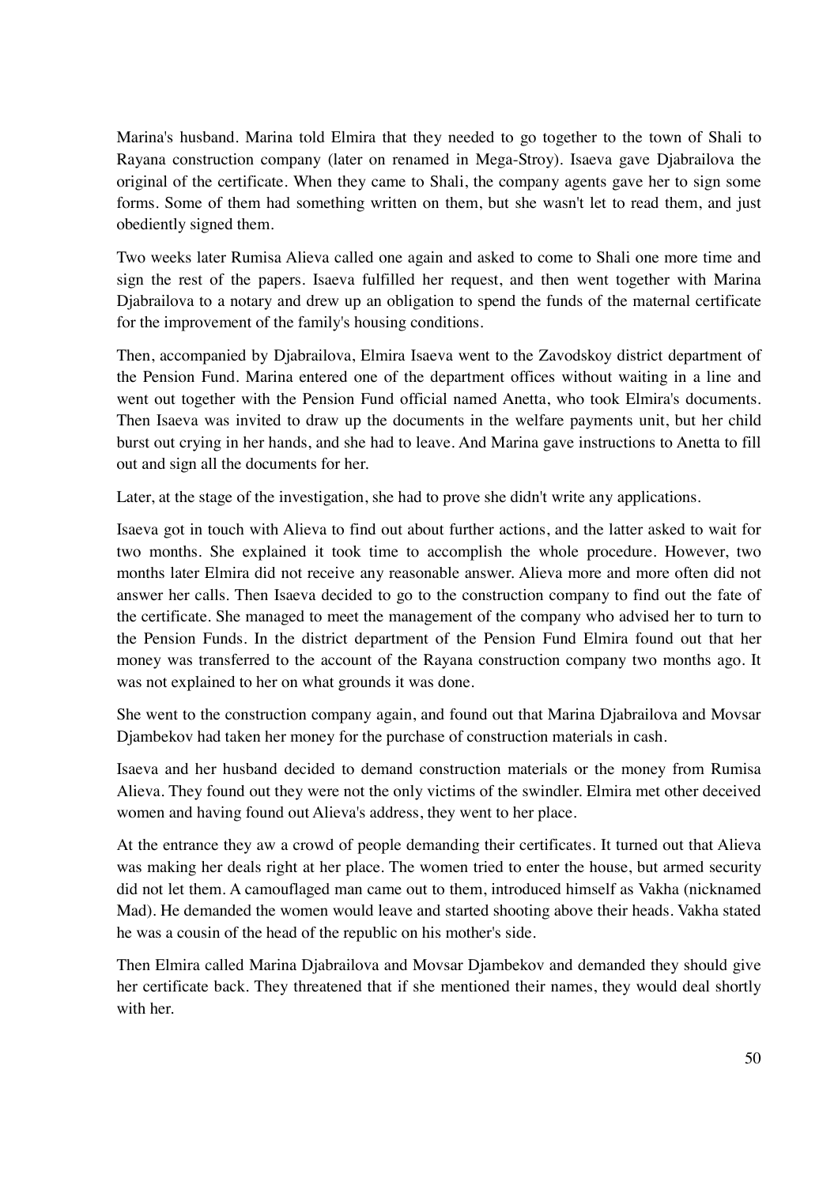Marina's husband. Marina told Elmira that they needed to go together to the town of Shali to Rayana construction company (later on renamed in Mega-Stroy). Isaeva gave Djabrailova the original of the certificate. When they came to Shali, the company agents gave her to sign some forms. Some of them had something written on them, but she wasn't let to read them, and just obediently signed them.

Two weeks later Rumisa Alieva called one again and asked to come to Shali one more time and sign the rest of the papers. Isaeva fulfilled her request, and then went together with Marina Djabrailova to a notary and drew up an obligation to spend the funds of the maternal certificate for the improvement of the family's housing conditions.

Then, accompanied by Djabrailova, Elmira Isaeva went to the Zavodskoy district department of the Pension Fund. Marina entered one of the department offices without waiting in a line and went out together with the Pension Fund official named Anetta, who took Elmira's documents. Then Isaeva was invited to draw up the documents in the welfare payments unit, but her child burst out crying in her hands, and she had to leave. And Marina gave instructions to Anetta to fill out and sign all the documents for her.

Later, at the stage of the investigation, she had to prove she didn't write any applications.

Isaeva got in touch with Alieva to find out about further actions, and the latter asked to wait for two months. She explained it took time to accomplish the whole procedure. However, two months later Elmira did not receive any reasonable answer. Alieva more and more often did not answer her calls. Then Isaeva decided to go to the construction company to find out the fate of the certificate. She managed to meet the management of the company who advised her to turn to the Pension Funds. In the district department of the Pension Fund Elmira found out that her money was transferred to the account of the Rayana construction company two months ago. It was not explained to her on what grounds it was done.

She went to the construction company again, and found out that Marina Djabrailova and Movsar Djambekov had taken her money for the purchase of construction materials in cash.

Isaeva and her husband decided to demand construction materials or the money from Rumisa Alieva. They found out they were not the only victims of the swindler. Elmira met other deceived women and having found out Alieva's address, they went to her place.

At the entrance they aw a crowd of people demanding their certificates. It turned out that Alieva was making her deals right at her place. The women tried to enter the house, but armed security did not let them. A camouflaged man came out to them, introduced himself as Vakha (nicknamed Mad). He demanded the women would leave and started shooting above their heads. Vakha stated he was a cousin of the head of the republic on his mother's side.

Then Elmira called Marina Djabrailova and Movsar Djambekov and demanded they should give her certificate back. They threatened that if she mentioned their names, they would deal shortly with her.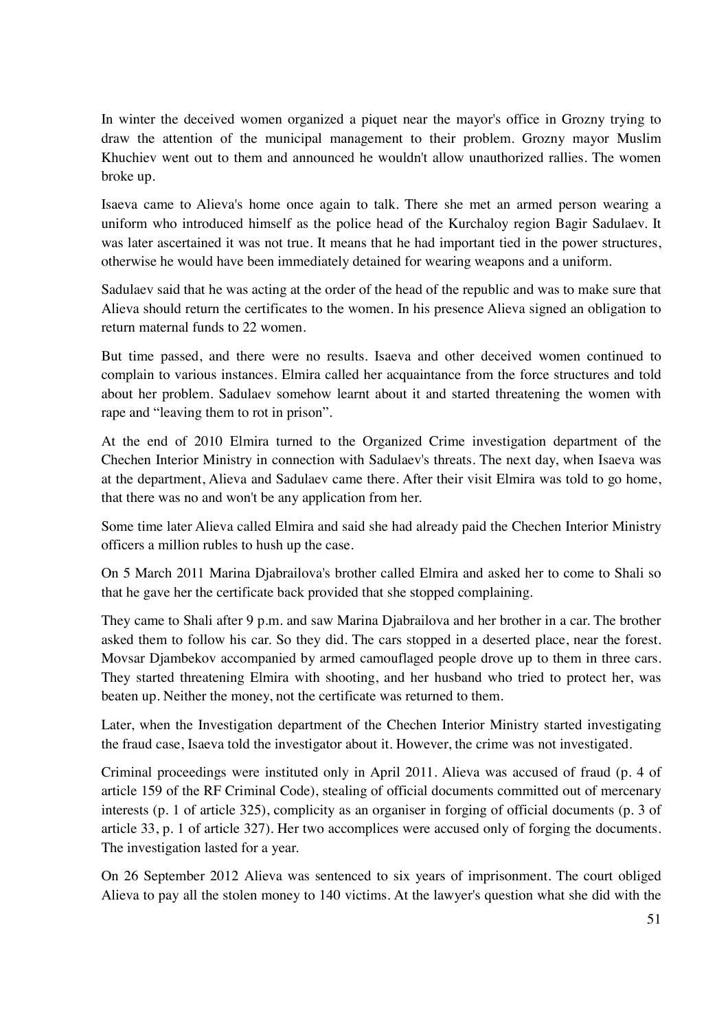In winter the deceived women organized a piquet near the mayor's office in Grozny trying to draw the attention of the municipal management to their problem. Grozny mayor Muslim Khuchiev went out to them and announced he wouldn't allow unauthorized rallies. The women broke up.

Isaeva came to Alieva's home once again to talk. There she met an armed person wearing a uniform who introduced himself as the police head of the Kurchaloy region Bagir Sadulaev. It was later ascertained it was not true. It means that he had important tied in the power structures, otherwise he would have been immediately detained for wearing weapons and a uniform.

Sadulaev said that he was acting at the order of the head of the republic and was to make sure that Alieva should return the certificates to the women. In his presence Alieva signed an obligation to return maternal funds to 22 women.

But time passed, and there were no results. Isaeva and other deceived women continued to complain to various instances. Elmira called her acquaintance from the force structures and told about her problem. Sadulaev somehow learnt about it and started threatening the women with rape and "leaving them to rot in prison".

At the end of 2010 Elmira turned to the Organized Crime investigation department of the Chechen Interior Ministry in connection with Sadulaev's threats. The next day, when Isaeva was at the department, Alieva and Sadulaev came there. After their visit Elmira was told to go home, that there was no and won't be any application from her.

Some time later Alieva called Elmira and said she had already paid the Chechen Interior Ministry officers a million rubles to hush up the case.

On 5 March 2011 Marina Djabrailova's brother called Elmira and asked her to come to Shali so that he gave her the certificate back provided that she stopped complaining.

They came to Shali after 9 p.m. and saw Marina Djabrailova and her brother in a car. The brother asked them to follow his car. So they did. The cars stopped in a deserted place, near the forest. Movsar Djambekov accompanied by armed camouflaged people drove up to them in three cars. They started threatening Elmira with shooting, and her husband who tried to protect her, was beaten up. Neither the money, not the certificate was returned to them.

Later, when the Investigation department of the Chechen Interior Ministry started investigating the fraud case, Isaeva told the investigator about it. However, the crime was not investigated.

Criminal proceedings were instituted only in April 2011. Alieva was accused of fraud (p. 4 of article 159 of the RF Criminal Code), stealing of official documents committed out of mercenary interests (p. 1 of article 325), complicity as an organiser in forging of official documents (p. 3 of article 33, p. 1 of article 327). Her two accomplices were accused only of forging the documents. The investigation lasted for a year.

On 26 September 2012 Alieva was sentenced to six years of imprisonment. The court obliged Alieva to pay all the stolen money to 140 victims. At the lawyer's question what she did with the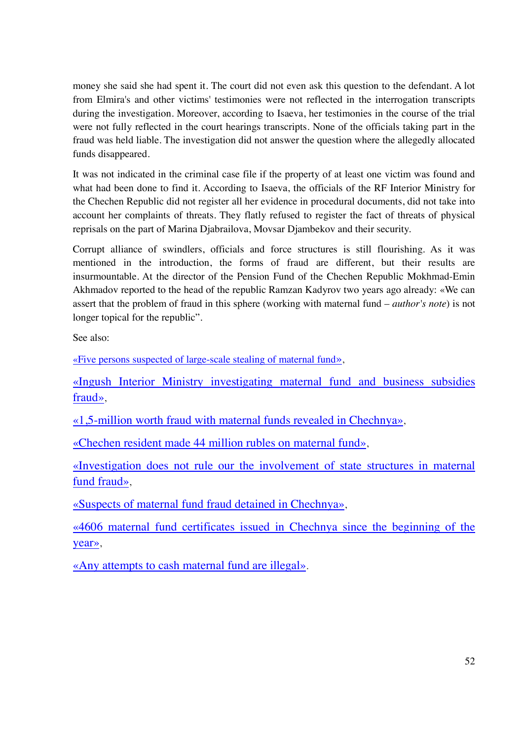money she said she had spent it. The court did not even ask this question to the defendant. A lot from Elmira's and other victims' testimonies were not reflected in the interrogation transcripts during the investigation. Moreover, according to Isaeva, her testimonies in the course of the trial were not fully reflected in the court hearings transcripts. None of the officials taking part in the fraud was held liable. The investigation did not answer the question where the allegedly allocated funds disappeared.

It was not indicated in the criminal case file if the property of at least one victim was found and what had been done to find it. According to Isaeva, the officials of the RF Interior Ministry for the Chechen Republic did not register all her evidence in procedural documents, did not take into account her complaints of threats. They flatly refused to register the fact of threats of physical reprisals on the part of Marina Djabrailova, Movsar Djambekov and their security.

Corrupt alliance of swindlers, officials and force structures is still flourishing. As it was mentioned in the introduction, the forms of fraud are different, but their results are insurmountable. At the director of the Pension Fund of the Chechen Republic Mokhmad-Emin Akhmadov reported to the head of the republic Ramzan Kadyrov two years ago already: «We can assert that the problem of fraud in this sphere (working with maternal fund – *author's note*) is not longer topical for the republic".

See also:

«Five persons suspected of large-scale stealing of maternal fund»,

«Ingush Interior Ministry investigating maternal fund and business subsidies fraud»,

«1,5-million worth fraud with maternal funds revealed in Chechnya»,

«Chechen resident made 44 million rubles on maternal fund»,

«Investigation does not rule our the involvement of state structures in maternal fund fraud»,

«Suspects of maternal fund fraud detained in Chechnya»,

«4606 maternal fund certificates issued in Chechnya since the beginning of the year»,

«Any attempts to cash maternal fund are illegal».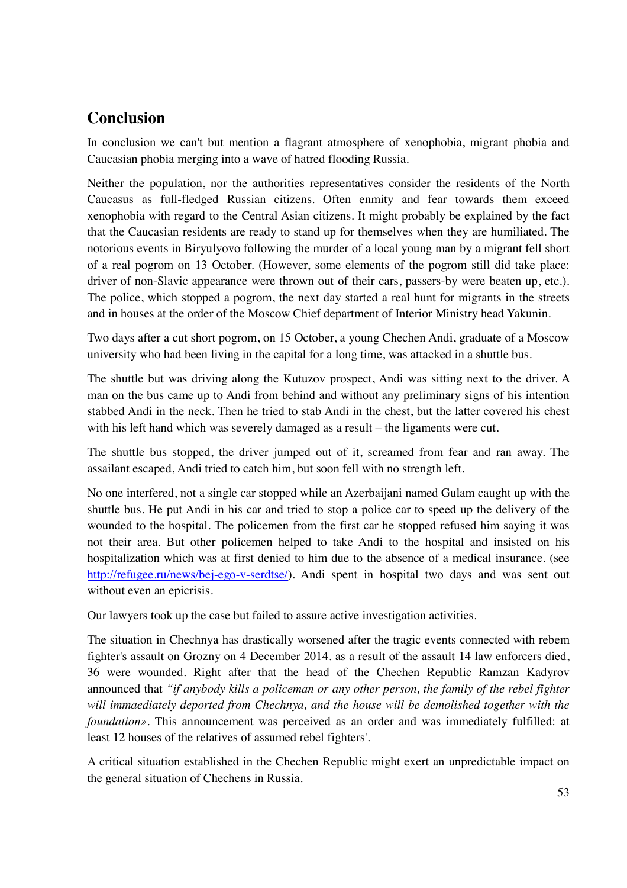## Conclusion

In conclusion we can't but mention a flagrant atmosphere of xenophobia, migrant phobia and Caucasian phobia merging into a wave of hatred flooding Russia.

Neither the population, nor the authorities representatives consider the residents of the North Caucasus as full-fledged Russian citizens. Often enmity and fear towards them exceed xenophobia with regard to the Central Asian citizens. It might probably be explained by the fact that the Caucasian residents are ready to stand up for themselves when they are humiliated. The notorious events in Biryulyovo following the murder of a local young man by a migrant fell short of a real pogrom on 13 October. (However, some elements of the pogrom still did take place: driver of non-Slavic appearance were thrown out of their cars, passers-by were beaten up, etc.). The police, which stopped a pogrom, the next day started a real hunt for migrants in the streets and in houses at the order of the Moscow Chief department of Interior Ministry head Yakunin.

Two days after a cut short pogrom, on 15 October, a young Chechen Andi, graduate of a Moscow university who had been living in the capital for a long time, was attacked in a shuttle bus.

The shuttle but was driving along the Kutuzov prospect, Andi was sitting next to the driver. A man on the bus came up to Andi from behind and without any preliminary signs of his intention stabbed Andi in the neck. Then he tried to stab Andi in the chest, but the latter covered his chest with his left hand which was severely damaged as a result – the ligaments were cut.

The shuttle bus stopped, the driver jumped out of it, screamed from fear and ran away. The assailant escaped, Andi tried to catch him, but soon fell with no strength left.

No one interfered, not a single car stopped while an Azerbaijani named Gulam caught up with the shuttle bus. He put Andi in his car and tried to stop a police car to speed up the delivery of the wounded to the hospital. The policemen from the first car he stopped refused him saying it was not their area. But other policemen helped to take Andi to the hospital and insisted on his hospitalization which was at first denied to him due to the absence of a medical insurance. (see [http://refugee.ru/news/bej-ego-v-serdtse/](http://refugee.ru/news/bej-ego-v-serdtse/)). Andi spent in hospital two days and was sent out without even an epicrisis.

Our lawyers took up the case but failed to assure active investigation activities.

The situation in Chechnya has drastically worsened after the tragic events connected with rebem fighter's assault on Grozny on 4 December 2014. as a result of the assault 14 law enforcers died, 36 were wounded. Right after that the head of the Chechen Republic Ramzan Kadyrov announced that *"if anybody kills a policeman or any other person, the family of the rebel fighter will immaediately deported from Chechnya, and the house will be demolished together with the foundation»*. This announcement was perceived as an order and was immediately fulfilled: at least 12 houses of the relatives of assumed rebel fighters'.

A critical situation established in the Chechen Republic might exert an unpredictable impact on the general situation of Chechens in Russia.